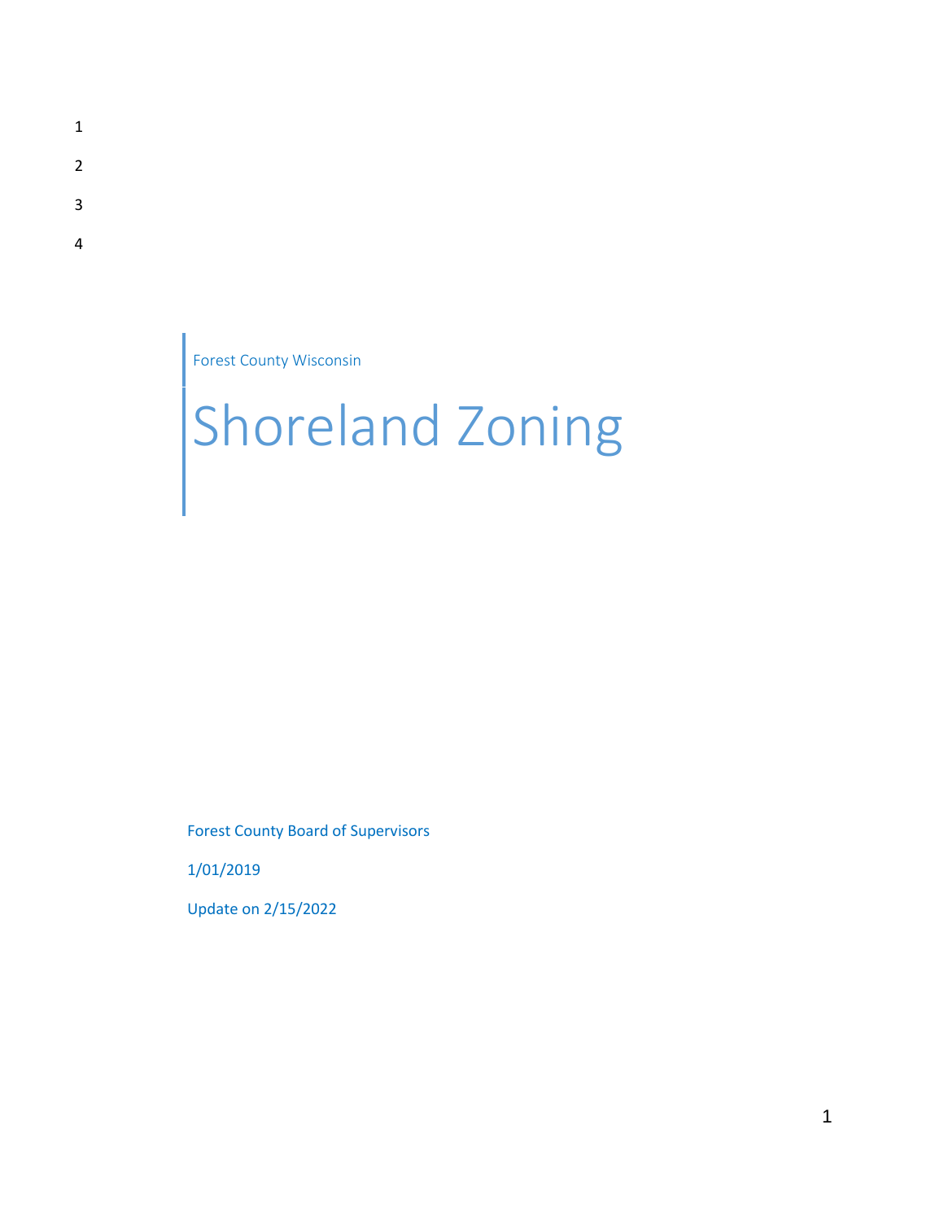Forest County Wisconsin

# Shoreland Zoning

Forest County Board of Supervisors

1/01/2019

Update on 2/15/2022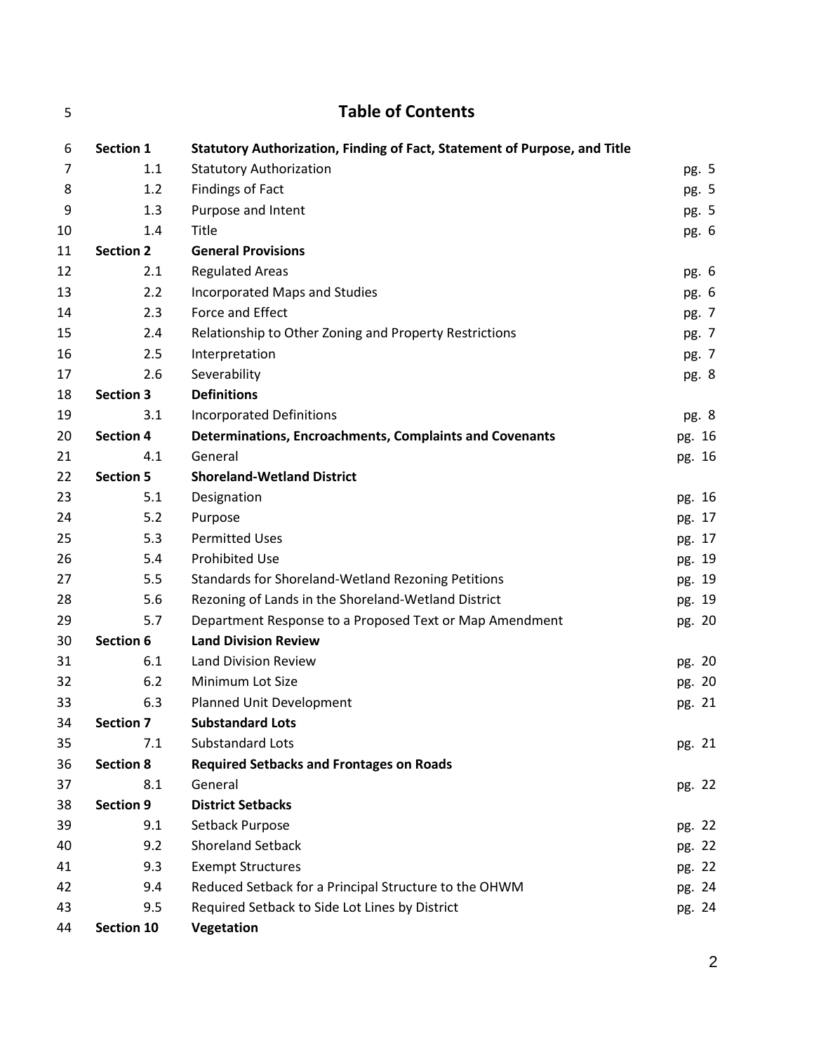# Table of Contents

| | | |
|---|---|---|
| **Section 1** | **Statutory Authorization, Finding of Fact, Statement of Purpose, and Title** | |
| 1.1 | Statutory Authorization | pg. 5 |
| 1.2 | Findings of Fact | pg. 5 |
| 1.3 | Purpose and Intent | pg. 5 |
| 1.4 | Title | pg. 6 |
| **Section 2** | **General Provisions** | |
| 2.1 | Regulated Areas | pg. 6 |
| 2.2 | Incorporated Maps and Studies | pg. 6 |
| 2.3 | Force and Effect | pg. 7 |
| 2.4 | Relationship to Other Zoning and Property Restrictions | pg. 7 |
| 2.5 | Interpretation | pg. 7 |
| 2.6 | Severability | pg. 8 |
| **Section 3** | **Definitions** | |
| 3.1 | Incorporated Definitions | pg. 8 |
| **Section 4** | **Determinations, Encroachments, Complaints and Covenants** | pg. 16 |
| 4.1 | General | pg. 16 |
| **Section 5** | **Shoreland-Wetland District** | |
| 5.1 | Designation | pg. 16 |
| 5.2 | Purpose | pg. 17 |
| 5.3 | Permitted Uses | pg. 17 |
| 5.4 | Prohibited Use | pg. 19 |
| 5.5 | Standards for Shoreland-Wetland Rezoning Petitions | pg. 19 |
| 5.6 | Rezoning of Lands in the Shoreland-Wetland District | pg. 19 |
| 5.7 | Department Response to a Proposed Text or Map Amendment | pg. 20 |
| **Section 6** | **Land Division Review** | |
| 6.1 | Land Division Review | pg. 20 |
| 6.2 | Minimum Lot Size | pg. 20 |
| 6.3 | Planned Unit Development | pg. 21 |
| **Section 7** | **Substandard Lots** | |
| 7.1 | Substandard Lots | pg. 21 |
| **Section 8** | **Required Setbacks and Frontages on Roads** | |
| 8.1 | General | pg. 22 |
| **Section 9** | **District Setbacks** | |
| 9.1 | Setback Purpose | pg. 22 |
| 9.2 | Shoreland Setback | pg. 22 |
| 9.3 | Exempt Structures | pg. 22 |
| 9.4 | Reduced Setback for a Principal Structure to the OHWM | pg. 24 |
| 9.5 | Required Setback to Side Lot Lines by District | pg. 24 |
| **Section 10** | **Vegetation** | |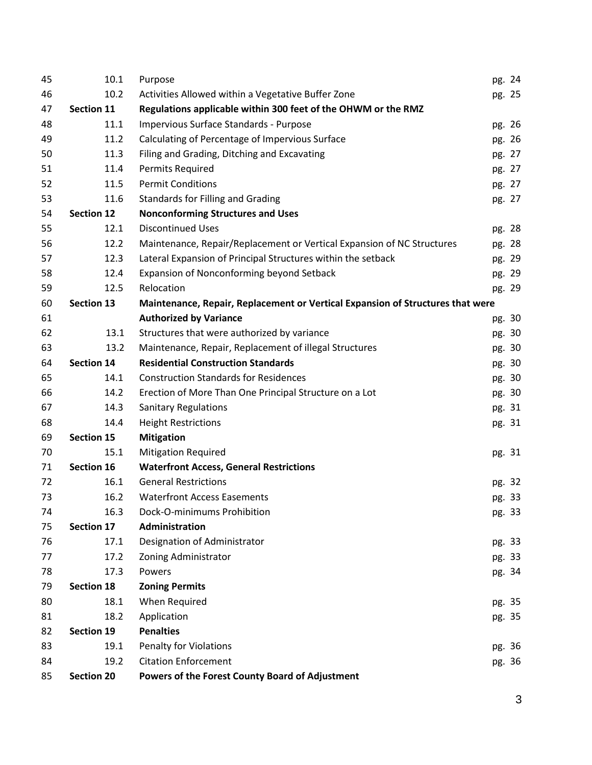| | | | |
|---|---|---|---|
| 45 | 10.1 | Purpose | pg. 24 |
| 46 | 10.2 | Activities Allowed within a Vegetative Buffer Zone | pg. 25 |
| 47 | **Section 11** | **Regulations applicable within 300 feet of the OHWM or the RMZ** | |
| 48 | 11.1 | Impervious Surface Standards - Purpose | pg. 26 |
| 49 | 11.2 | Calculating of Percentage of Impervious Surface | pg. 26 |
| 50 | 11.3 | Filing and Grading, Ditching and Excavating | pg. 27 |
| 51 | 11.4 | Permits Required | pg. 27 |
| 52 | 11.5 | Permit Conditions | pg. 27 |
| 53 | 11.6 | Standards for Filling and Grading | pg. 27 |
| 54 | **Section 12** | **Nonconforming Structures and Uses** | |
| 55 | 12.1 | Discontinued Uses | pg. 28 |
| 56 | 12.2 | Maintenance, Repair/Replacement or Vertical Expansion of NC Structures | pg. 28 |
| 57 | 12.3 | Lateral Expansion of Principal Structures within the setback | pg. 29 |
| 58 | 12.4 | Expansion of Nonconforming beyond Setback | pg. 29 |
| 59 | 12.5 | Relocation | pg. 29 |
| 60 | **Section 13** | **Maintenance, Repair, Replacement or Vertical Expansion of Structures that were** | |
| 61 | | **Authorized by Variance** | pg. 30 |
| 62 | 13.1 | Structures that were authorized by variance | pg. 30 |
| 63 | 13.2 | Maintenance, Repair, Replacement of illegal Structures | pg. 30 |
| 64 | **Section 14** | **Residential Construction Standards** | pg. 30 |
| 65 | 14.1 | Construction Standards for Residences | pg. 30 |
| 66 | 14.2 | Erection of More Than One Principal Structure on a Lot | pg. 30 |
| 67 | 14.3 | Sanitary Regulations | pg. 31 |
| 68 | 14.4 | Height Restrictions | pg. 31 |
| 69 | **Section 15** | **Mitigation** | |
| 70 | 15.1 | Mitigation Required | pg. 31 |
| 71 | **Section 16** | **Waterfront Access, General Restrictions** | |
| 72 | 16.1 | General Restrictions | pg. 32 |
| 73 | 16.2 | Waterfront Access Easements | pg. 33 |
| 74 | 16.3 | Dock-O-minimums Prohibition | pg. 33 |
| 75 | **Section 17** | **Administration** | |
| 76 | 17.1 | Designation of Administrator | pg. 33 |
| 77 | 17.2 | Zoning Administrator | pg. 33 |
| 78 | 17.3 | Powers | pg. 34 |
| 79 | **Section 18** | **Zoning Permits** | |
| 80 | 18.1 | When Required | pg. 35 |
| 81 | 18.2 | Application | pg. 35 |
| 82 | **Section 19** | **Penalties** | |
| 83 | 19.1 | Penalty for Violations | pg. 36 |
| 84 | 19.2 | Citation Enforcement | pg. 36 |
| 85 | **Section 20** | **Powers of the Forest County Board of Adjustment** | |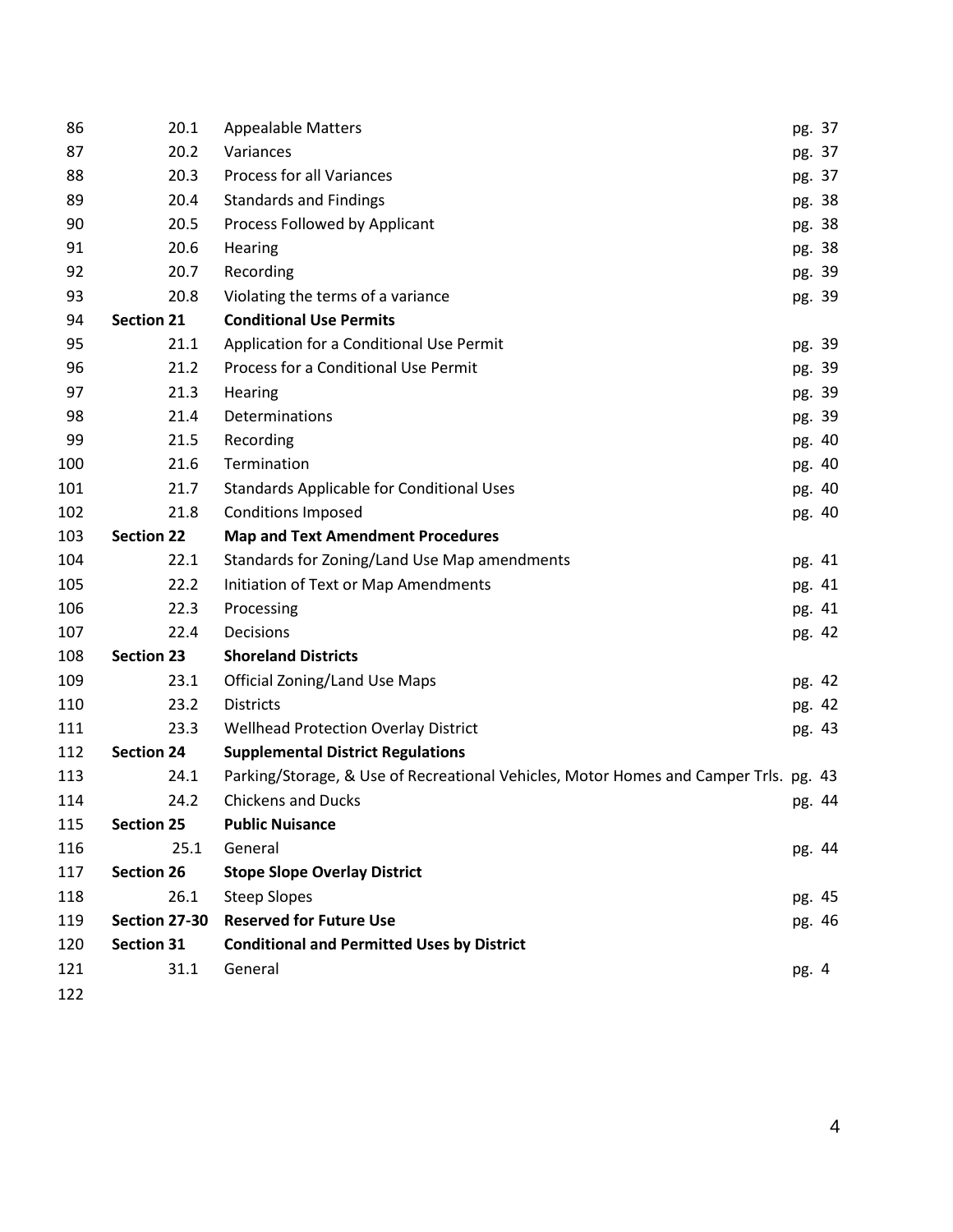| | | | |
|---|---|---|---|
| 86 | 20.1 | Appealable Matters | pg. 37 |
| 87 | 20.2 | Variances | pg. 37 |
| 88 | 20.3 | Process for all Variances | pg. 37 |
| 89 | 20.4 | Standards and Findings | pg. 38 |
| 90 | 20.5 | Process Followed by Applicant | pg. 38 |
| 91 | 20.6 | Hearing | pg. 38 |
| 92 | 20.7 | Recording | pg. 39 |
| 93 | 20.8 | Violating the terms of a variance | pg. 39 |
| 94 | **Section 21** | **Conditional Use Permits** | |
| 95 | 21.1 | Application for a Conditional Use Permit | pg. 39 |
| 96 | 21.2 | Process for a Conditional Use Permit | pg. 39 |
| 97 | 21.3 | Hearing | pg. 39 |
| 98 | 21.4 | Determinations | pg. 39 |
| 99 | 21.5 | Recording | pg. 40 |
| 100 | 21.6 | Termination | pg. 40 |
| 101 | 21.7 | Standards Applicable for Conditional Uses | pg. 40 |
| 102 | 21.8 | Conditions Imposed | pg. 40 |
| 103 | **Section 22** | **Map and Text Amendment Procedures** | |
| 104 | 22.1 | Standards for Zoning/Land Use Map amendments | pg. 41 |
| 105 | 22.2 | Initiation of Text or Map Amendments | pg. 41 |
| 106 | 22.3 | Processing | pg. 41 |
| 107 | 22.4 | Decisions | pg. 42 |
| 108 | **Section 23** | **Shoreland Districts** | |
| 109 | 23.1 | Official Zoning/Land Use Maps | pg. 42 |
| 110 | 23.2 | Districts | pg. 42 |
| 111 | 23.3 | Wellhead Protection Overlay District | pg. 43 |
| 112 | **Section 24** | **Supplemental District Regulations** | |
| 113 | 24.1 | Parking/Storage, & Use of Recreational Vehicles, Motor Homes and Camper Trls. | pg. 43 |
| 114 | 24.2 | Chickens and Ducks | pg. 44 |
| 115 | **Section 25** | **Public Nuisance** | |
| 116 | 25.1 | General | pg. 44 |
| 117 | **Section 26** | **Stope Slope Overlay District** | |
| 118 | 26.1 | Steep Slopes | pg. 45 |
| 119 | **Section 27-30** | **Reserved for Future Use** | pg. 46 |
| 120 | **Section 31** | **Conditional and Permitted Uses by District** | |
| 121 | 31.1 | General | pg. 4 |
| 122 | | | |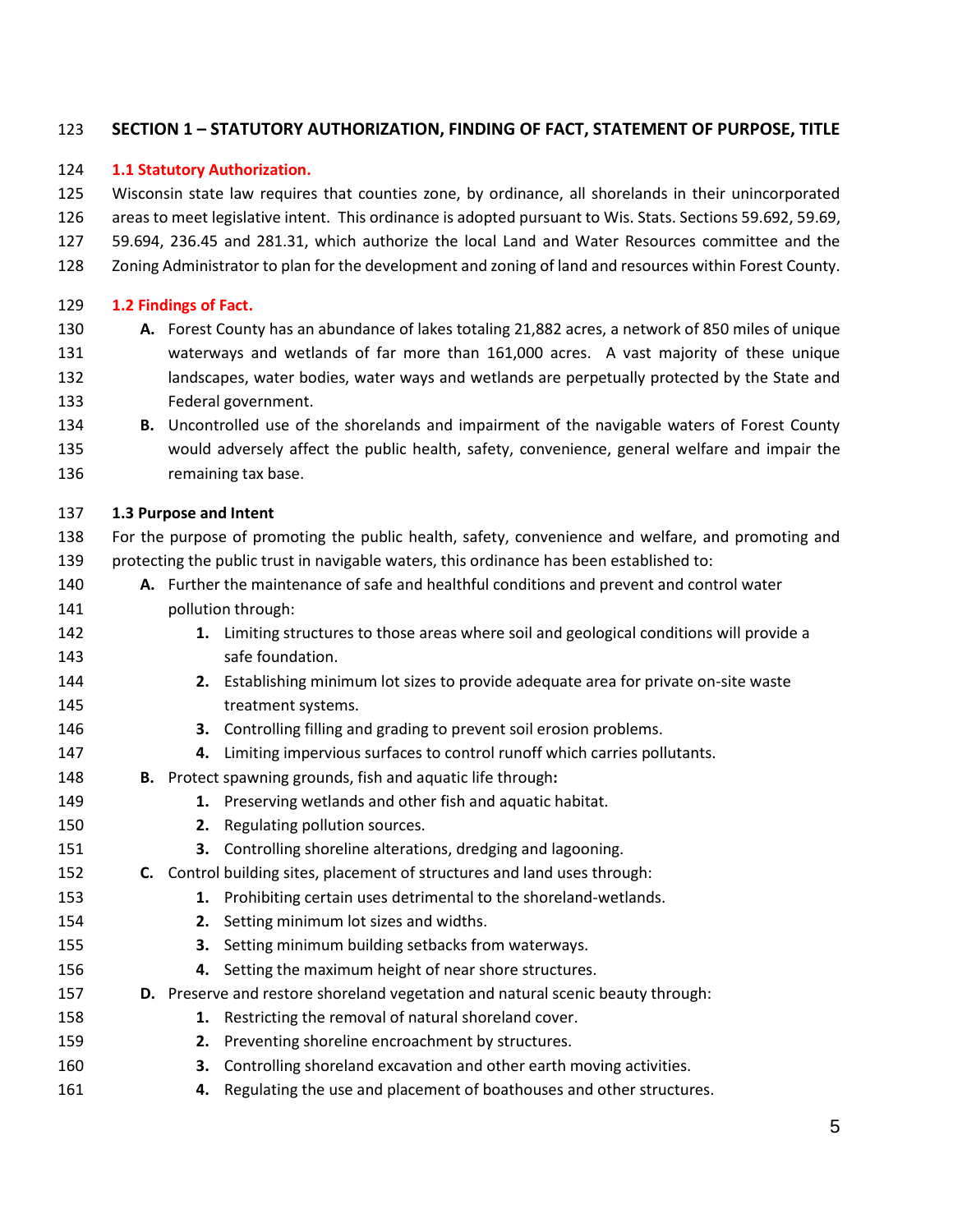## SECTION 1 – STATUTORY AUTHORIZATION, FINDING OF FACT, STATEMENT OF PURPOSE, TITLE

### 1.1 Statutory Authorization.

Wisconsin state law requires that counties zone, by ordinance, all shorelands in their unincorporated areas to meet legislative intent. This ordinance is adopted pursuant to Wis. Stats. Sections 59.692, 59.69, 59.694, 236.45 and 281.31, which authorize the local Land and Water Resources committee and the Zoning Administrator to plan for the development and zoning of land and resources within Forest County.

### 1.2 Findings of Fact.

- **A.** Forest County has an abundance of lakes totaling 21,882 acres, a network of 850 miles of unique waterways and wetlands of far more than 161,000 acres. A vast majority of these unique landscapes, water bodies, water ways and wetlands are perpetually protected by the State and Federal government.
- **B.** Uncontrolled use of the shorelands and impairment of the navigable waters of Forest County would adversely affect the public health, safety, convenience, general welfare and impair the remaining tax base.

### 1.3 Purpose and Intent

For the purpose of promoting the public health, safety, convenience and welfare, and promoting and protecting the public trust in navigable waters, this ordinance has been established to:

- **A.** Further the maintenance of safe and healthful conditions and prevent and control water pollution through:
  1. Limiting structures to those areas where soil and geological conditions will provide a safe foundation.
  2. Establishing minimum lot sizes to provide adequate area for private on-site waste treatment systems.
  3. Controlling filling and grading to prevent soil erosion problems.
  4. Limiting impervious surfaces to control runoff which carries pollutants.
- **B.** Protect spawning grounds, fish and aquatic life through:
  1. Preserving wetlands and other fish and aquatic habitat.
  2. Regulating pollution sources.
  3. Controlling shoreline alterations, dredging and lagooning.
- **C.** Control building sites, placement of structures and land uses through:
  1. Prohibiting certain uses detrimental to the shoreland-wetlands.
  2. Setting minimum lot sizes and widths.
  3. Setting minimum building setbacks from waterways.
  4. Setting the maximum height of near shore structures.
- **D.** Preserve and restore shoreland vegetation and natural scenic beauty through:
  1. Restricting the removal of natural shoreland cover.
  2. Preventing shoreline encroachment by structures.
  3. Controlling shoreland excavation and other earth moving activities.
  4. Regulating the use and placement of boathouses and other structures.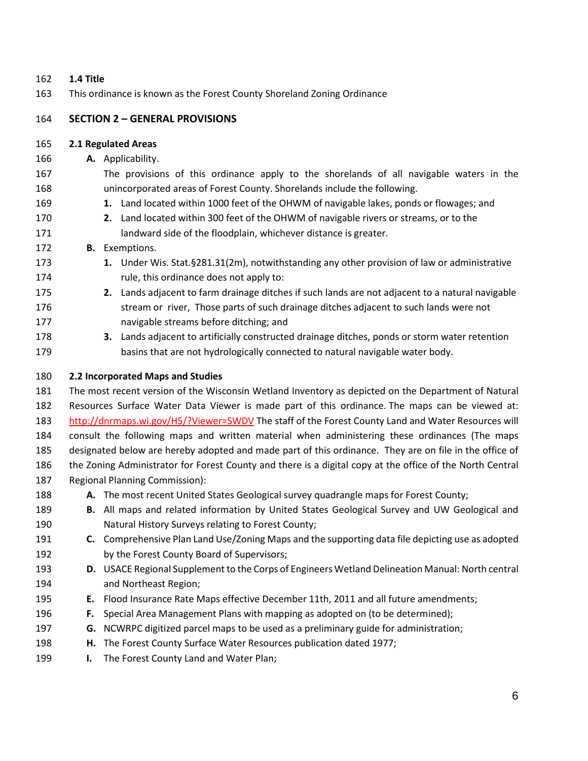### 1.4 Title

This ordinance is known as the Forest County Shoreland Zoning Ordinance

## SECTION 2 – GENERAL PROVISIONS

### 2.1 Regulated Areas

**A.** Applicability.

The provisions of this ordinance apply to the shorelands of all navigable waters in the unincorporated areas of Forest County. Shorelands include the following.

1. Land located within 1000 feet of the OHWM of navigable lakes, ponds or flowages; and
2. Land located within 300 feet of the OHWM of navigable rivers or streams, or to the landward side of the floodplain, whichever distance is greater.

**B.** Exemptions.

1. Under Wis. Stat.§281.31(2m), notwithstanding any other provision of law or administrative rule, this ordinance does not apply to:
2. Lands adjacent to farm drainage ditches if such lands are not adjacent to a natural navigable stream or river, Those parts of such drainage ditches adjacent to such lands were not navigable streams before ditching; and
3. Lands adjacent to artificially constructed drainage ditches, ponds or storm water retention basins that are not hydrologically connected to natural navigable water body.

### 2.2 Incorporated Maps and Studies

The most recent version of the Wisconsin Wetland Inventory as depicted on the Department of Natural Resources Surface Water Data Viewer is made part of this ordinance. The maps can be viewed at: http://dnrmaps.wi.gov/H5/?Viewer=SWDV The staff of the Forest County Land and Water Resources will consult the following maps and written material when administering these ordinances (The maps designated below are hereby adopted and made part of this ordinance. They are on file in the office of the Zoning Administrator for Forest County and there is a digital copy at the office of the North Central Regional Planning Commission):

**A.** The most recent United States Geological survey quadrangle maps for Forest County;

**B.** All maps and related information by United States Geological Survey and UW Geological and Natural History Surveys relating to Forest County;

**C.** Comprehensive Plan Land Use/Zoning Maps and the supporting data file depicting use as adopted by the Forest County Board of Supervisors;

**D.** USACE Regional Supplement to the Corps of Engineers Wetland Delineation Manual: North central and Northeast Region;

**E.** Flood Insurance Rate Maps effective December 11th, 2011 and all future amendments;

**F.** Special Area Management Plans with mapping as adopted on (to be determined);

**G.** NCWRPC digitized parcel maps to be used as a preliminary guide for administration;

**H.** The Forest County Surface Water Resources publication dated 1977;

**I.** The Forest County Land and Water Plan;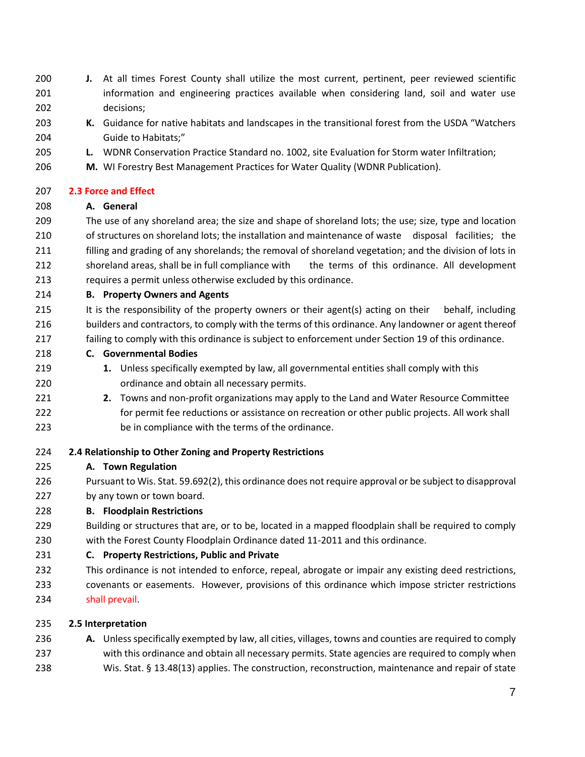**J.** At all times Forest County shall utilize the most current, pertinent, peer reviewed scientific information and engineering practices available when considering land, soil and water use decisions;

**K.** Guidance for native habitats and landscapes in the transitional forest from the USDA "Watchers Guide to Habitats;"

**L.** WDNR Conservation Practice Standard no. 1002, site Evaluation for Storm water Infiltration;

**M.** WI Forestry Best Management Practices for Water Quality (WDNR Publication).

### 2.3 Force and Effect

**A. General**

The use of any shoreland area; the size and shape of shoreland lots; the use; size, type and location of structures on shoreland lots; the installation and maintenance of waste disposal facilities; the filling and grading of any shorelands; the removal of shoreland vegetation; and the division of lots in shoreland areas, shall be in full compliance with the terms of this ordinance. All development requires a permit unless otherwise excluded by this ordinance.

**B. Property Owners and Agents**

It is the responsibility of the property owners or their agent(s) acting on their behalf, including builders and contractors, to comply with the terms of this ordinance. Any landowner or agent thereof failing to comply with this ordinance is subject to enforcement under Section 19 of this ordinance.

**C. Governmental Bodies**

1. Unless specifically exempted by law, all governmental entities shall comply with this ordinance and obtain all necessary permits.
2. Towns and non-profit organizations may apply to the Land and Water Resource Committee for permit fee reductions or assistance on recreation or other public projects. All work shall be in compliance with the terms of the ordinance.

### 2.4 Relationship to Other Zoning and Property Restrictions

**A. Town Regulation**

Pursuant to Wis. Stat. 59.692(2), this ordinance does not require approval or be subject to disapproval by any town or town board.

**B. Floodplain Restrictions**

Building or structures that are, or to be, located in a mapped floodplain shall be required to comply with the Forest County Floodplain Ordinance dated 11-2011 and this ordinance.

**C. Property Restrictions, Public and Private**

This ordinance is not intended to enforce, repeal, abrogate or impair any existing deed restrictions, covenants or easements. However, provisions of this ordinance which impose stricter restrictions shall prevail.

### 2.5 Interpretation

**A.** Unless specifically exempted by law, all cities, villages, towns and counties are required to comply with this ordinance and obtain all necessary permits. State agencies are required to comply when Wis. Stat. § 13.48(13) applies. The construction, reconstruction, maintenance and repair of state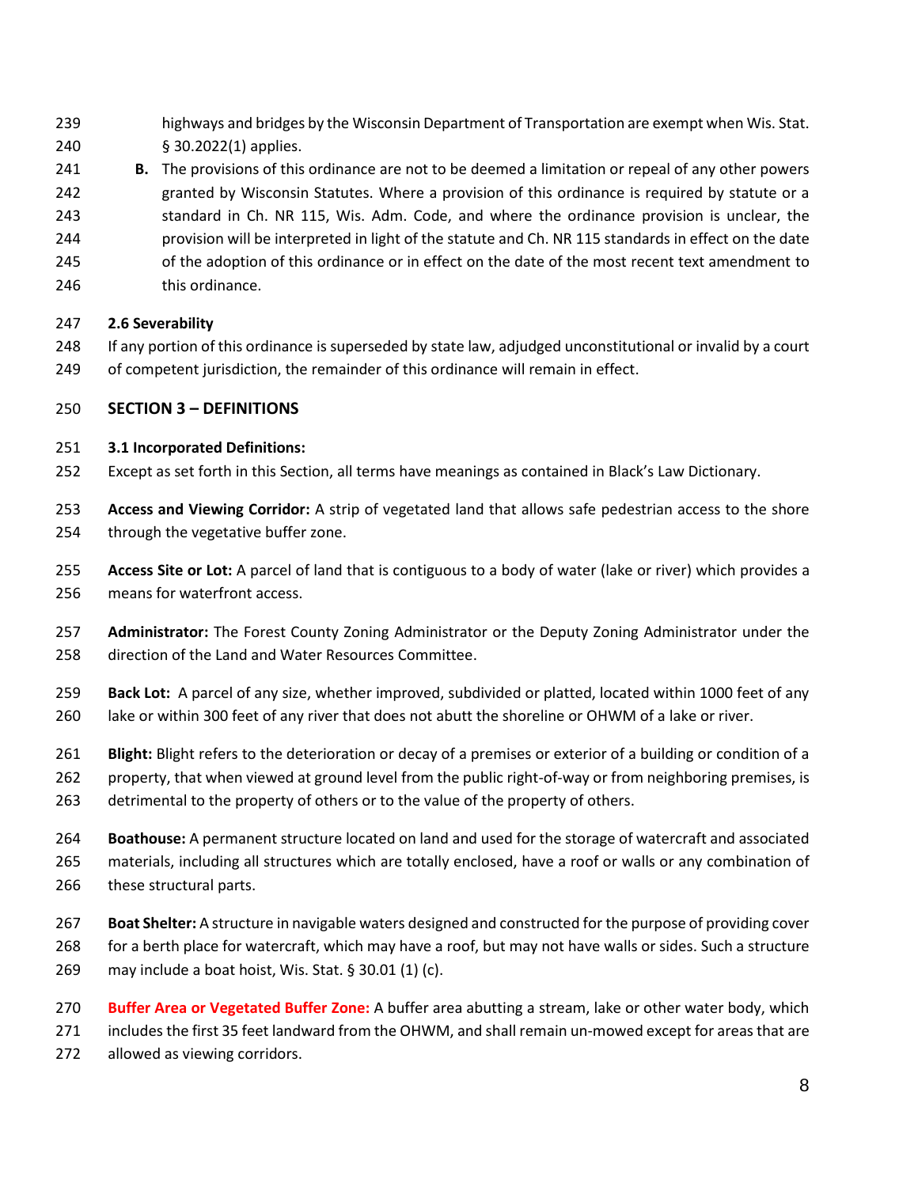highways and bridges by the Wisconsin Department of Transportation are exempt when Wis. Stat. § 30.2022(1) applies.

**B.** The provisions of this ordinance are not to be deemed a limitation or repeal of any other powers granted by Wisconsin Statutes. Where a provision of this ordinance is required by statute or a standard in Ch. NR 115, Wis. Adm. Code, and where the ordinance provision is unclear, the provision will be interpreted in light of the statute and Ch. NR 115 standards in effect on the date of the adoption of this ordinance or in effect on the date of the most recent text amendment to this ordinance.

### 2.6 Severability

If any portion of this ordinance is superseded by state law, adjudged unconstitutional or invalid by a court of competent jurisdiction, the remainder of this ordinance will remain in effect.

## SECTION 3 – DEFINITIONS

### 3.1 Incorporated Definitions:

Except as set forth in this Section, all terms have meanings as contained in Black's Law Dictionary.

**Access and Viewing Corridor:** A strip of vegetated land that allows safe pedestrian access to the shore through the vegetative buffer zone.

**Access Site or Lot:** A parcel of land that is contiguous to a body of water (lake or river) which provides a means for waterfront access.

**Administrator:** The Forest County Zoning Administrator or the Deputy Zoning Administrator under the direction of the Land and Water Resources Committee.

**Back Lot:** A parcel of any size, whether improved, subdivided or platted, located within 1000 feet of any lake or within 300 feet of any river that does not abut the shoreline or OHWM of a lake or river.

**Blight:** Blight refers to the deterioration or decay of a premises or exterior of a building or condition of a property, that when viewed at ground level from the public right-of-way or from neighboring premises, is detrimental to the property of others or to the value of the property of others.

**Boathouse:** A permanent structure located on land and used for the storage of watercraft and associated materials, including all structures which are totally enclosed, have a roof or walls or any combination of these structural parts.

**Boat Shelter:** A structure in navigable waters designed and constructed for the purpose of providing cover for a berth place for watercraft, which may have a roof, but may not have walls or sides. Such a structure may include a boat hoist, Wis. Stat. § 30.01 (1) (c).

**Buffer Area or Vegetated Buffer Zone:** A buffer area abutting a stream, lake or other water body, which includes the first 35 feet landward from the OHWM, and shall remain un-mowed except for areas that are allowed as viewing corridors.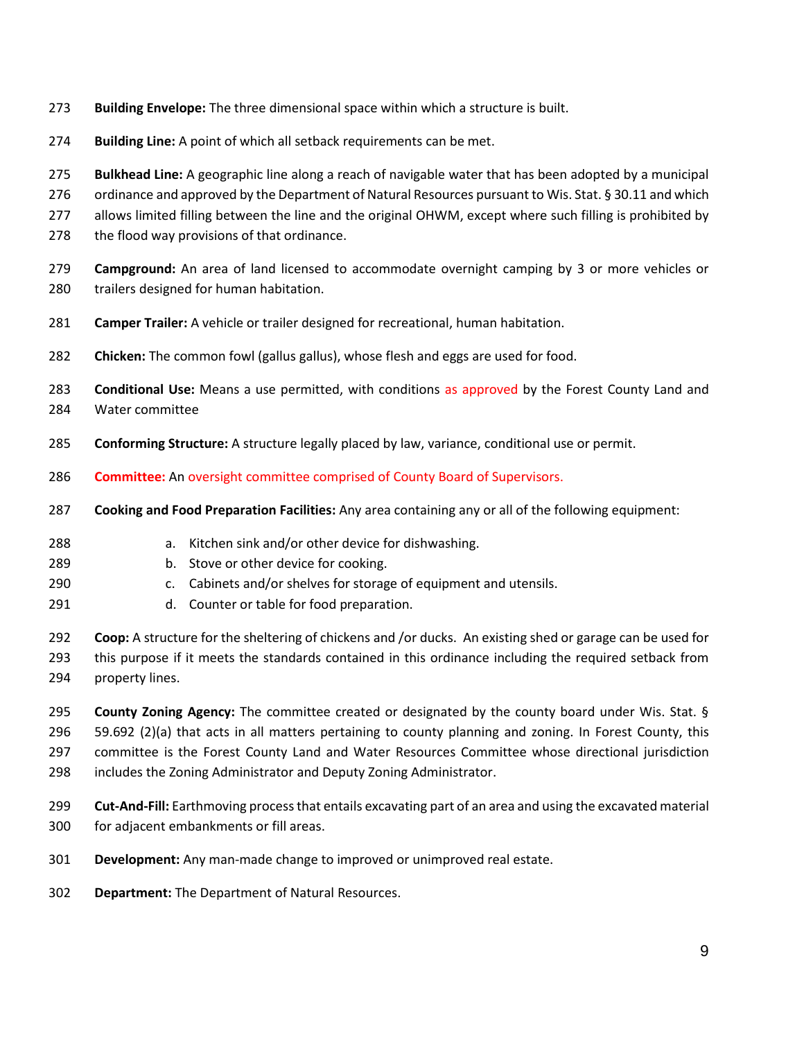**Building Envelope:** The three dimensional space within which a structure is built.

**Building Line:** A point of which all setback requirements can be met.

**Bulkhead Line:** A geographic line along a reach of navigable water that has been adopted by a municipal ordinance and approved by the Department of Natural Resources pursuant to Wis. Stat. § 30.11 and which allows limited filling between the line and the original OHWM, except where such filling is prohibited by the flood way provisions of that ordinance.

**Campground:** An area of land licensed to accommodate overnight camping by 3 or more vehicles or trailers designed for human habitation.

**Camper Trailer:** A vehicle or trailer designed for recreational, human habitation.

**Chicken:** The common fowl (gallus gallus), whose flesh and eggs are used for food.

**Conditional Use:** Means a use permitted, with conditions as approved by the Forest County Land and Water committee

**Conforming Structure:** A structure legally placed by law, variance, conditional use or permit.

**Committee:** An oversight committee comprised of County Board of Supervisors.

**Cooking and Food Preparation Facilities:** Any area containing any or all of the following equipment:

a. Kitchen sink and/or other device for dishwashing.
b. Stove or other device for cooking.
c. Cabinets and/or shelves for storage of equipment and utensils.
d. Counter or table for food preparation.

**Coop:** A structure for the sheltering of chickens and /or ducks. An existing shed or garage can be used for this purpose if it meets the standards contained in this ordinance including the required setback from property lines.

**County Zoning Agency:** The committee created or designated by the county board under Wis. Stat. § 59.692 (2)(a) that acts in all matters pertaining to county planning and zoning. In Forest County, this committee is the Forest County Land and Water Resources Committee whose directional jurisdiction includes the Zoning Administrator and Deputy Zoning Administrator.

**Cut-And-Fill:** Earthmoving process that entails excavating part of an area and using the excavated material for adjacent embankments or fill areas.

**Development:** Any man-made change to improved or unimproved real estate.

**Department:** The Department of Natural Resources.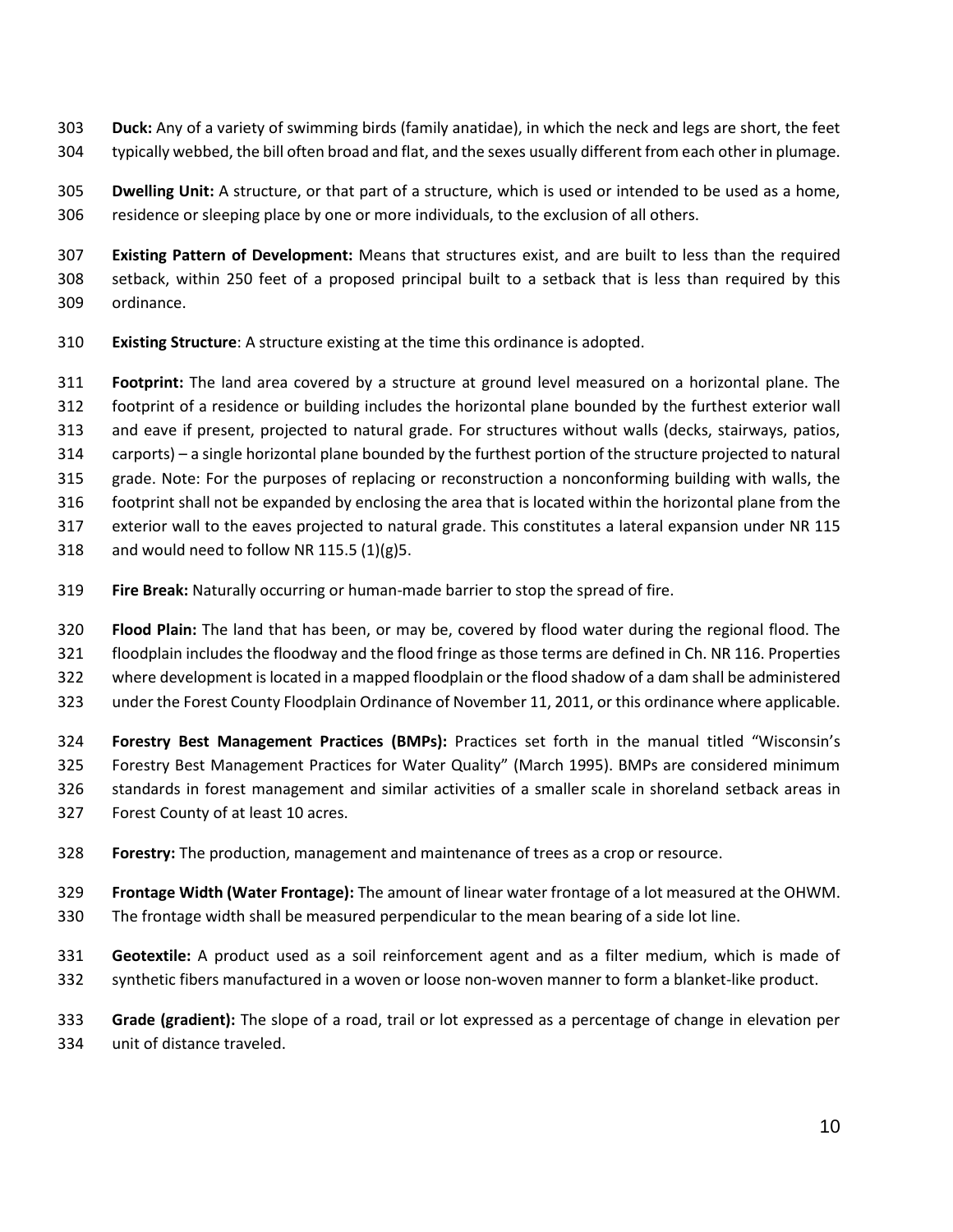**Duck:** Any of a variety of swimming birds (family anatidae), in which the neck and legs are short, the feet typically webbed, the bill often broad and flat, and the sexes usually different from each other in plumage.

**Dwelling Unit:** A structure, or that part of a structure, which is used or intended to be used as a home, residence or sleeping place by one or more individuals, to the exclusion of all others.

**Existing Pattern of Development:** Means that structures exist, and are built to less than the required setback, within 250 feet of a proposed principal built to a setback that is less than required by this ordinance.

**Existing Structure**: A structure existing at the time this ordinance is adopted.

**Footprint:** The land area covered by a structure at ground level measured on a horizontal plane. The footprint of a residence or building includes the horizontal plane bounded by the furthest exterior wall and eave if present, projected to natural grade. For structures without walls (decks, stairways, patios, carports) – a single horizontal plane bounded by the furthest portion of the structure projected to natural grade. Note: For the purposes of replacing or reconstruction a nonconforming building with walls, the footprint shall not be expanded by enclosing the area that is located within the horizontal plane from the exterior wall to the eaves projected to natural grade. This constitutes a lateral expansion under NR 115 and would need to follow NR 115.5 (1)(g)5.

**Fire Break:** Naturally occurring or human-made barrier to stop the spread of fire.

**Flood Plain:** The land that has been, or may be, covered by flood water during the regional flood. The floodplain includes the floodway and the flood fringe as those terms are defined in Ch. NR 116. Properties where development is located in a mapped floodplain or the flood shadow of a dam shall be administered under the Forest County Floodplain Ordinance of November 11, 2011, or this ordinance where applicable.

**Forestry Best Management Practices (BMPs):** Practices set forth in the manual titled "Wisconsin's Forestry Best Management Practices for Water Quality" (March 1995). BMPs are considered minimum standards in forest management and similar activities of a smaller scale in shoreland setback areas in Forest County of at least 10 acres.

**Forestry:** The production, management and maintenance of trees as a crop or resource.

**Frontage Width (Water Frontage):** The amount of linear water frontage of a lot measured at the OHWM. The frontage width shall be measured perpendicular to the mean bearing of a side lot line.

**Geotextile:** A product used as a soil reinforcement agent and as a filter medium, which is made of synthetic fibers manufactured in a woven or loose non-woven manner to form a blanket-like product.

**Grade (gradient):** The slope of a road, trail or lot expressed as a percentage of change in elevation per unit of distance traveled.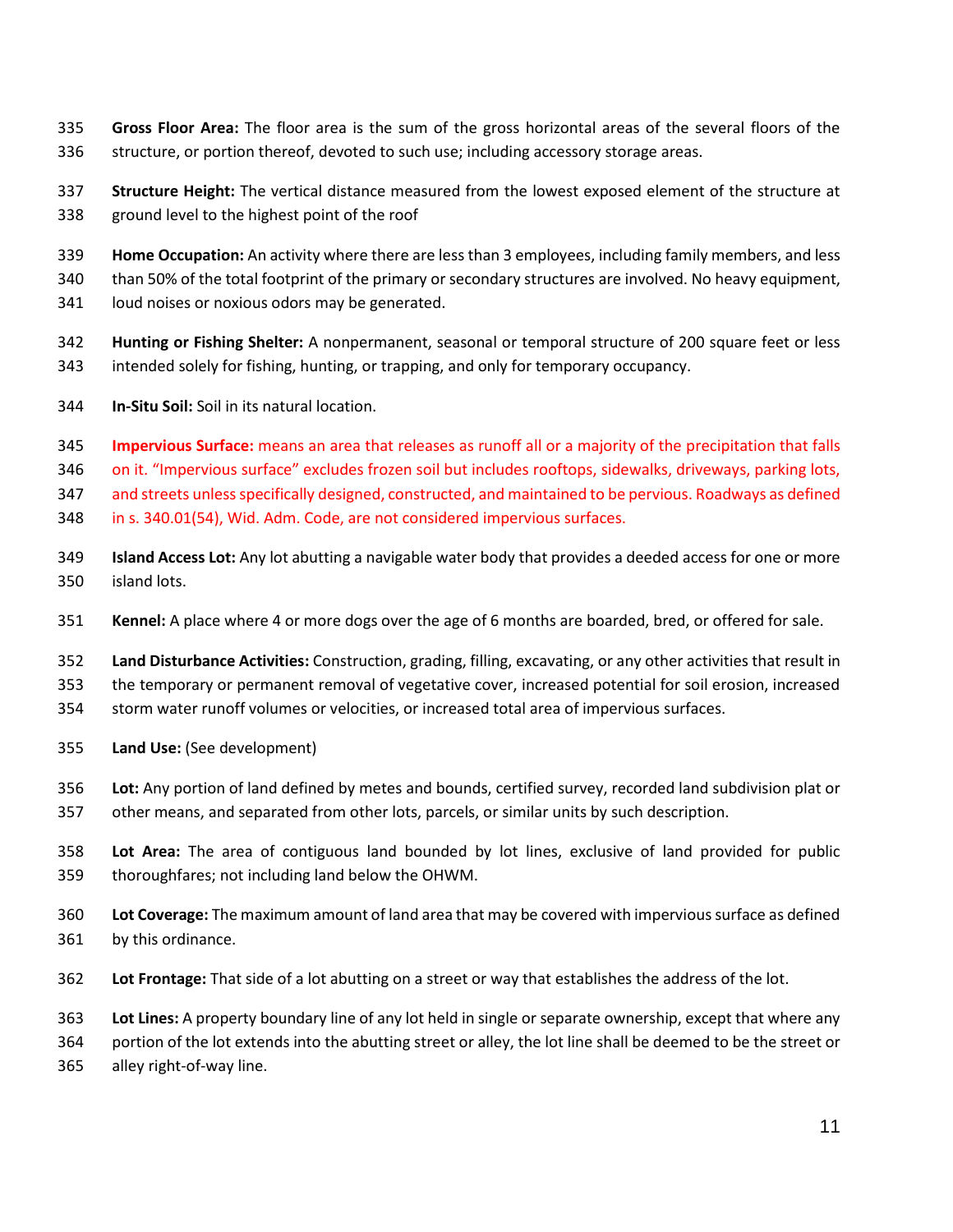**Gross Floor Area:** The floor area is the sum of the gross horizontal areas of the several floors of the structure, or portion thereof, devoted to such use; including accessory storage areas.

**Structure Height:** The vertical distance measured from the lowest exposed element of the structure at ground level to the highest point of the roof

**Home Occupation:** An activity where there are less than 3 employees, including family members, and less than 50% of the total footprint of the primary or secondary structures are involved. No heavy equipment, loud noises or noxious odors may be generated.

**Hunting or Fishing Shelter:** A nonpermanent, seasonal or temporal structure of 200 square feet or less intended solely for fishing, hunting, or trapping, and only for temporary occupancy.

**In-Situ Soil:** Soil in its natural location.

**Impervious Surface:** means an area that releases as runoff all or a majority of the precipitation that falls on it. "Impervious surface" excludes frozen soil but includes rooftops, sidewalks, driveways, parking lots, and streets unless specifically designed, constructed, and maintained to be pervious. Roadways as defined in s. 340.01(54), Wid. Adm. Code, are not considered impervious surfaces.

**Island Access Lot:** Any lot abutting a navigable water body that provides a deeded access for one or more island lots.

**Kennel:** A place where 4 or more dogs over the age of 6 months are boarded, bred, or offered for sale.

**Land Disturbance Activities:** Construction, grading, filling, excavating, or any other activities that result in the temporary or permanent removal of vegetative cover, increased potential for soil erosion, increased storm water runoff volumes or velocities, or increased total area of impervious surfaces.

**Land Use:** (See development)

**Lot:** Any portion of land defined by metes and bounds, certified survey, recorded land subdivision plat or other means, and separated from other lots, parcels, or similar units by such description.

**Lot Area:** The area of contiguous land bounded by lot lines, exclusive of land provided for public thoroughfares; not including land below the OHWM.

**Lot Coverage:** The maximum amount of land area that may be covered with impervious surface as defined by this ordinance.

**Lot Frontage:** That side of a lot abutting on a street or way that establishes the address of the lot.

**Lot Lines:** A property boundary line of any lot held in single or separate ownership, except that where any portion of the lot extends into the abutting street or alley, the lot line shall be deemed to be the street or alley right-of-way line.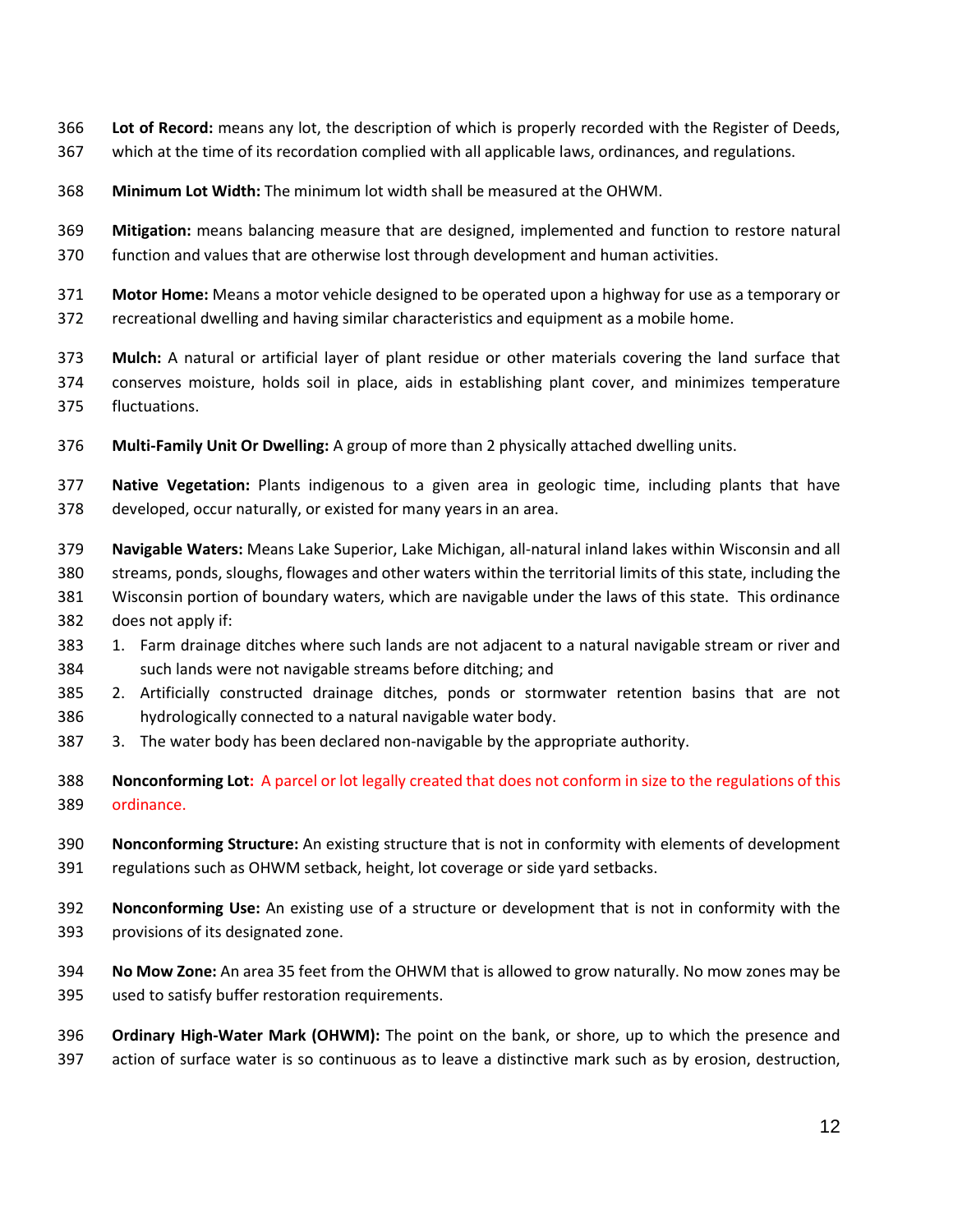**Lot of Record:** means any lot, the description of which is properly recorded with the Register of Deeds, which at the time of its recordation complied with all applicable laws, ordinances, and regulations.

**Minimum Lot Width:** The minimum lot width shall be measured at the OHWM.

**Mitigation:** means balancing measure that are designed, implemented and function to restore natural function and values that are otherwise lost through development and human activities.

**Motor Home:** Means a motor vehicle designed to be operated upon a highway for use as a temporary or recreational dwelling and having similar characteristics and equipment as a mobile home.

**Mulch:** A natural or artificial layer of plant residue or other materials covering the land surface that conserves moisture, holds soil in place, aids in establishing plant cover, and minimizes temperature fluctuations.

**Multi-Family Unit Or Dwelling:** A group of more than 2 physically attached dwelling units.

**Native Vegetation:** Plants indigenous to a given area in geologic time, including plants that have developed, occur naturally, or existed for many years in an area.

**Navigable Waters:** Means Lake Superior, Lake Michigan, all-natural inland lakes within Wisconsin and all streams, ponds, sloughs, flowages and other waters within the territorial limits of this state, including the Wisconsin portion of boundary waters, which are navigable under the laws of this state. This ordinance does not apply if:

1. Farm drainage ditches where such lands are not adjacent to a natural navigable stream or river and such lands were not navigable streams before ditching; and
2. Artificially constructed drainage ditches, ponds or stormwater retention basins that are not hydrologically connected to a natural navigable water body.
3. The water body has been declared non-navigable by the appropriate authority.

**Nonconforming Lot:** A parcel or lot legally created that does not conform in size to the regulations of this ordinance.

**Nonconforming Structure:** An existing structure that is not in conformity with elements of development regulations such as OHWM setback, height, lot coverage or side yard setbacks.

**Nonconforming Use:** An existing use of a structure or development that is not in conformity with the provisions of its designated zone.

**No Mow Zone:** An area 35 feet from the OHWM that is allowed to grow naturally. No mow zones may be used to satisfy buffer restoration requirements.

**Ordinary High-Water Mark (OHWM):** The point on the bank, or shore, up to which the presence and action of surface water is so continuous as to leave a distinctive mark such as by erosion, destruction,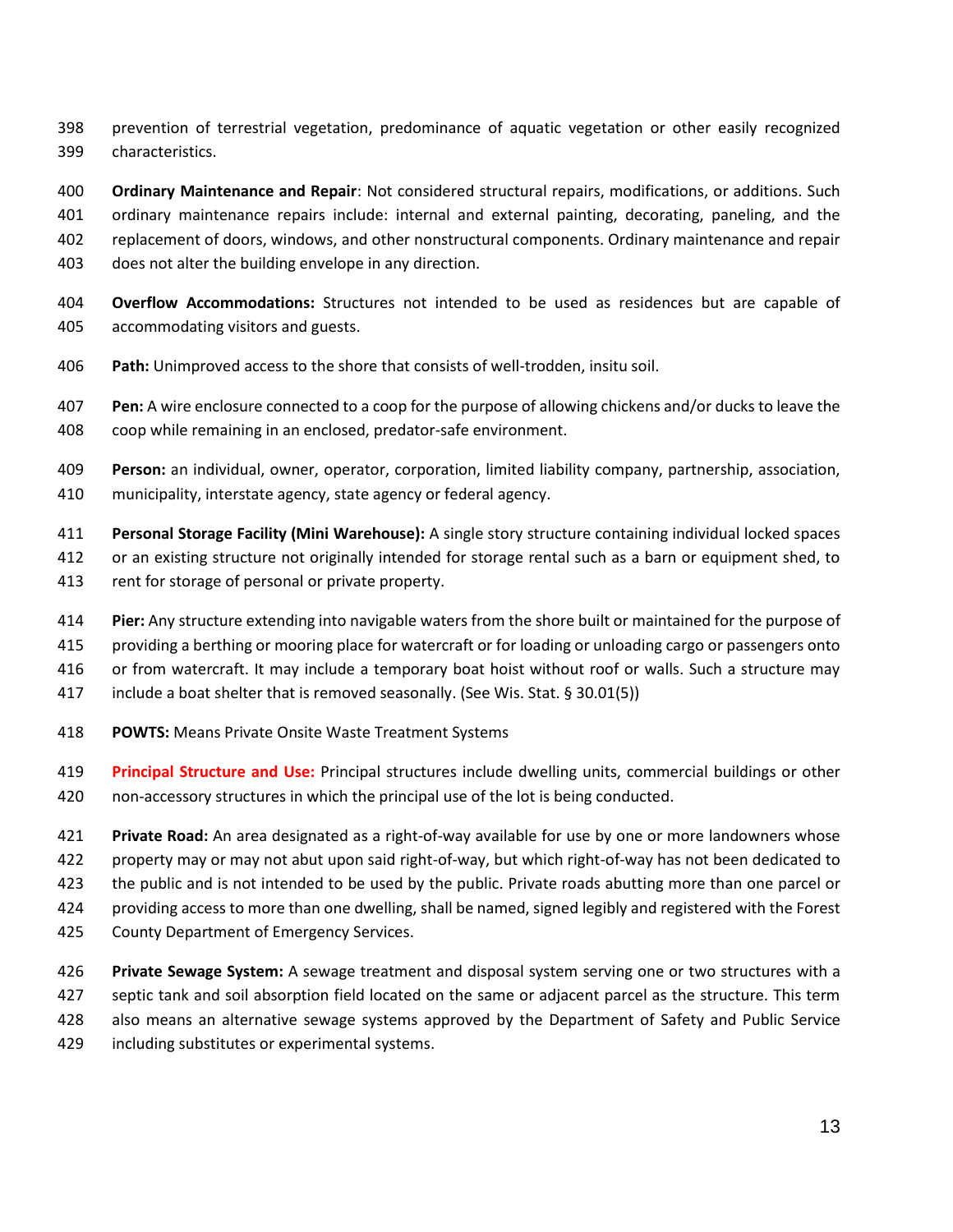prevention of terrestrial vegetation, predominance of aquatic vegetation or other easily recognized characteristics.

**Ordinary Maintenance and Repair**: Not considered structural repairs, modifications, or additions. Such ordinary maintenance repairs include: internal and external painting, decorating, paneling, and the replacement of doors, windows, and other nonstructural components. Ordinary maintenance and repair does not alter the building envelope in any direction.

**Overflow Accommodations:** Structures not intended to be used as residences but are capable of accommodating visitors and guests.

**Path:** Unimproved access to the shore that consists of well-trodden, insitu soil.

**Pen:** A wire enclosure connected to a coop for the purpose of allowing chickens and/or ducks to leave the coop while remaining in an enclosed, predator-safe environment.

**Person:** an individual, owner, operator, corporation, limited liability company, partnership, association, municipality, interstate agency, state agency or federal agency.

**Personal Storage Facility (Mini Warehouse):** A single story structure containing individual locked spaces or an existing structure not originally intended for storage rental such as a barn or equipment shed, to rent for storage of personal or private property.

**Pier:** Any structure extending into navigable waters from the shore built or maintained for the purpose of providing a berthing or mooring place for watercraft or for loading or unloading cargo or passengers onto or from watercraft. It may include a temporary boat hoist without roof or walls. Such a structure may include a boat shelter that is removed seasonally. (See Wis. Stat. § 30.01(5))

**POWTS:** Means Private Onsite Waste Treatment Systems

**Principal Structure and Use:** Principal structures include dwelling units, commercial buildings or other non-accessory structures in which the principal use of the lot is being conducted.

**Private Road:** An area designated as a right-of-way available for use by one or more landowners whose property may or may not abut upon said right-of-way, but which right-of-way has not been dedicated to the public and is not intended to be used by the public. Private roads abutting more than one parcel or providing access to more than one dwelling, shall be named, signed legibly and registered with the Forest County Department of Emergency Services.

**Private Sewage System:** A sewage treatment and disposal system serving one or two structures with a septic tank and soil absorption field located on the same or adjacent parcel as the structure. This term also means an alternative sewage systems approved by the Department of Safety and Public Service including substitutes or experimental systems.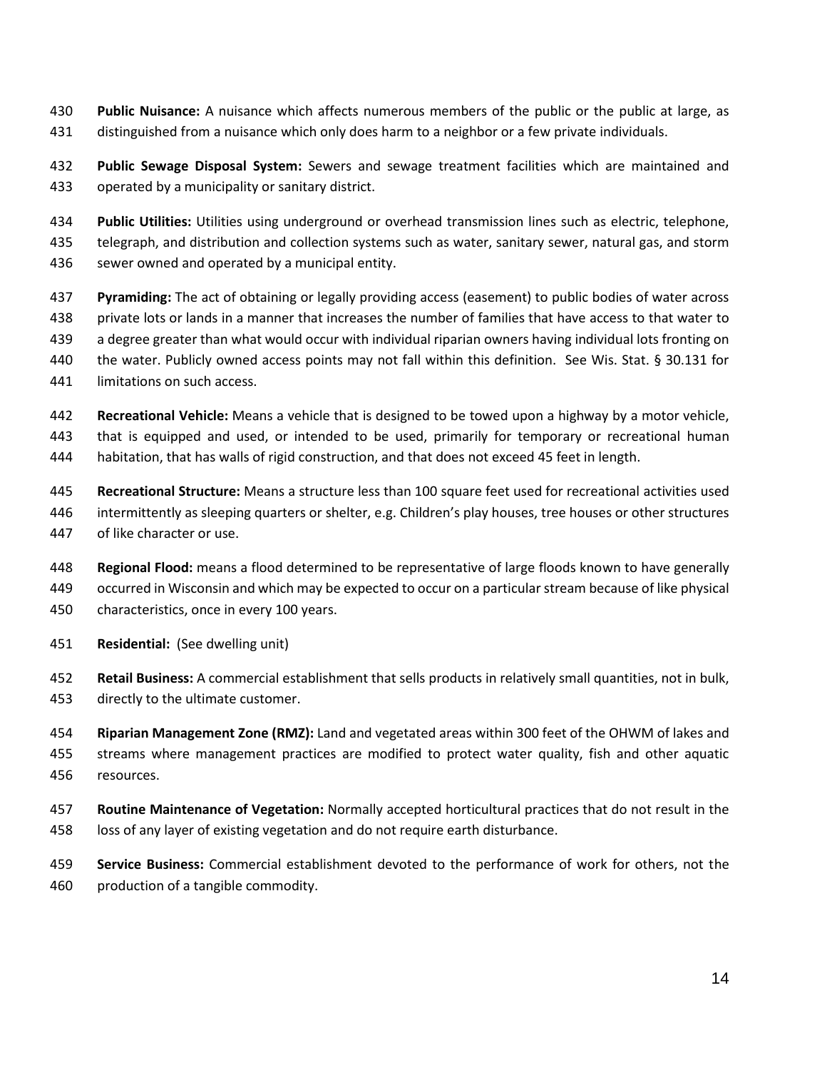**Public Nuisance:** A nuisance which affects numerous members of the public or the public at large, as distinguished from a nuisance which only does harm to a neighbor or a few private individuals.

**Public Sewage Disposal System:** Sewers and sewage treatment facilities which are maintained and operated by a municipality or sanitary district.

**Public Utilities:** Utilities using underground or overhead transmission lines such as electric, telephone, telegraph, and distribution and collection systems such as water, sanitary sewer, natural gas, and storm sewer owned and operated by a municipal entity.

**Pyramiding:** The act of obtaining or legally providing access (easement) to public bodies of water across private lots or lands in a manner that increases the number of families that have access to that water to a degree greater than what would occur with individual riparian owners having individual lots fronting on the water. Publicly owned access points may not fall within this definition. See Wis. Stat. § 30.131 for limitations on such access.

**Recreational Vehicle:** Means a vehicle that is designed to be towed upon a highway by a motor vehicle, that is equipped and used, or intended to be used, primarily for temporary or recreational human habitation, that has walls of rigid construction, and that does not exceed 45 feet in length.

**Recreational Structure:** Means a structure less than 100 square feet used for recreational activities used intermittently as sleeping quarters or shelter, e.g. Children's play houses, tree houses or other structures of like character or use.

**Regional Flood:** means a flood determined to be representative of large floods known to have generally occurred in Wisconsin and which may be expected to occur on a particular stream because of like physical characteristics, once in every 100 years.

**Residential:** (See dwelling unit)

**Retail Business:** A commercial establishment that sells products in relatively small quantities, not in bulk, directly to the ultimate customer.

**Riparian Management Zone (RMZ):** Land and vegetated areas within 300 feet of the OHWM of lakes and streams where management practices are modified to protect water quality, fish and other aquatic resources.

**Routine Maintenance of Vegetation:** Normally accepted horticultural practices that do not result in the loss of any layer of existing vegetation and do not require earth disturbance.

**Service Business:** Commercial establishment devoted to the performance of work for others, not the production of a tangible commodity.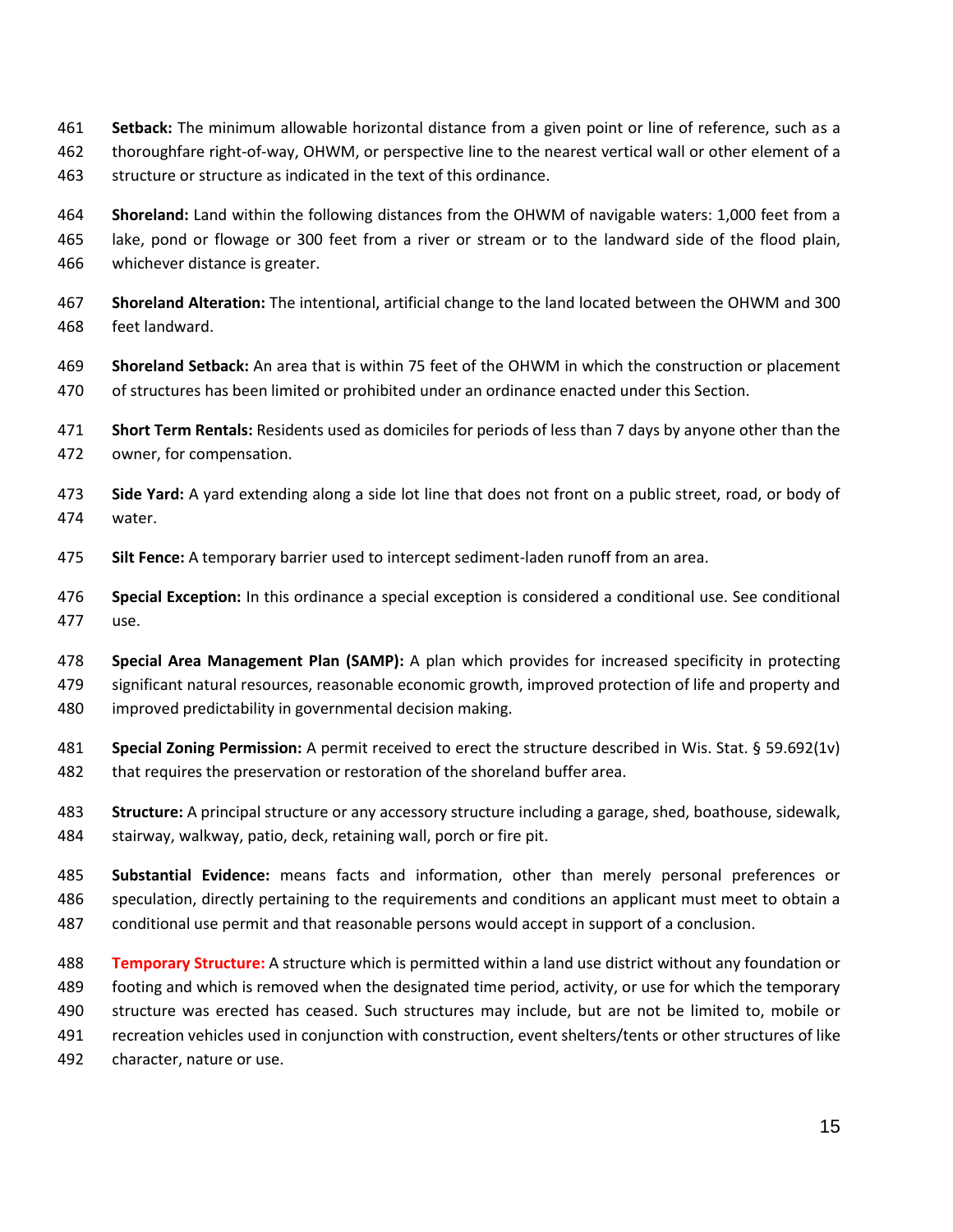**Setback:** The minimum allowable horizontal distance from a given point or line of reference, such as a thoroughfare right-of-way, OHWM, or perspective line to the nearest vertical wall or other element of a structure or structure as indicated in the text of this ordinance.

**Shoreland:** Land within the following distances from the OHWM of navigable waters: 1,000 feet from a lake, pond or flowage or 300 feet from a river or stream or to the landward side of the flood plain, whichever distance is greater.

**Shoreland Alteration:** The intentional, artificial change to the land located between the OHWM and 300 feet landward.

**Shoreland Setback:** An area that is within 75 feet of the OHWM in which the construction or placement of structures has been limited or prohibited under an ordinance enacted under this Section.

**Short Term Rentals:** Residents used as domiciles for periods of less than 7 days by anyone other than the owner, for compensation.

**Side Yard:** A yard extending along a side lot line that does not front on a public street, road, or body of water.

**Silt Fence:** A temporary barrier used to intercept sediment-laden runoff from an area.

**Special Exception:** In this ordinance a special exception is considered a conditional use. See conditional use.

**Special Area Management Plan (SAMP):** A plan which provides for increased specificity in protecting significant natural resources, reasonable economic growth, improved protection of life and property and improved predictability in governmental decision making.

**Special Zoning Permission:** A permit received to erect the structure described in Wis. Stat. § 59.692(1v) that requires the preservation or restoration of the shoreland buffer area.

**Structure:** A principal structure or any accessory structure including a garage, shed, boathouse, sidewalk, stairway, walkway, patio, deck, retaining wall, porch or fire pit.

**Substantial Evidence:** means facts and information, other than merely personal preferences or speculation, directly pertaining to the requirements and conditions an applicant must meet to obtain a conditional use permit and that reasonable persons would accept in support of a conclusion.

**Temporary Structure:** A structure which is permitted within a land use district without any foundation or footing and which is removed when the designated time period, activity, or use for which the temporary structure was erected has ceased. Such structures may include, but are not be limited to, mobile or recreation vehicles used in conjunction with construction, event shelters/tents or other structures of like character, nature or use.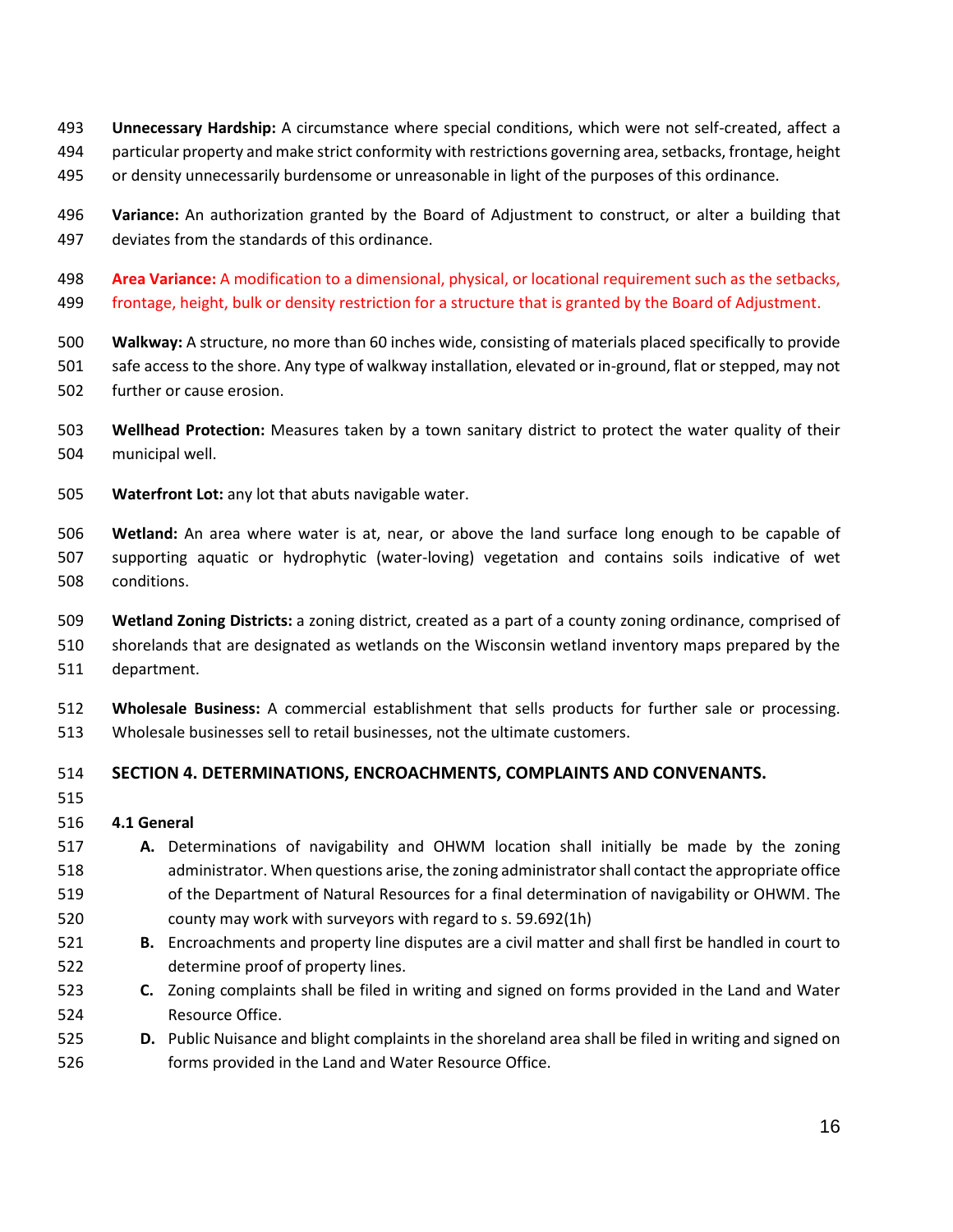**Unnecessary Hardship:** A circumstance where special conditions, which were not self-created, affect a particular property and make strict conformity with restrictions governing area, setbacks, frontage, height or density unnecessarily burdensome or unreasonable in light of the purposes of this ordinance.

**Variance:** An authorization granted by the Board of Adjustment to construct, or alter a building that deviates from the standards of this ordinance.

**Area Variance:** A modification to a dimensional, physical, or locational requirement such as the setbacks, frontage, height, bulk or density restriction for a structure that is granted by the Board of Adjustment.

**Walkway:** A structure, no more than 60 inches wide, consisting of materials placed specifically to provide safe access to the shore. Any type of walkway installation, elevated or in-ground, flat or stepped, may not further or cause erosion.

**Wellhead Protection:** Measures taken by a town sanitary district to protect the water quality of their municipal well.

**Waterfront Lot:** any lot that abuts navigable water.

**Wetland:** An area where water is at, near, or above the land surface long enough to be capable of supporting aquatic or hydrophytic (water-loving) vegetation and contains soils indicative of wet conditions.

**Wetland Zoning Districts:** a zoning district, created as a part of a county zoning ordinance, comprised of shorelands that are designated as wetlands on the Wisconsin wetland inventory maps prepared by the department.

**Wholesale Business:** A commercial establishment that sells products for further sale or processing. Wholesale businesses sell to retail businesses, not the ultimate customers.

## SECTION 4. DETERMINATIONS, ENCROACHMENTS, COMPLAINTS AND CONVENANTS.

### 4.1 General

- **A.** Determinations of navigability and OHWM location shall initially be made by the zoning administrator. When questions arise, the zoning administrator shall contact the appropriate office of the Department of Natural Resources for a final determination of navigability or OHWM. The county may work with surveyors with regard to s. 59.692(1h)
- **B.** Encroachments and property line disputes are a civil matter and shall first be handled in court to determine proof of property lines.
- **C.** Zoning complaints shall be filed in writing and signed on forms provided in the Land and Water Resource Office.
- **D.** Public Nuisance and blight complaints in the shoreland area shall be filed in writing and signed on forms provided in the Land and Water Resource Office.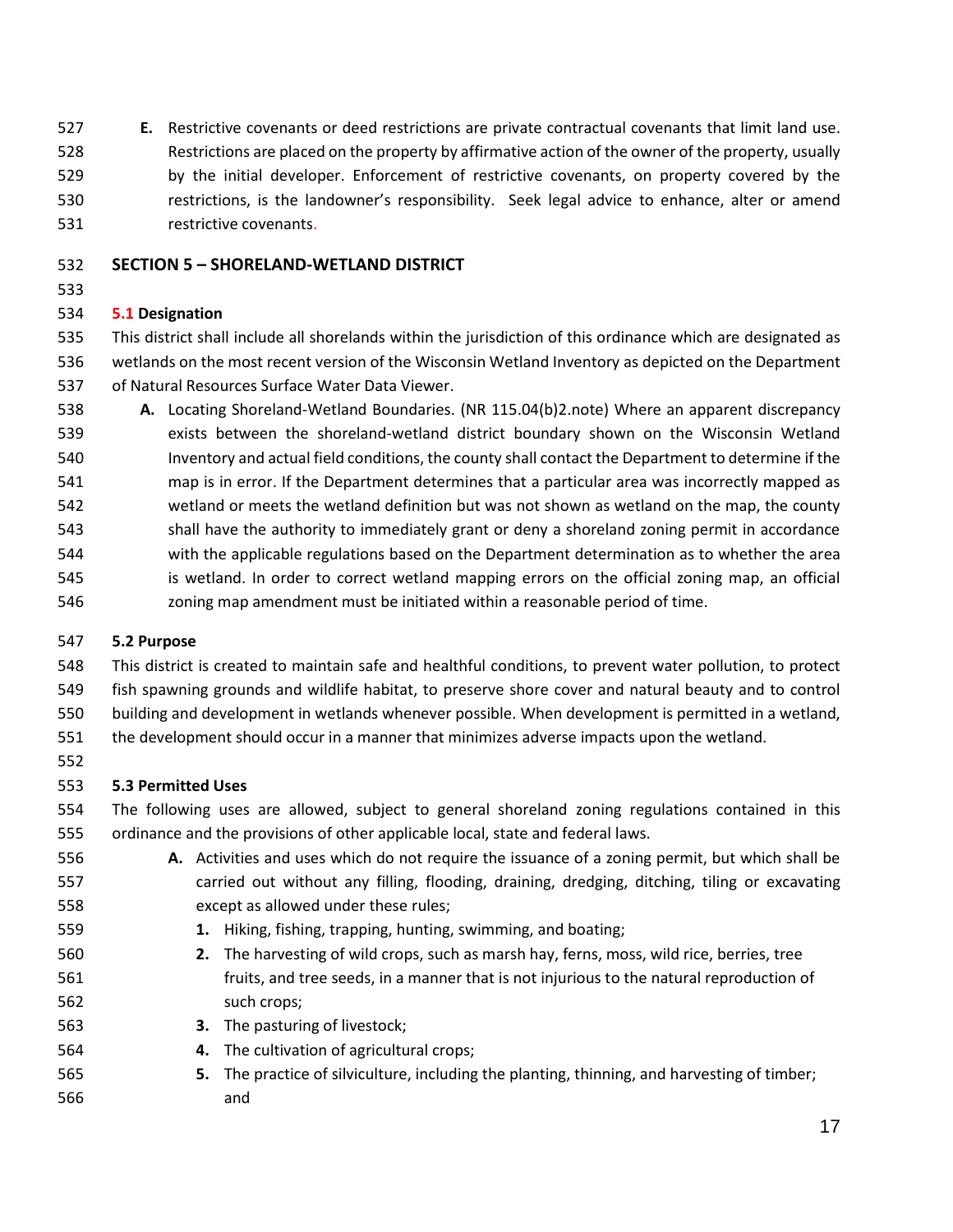**E.** Restrictive covenants or deed restrictions are private contractual covenants that limit land use. Restrictions are placed on the property by affirmative action of the owner of the property, usually by the initial developer. Enforcement of restrictive covenants, on property covered by the restrictions, is the landowner's responsibility. Seek legal advice to enhance, alter or amend restrictive covenants.

## SECTION 5 – SHORELAND-WETLAND DISTRICT

### 5.1 Designation

This district shall include all shorelands within the jurisdiction of this ordinance which are designated as wetlands on the most recent version of the Wisconsin Wetland Inventory as depicted on the Department of Natural Resources Surface Water Data Viewer.

**A.** Locating Shoreland-Wetland Boundaries. (NR 115.04(b)2.note) Where an apparent discrepancy exists between the shoreland-wetland district boundary shown on the Wisconsin Wetland Inventory and actual field conditions, the county shall contact the Department to determine if the map is in error. If the Department determines that a particular area was incorrectly mapped as wetland or meets the wetland definition but was not shown as wetland on the map, the county shall have the authority to immediately grant or deny a shoreland zoning permit in accordance with the applicable regulations based on the Department determination as to whether the area is wetland. In order to correct wetland mapping errors on the official zoning map, an official zoning map amendment must be initiated within a reasonable period of time.

### 5.2 Purpose

This district is created to maintain safe and healthful conditions, to prevent water pollution, to protect fish spawning grounds and wildlife habitat, to preserve shore cover and natural beauty and to control building and development in wetlands whenever possible. When development is permitted in a wetland, the development should occur in a manner that minimizes adverse impacts upon the wetland.

### 5.3 Permitted Uses

The following uses are allowed, subject to general shoreland zoning regulations contained in this ordinance and the provisions of other applicable local, state and federal laws.

**A.** Activities and uses which do not require the issuance of a zoning permit, but which shall be carried out without any filling, flooding, draining, dredging, ditching, tiling or excavating except as allowed under these rules;

1. Hiking, fishing, trapping, hunting, swimming, and boating;
2. The harvesting of wild crops, such as marsh hay, ferns, moss, wild rice, berries, tree fruits, and tree seeds, in a manner that is not injurious to the natural reproduction of such crops;
3. The pasturing of livestock;
4. The cultivation of agricultural crops;
5. The practice of silviculture, including the planting, thinning, and harvesting of timber; and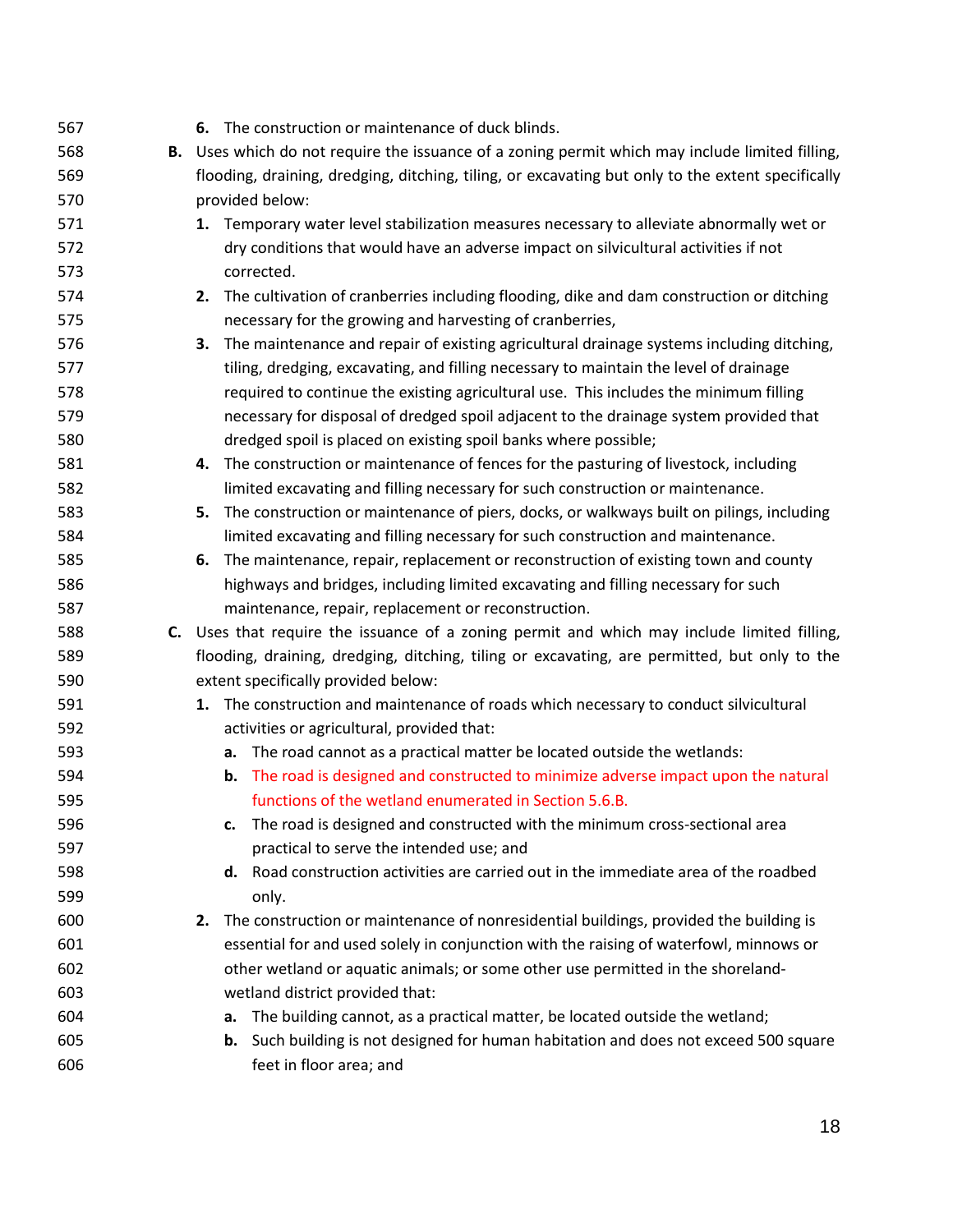6. The construction or maintenance of duck blinds.

**B.** Uses which do not require the issuance of a zoning permit which may include limited filling, flooding, draining, dredging, ditching, tiling, or excavating but only to the extent specifically provided below:

1. Temporary water level stabilization measures necessary to alleviate abnormally wet or dry conditions that would have an adverse impact on silvicultural activities if not corrected.
2. The cultivation of cranberries including flooding, dike and dam construction or ditching necessary for the growing and harvesting of cranberries,
3. The maintenance and repair of existing agricultural drainage systems including ditching, tiling, dredging, excavating, and filling necessary to maintain the level of drainage required to continue the existing agricultural use. This includes the minimum filling necessary for disposal of dredged spoil adjacent to the drainage system provided that dredged spoil is placed on existing spoil banks where possible;
4. The construction or maintenance of fences for the pasturing of livestock, including limited excavating and filling necessary for such construction or maintenance.
5. The construction or maintenance of piers, docks, or walkways built on pilings, including limited excavating and filling necessary for such construction and maintenance.
6. The maintenance, repair, replacement or reconstruction of existing town and county highways and bridges, including limited excavating and filling necessary for such maintenance, repair, replacement or reconstruction.

**C.** Uses that require the issuance of a zoning permit and which may include limited filling, flooding, draining, dredging, ditching, tiling or excavating, are permitted, but only to the extent specifically provided below:

1. The construction and maintenance of roads which necessary to conduct silvicultural activities or agricultural, provided that:
   a. The road cannot as a practical matter be located outside the wetlands:
   b. The road is designed and constructed to minimize adverse impact upon the natural functions of the wetland enumerated in Section 5.6.B.
   c. The road is designed and constructed with the minimum cross-sectional area practical to serve the intended use; and
   d. Road construction activities are carried out in the immediate area of the roadbed only.
2. The construction or maintenance of nonresidential buildings, provided the building is essential for and used solely in conjunction with the raising of waterfowl, minnows or other wetland or aquatic animals; or some other use permitted in the shoreland-wetland district provided that:
   a. The building cannot, as a practical matter, be located outside the wetland;
   b. Such building is not designed for human habitation and does not exceed 500 square feet in floor area; and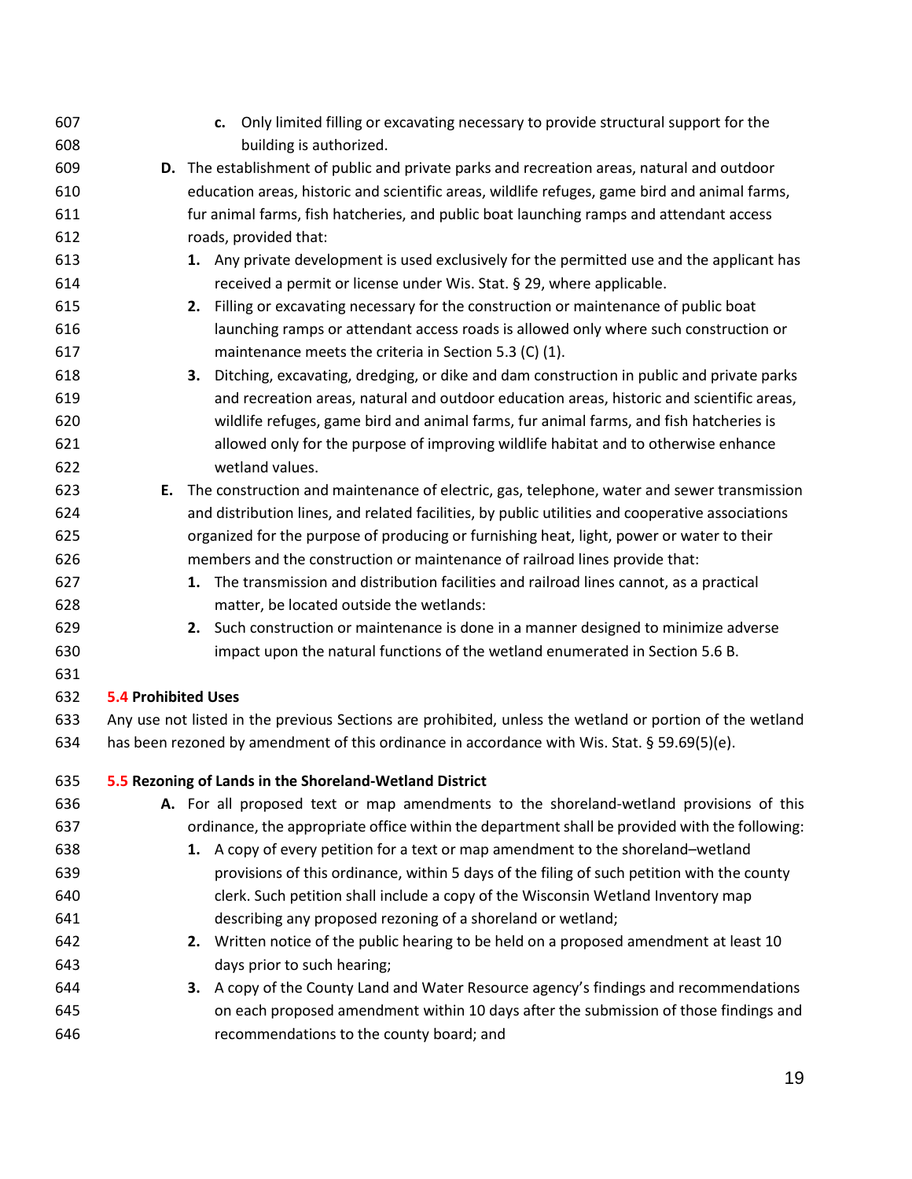c. Only limited filling or excavating necessary to provide structural support for the building is authorized.

D. The establishment of public and private parks and recreation areas, natural and outdoor education areas, historic and scientific areas, wildlife refuges, game bird and animal farms, fur animal farms, fish hatcheries, and public boat launching ramps and attendant access roads, provided that:

1. Any private development is used exclusively for the permitted use and the applicant has received a permit or license under Wis. Stat. § 29, where applicable.
2. Filling or excavating necessary for the construction or maintenance of public boat launching ramps or attendant access roads is allowed only where such construction or maintenance meets the criteria in Section 5.3 (C) (1).
3. Ditching, excavating, dredging, or dike and dam construction in public and private parks and recreation areas, natural and outdoor education areas, historic and scientific areas, wildlife refuges, game bird and animal farms, fur animal farms, and fish hatcheries is allowed only for the purpose of improving wildlife habitat and to otherwise enhance wetland values.

E. The construction and maintenance of electric, gas, telephone, water and sewer transmission and distribution lines, and related facilities, by public utilities and cooperative associations organized for the purpose of producing or furnishing heat, light, power or water to their members and the construction or maintenance of railroad lines provide that:

1. The transmission and distribution facilities and railroad lines cannot, as a practical matter, be located outside the wetlands:
2. Such construction or maintenance is done in a manner designed to minimize adverse impact upon the natural functions of the wetland enumerated in Section 5.6 B.

### 5.4 Prohibited Uses

Any use not listed in the previous Sections are prohibited, unless the wetland or portion of the wetland has been rezoned by amendment of this ordinance in accordance with Wis. Stat. § 59.69(5)(e).

### 5.5 Rezoning of Lands in the Shoreland-Wetland District

A. For all proposed text or map amendments to the shoreland-wetland provisions of this ordinance, the appropriate office within the department shall be provided with the following:

1. A copy of every petition for a text or map amendment to the shoreland–wetland provisions of this ordinance, within 5 days of the filing of such petition with the county clerk. Such petition shall include a copy of the Wisconsin Wetland Inventory map describing any proposed rezoning of a shoreland or wetland;
2. Written notice of the public hearing to be held on a proposed amendment at least 10 days prior to such hearing;
3. A copy of the County Land and Water Resource agency's findings and recommendations on each proposed amendment within 10 days after the submission of those findings and recommendations to the county board; and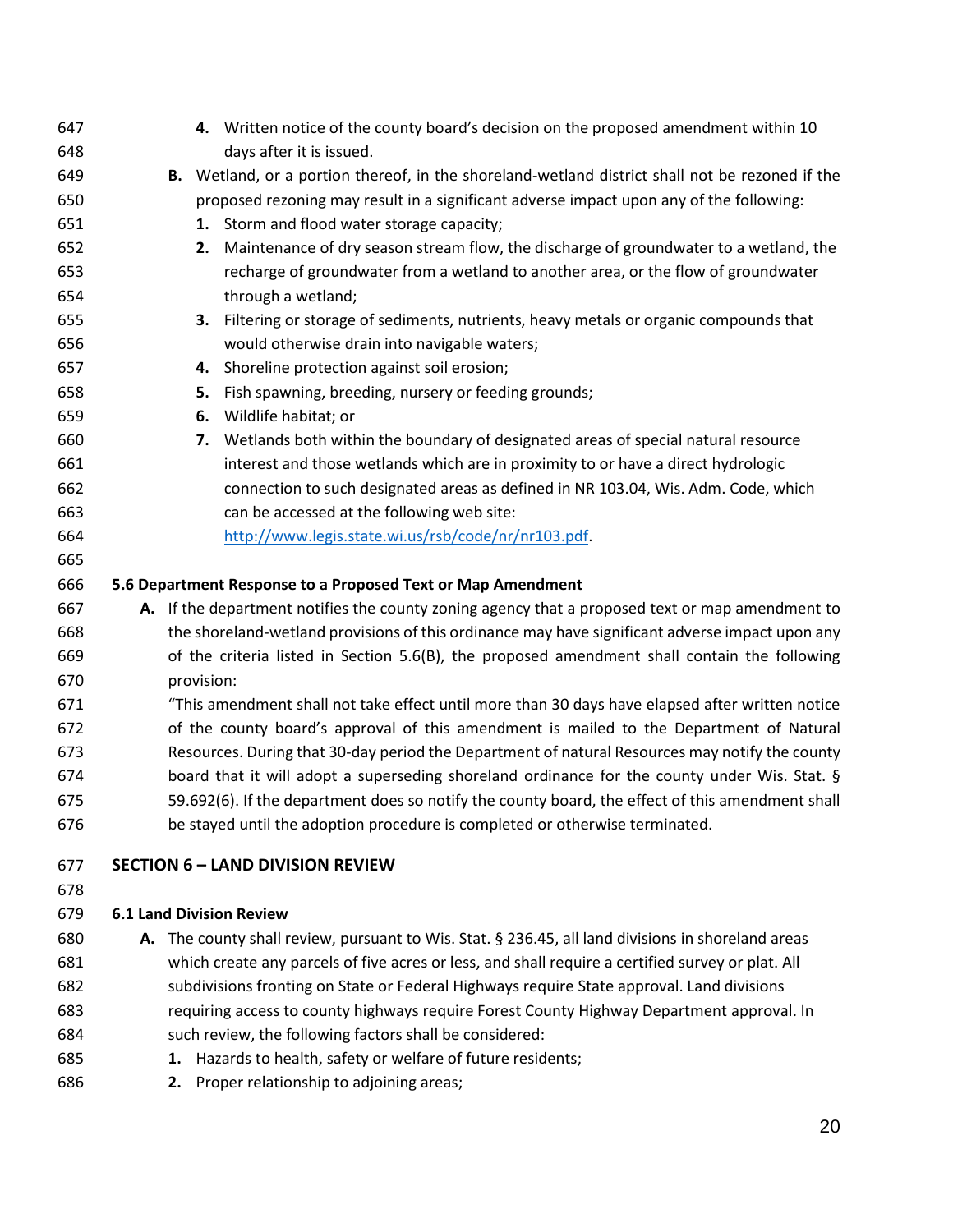4. Written notice of the county board's decision on the proposed amendment within 10 days after it is issued.

B. Wetland, or a portion thereof, in the shoreland-wetland district shall not be rezoned if the proposed rezoning may result in a significant adverse impact upon any of the following:
   1. Storm and flood water storage capacity;
   2. Maintenance of dry season stream flow, the discharge of groundwater to a wetland, the recharge of groundwater from a wetland to another area, or the flow of groundwater through a wetland;
   3. Filtering or storage of sediments, nutrients, heavy metals or organic compounds that would otherwise drain into navigable waters;
   4. Shoreline protection against soil erosion;
   5. Fish spawning, breeding, nursery or feeding grounds;
   6. Wildlife habitat; or
   7. Wetlands both within the boundary of designated areas of special natural resource interest and those wetlands which are in proximity to or have a direct hydrologic connection to such designated areas as defined in NR 103.04, Wis. Adm. Code, which can be accessed at the following web site: http://www.legis.state.wi.us/rsb/code/nr/nr103.pdf.

### 5.6 Department Response to a Proposed Text or Map Amendment

A. If the department notifies the county zoning agency that a proposed text or map amendment to the shoreland-wetland provisions of this ordinance may have significant adverse impact upon any of the criteria listed in Section 5.6(B), the proposed amendment shall contain the following provision:
   "This amendment shall not take effect until more than 30 days have elapsed after written notice of the county board's approval of this amendment is mailed to the Department of Natural Resources. During that 30-day period the Department of natural Resources may notify the county board that it will adopt a superseding shoreland ordinance for the county under Wis. Stat. § 59.692(6). If the department does so notify the county board, the effect of this amendment shall be stayed until the adoption procedure is completed or otherwise terminated.

## SECTION 6 – LAND DIVISION REVIEW

### 6.1 Land Division Review

A. The county shall review, pursuant to Wis. Stat. § 236.45, all land divisions in shoreland areas which create any parcels of five acres or less, and shall require a certified survey or plat. All subdivisions fronting on State or Federal Highways require State approval. Land divisions requiring access to county highways require Forest County Highway Department approval. In such review, the following factors shall be considered:
   1. Hazards to health, safety or welfare of future residents;
   2. Proper relationship to adjoining areas;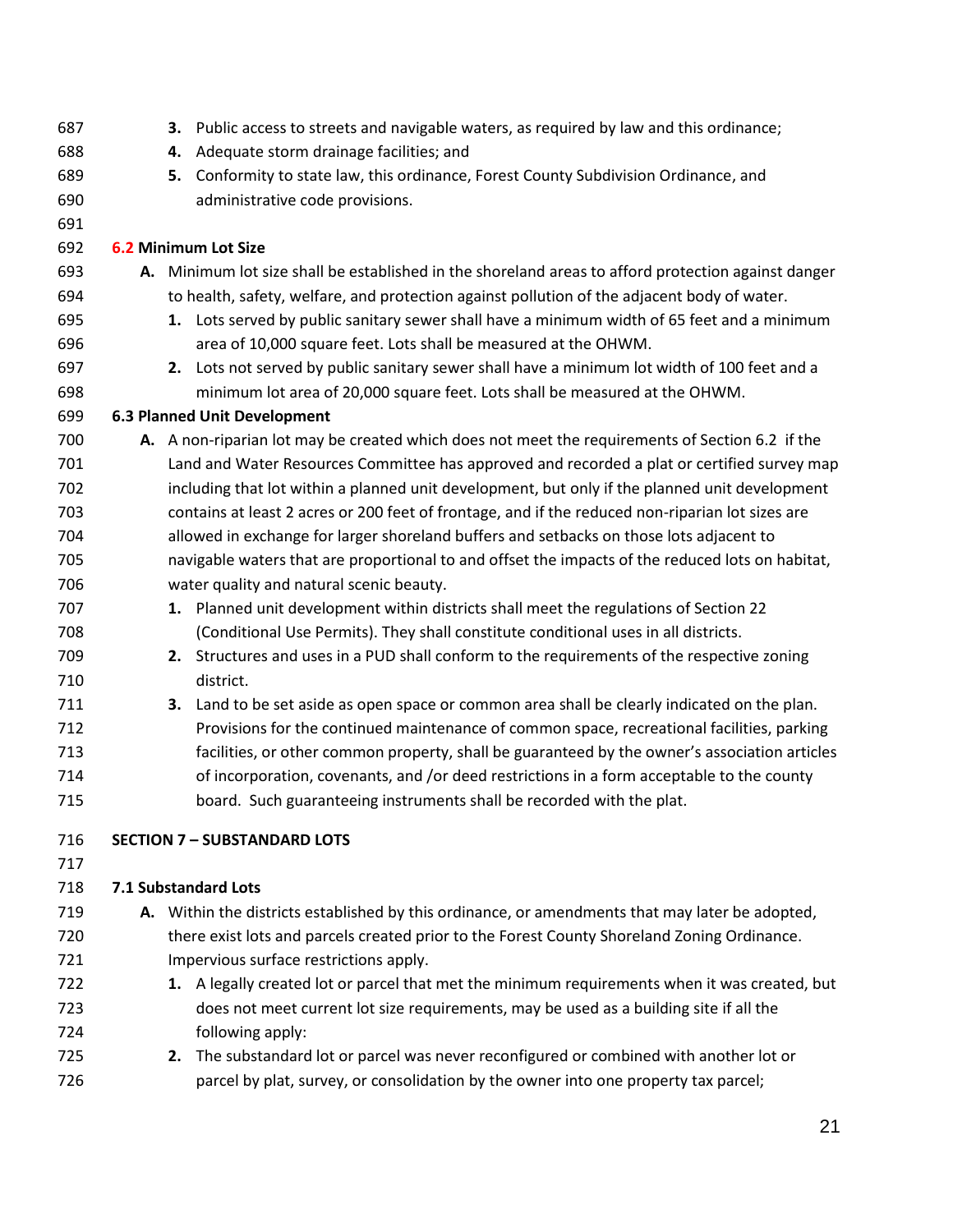3. Public access to streets and navigable waters, as required by law and this ordinance;
4. Adequate storm drainage facilities; and
5. Conformity to state law, this ordinance, Forest County Subdivision Ordinance, and administrative code provisions.

### 6.2 Minimum Lot Size

**A.** Minimum lot size shall be established in the shoreland areas to afford protection against danger to health, safety, welfare, and protection against pollution of the adjacent body of water.

1. Lots served by public sanitary sewer shall have a minimum width of 65 feet and a minimum area of 10,000 square feet. Lots shall be measured at the OHWM.
2. Lots not served by public sanitary sewer shall have a minimum lot width of 100 feet and a minimum lot area of 20,000 square feet. Lots shall be measured at the OHWM.

### 6.3 Planned Unit Development

**A.** A non-riparian lot may be created which does not meet the requirements of Section 6.2 if the Land and Water Resources Committee has approved and recorded a plat or certified survey map including that lot within a planned unit development, but only if the planned unit development contains at least 2 acres or 200 feet of frontage, and if the reduced non-riparian lot sizes are allowed in exchange for larger shoreland buffers and setbacks on those lots adjacent to navigable waters that are proportional to and offset the impacts of the reduced lots on habitat, water quality and natural scenic beauty.

1. Planned unit development within districts shall meet the regulations of Section 22 (Conditional Use Permits). They shall constitute conditional uses in all districts.
2. Structures and uses in a PUD shall conform to the requirements of the respective zoning district.
3. Land to be set aside as open space or common area shall be clearly indicated on the plan. Provisions for the continued maintenance of common space, recreational facilities, parking facilities, or other common property, shall be guaranteed by the owner's association articles of incorporation, covenants, and /or deed restrictions in a form acceptable to the county board. Such guaranteeing instruments shall be recorded with the plat.

## SECTION 7 – SUBSTANDARD LOTS

### 7.1 Substandard Lots

**A.** Within the districts established by this ordinance, or amendments that may later be adopted, there exist lots and parcels created prior to the Forest County Shoreland Zoning Ordinance. Impervious surface restrictions apply.

1. A legally created lot or parcel that met the minimum requirements when it was created, but does not meet current lot size requirements, may be used as a building site if all the following apply:
2. The substandard lot or parcel was never reconfigured or combined with another lot or parcel by plat, survey, or consolidation by the owner into one property tax parcel;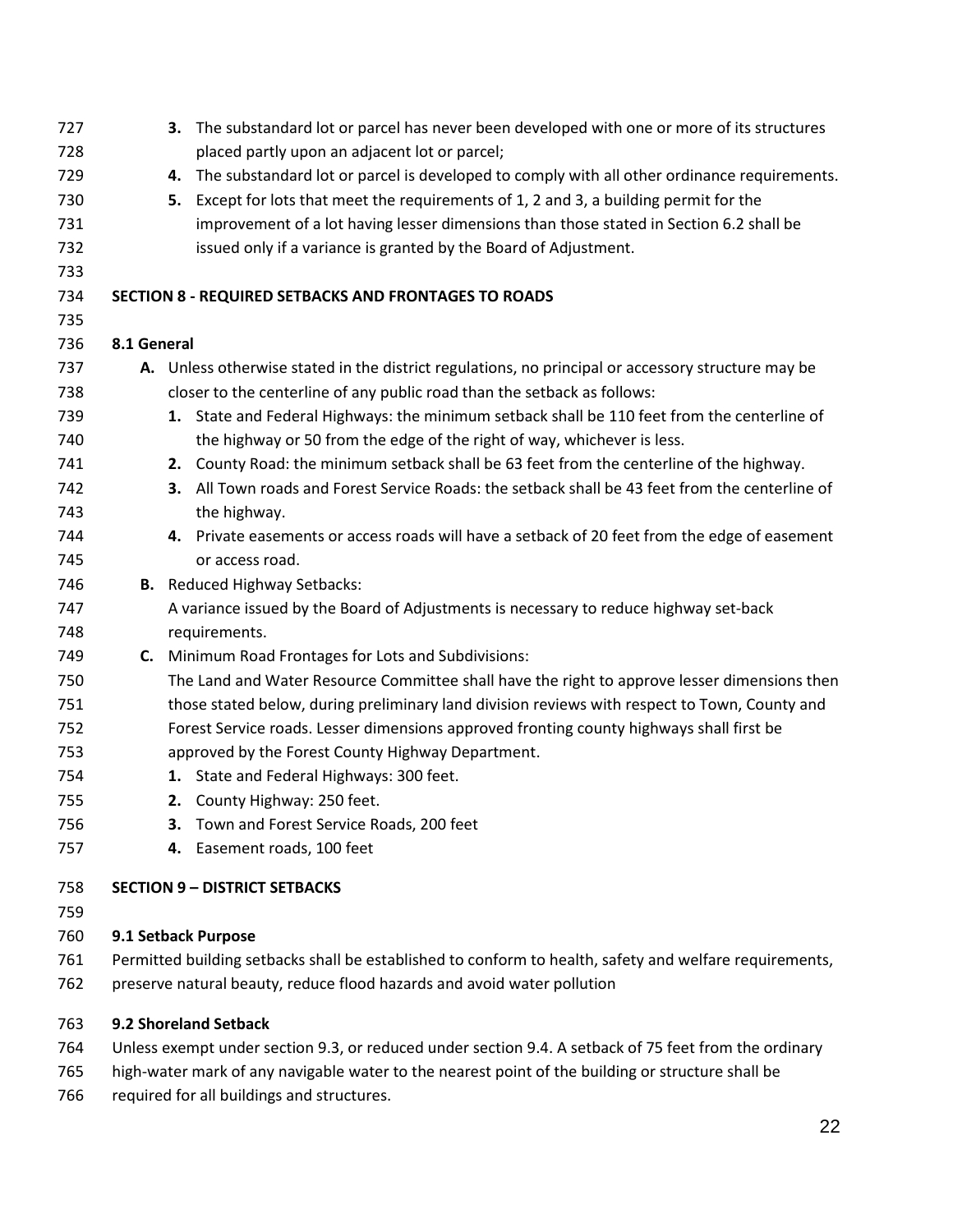3. The substandard lot or parcel has never been developed with one or more of its structures placed partly upon an adjacent lot or parcel;
4. The substandard lot or parcel is developed to comply with all other ordinance requirements.
5. Except for lots that meet the requirements of 1, 2 and 3, a building permit for the improvement of a lot having lesser dimensions than those stated in Section 6.2 shall be issued only if a variance is granted by the Board of Adjustment.

## SECTION 8 - REQUIRED SETBACKS AND FRONTAGES TO ROADS

### 8.1 General

**A.** Unless otherwise stated in the district regulations, no principal or accessory structure may be closer to the centerline of any public road than the setback as follows:

1. State and Federal Highways: the minimum setback shall be 110 feet from the centerline of the highway or 50 from the edge of the right of way, whichever is less.
2. County Road: the minimum setback shall be 63 feet from the centerline of the highway.
3. All Town roads and Forest Service Roads: the setback shall be 43 feet from the centerline of the highway.
4. Private easements or access roads will have a setback of 20 feet from the edge of easement or access road.

**B.** Reduced Highway Setbacks:
A variance issued by the Board of Adjustments is necessary to reduce highway set-back requirements.

**C.** Minimum Road Frontages for Lots and Subdivisions:
The Land and Water Resource Committee shall have the right to approve lesser dimensions then those stated below, during preliminary land division reviews with respect to Town, County and Forest Service roads. Lesser dimensions approved fronting county highways shall first be approved by the Forest County Highway Department.

1. State and Federal Highways: 300 feet.
2. County Highway: 250 feet.
3. Town and Forest Service Roads, 200 feet
4. Easement roads, 100 feet

## SECTION 9 – DISTRICT SETBACKS

### 9.1 Setback Purpose

Permitted building setbacks shall be established to conform to health, safety and welfare requirements, preserve natural beauty, reduce flood hazards and avoid water pollution

### 9.2 Shoreland Setback

Unless exempt under section 9.3, or reduced under section 9.4. A setback of 75 feet from the ordinary high-water mark of any navigable water to the nearest point of the building or structure shall be required for all buildings and structures.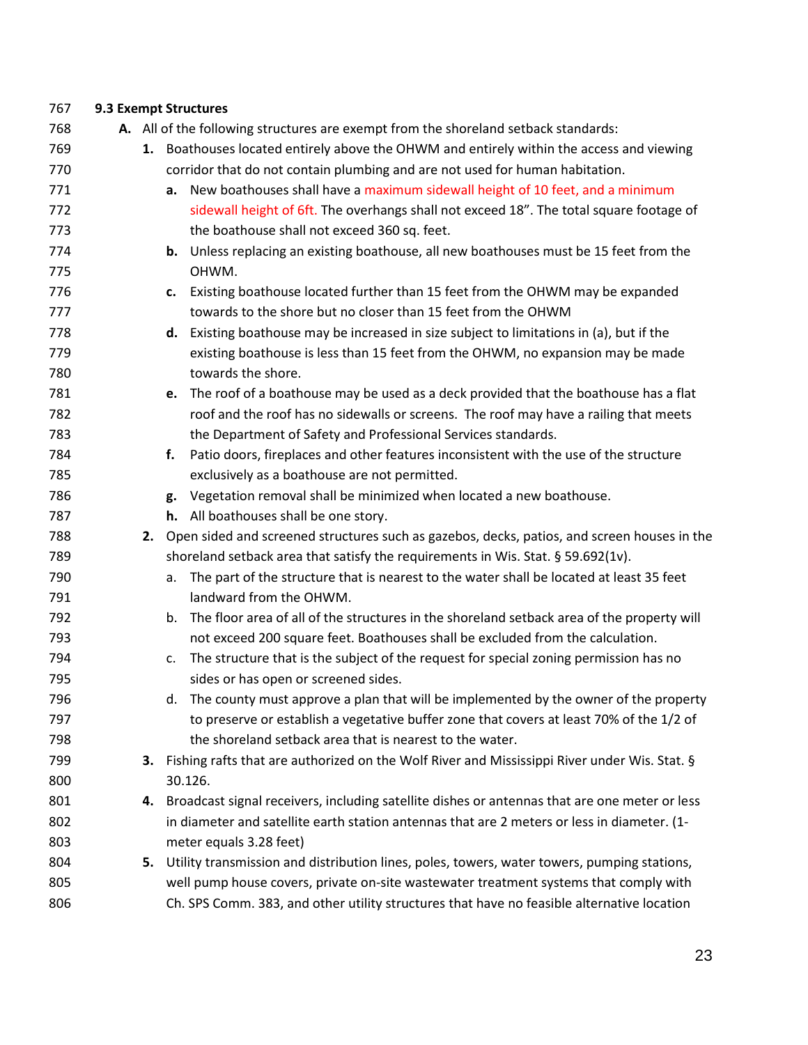### 9.3 Exempt Structures

**A.** All of the following structures are exempt from the shoreland setback standards:

1. Boathouses located entirely above the OHWM and entirely within the access and viewing corridor that do not contain plumbing and are not used for human habitation.
   - **a.** New boathouses shall have a maximum sidewall height of 10 feet, and a minimum sidewall height of 6ft. The overhangs shall not exceed 18". The total square footage of the boathouse shall not exceed 360 sq. feet.
   - **b.** Unless replacing an existing boathouse, all new boathouses must be 15 feet from the OHWM.
   - **c.** Existing boathouse located further than 15 feet from the OHWM may be expanded towards to the shore but no closer than 15 feet from the OHWM
   - **d.** Existing boathouse may be increased in size subject to limitations in (a), but if the existing boathouse is less than 15 feet from the OHWM, no expansion may be made towards the shore.
   - **e.** The roof of a boathouse may be used as a deck provided that the boathouse has a flat roof and the roof has no sidewalls or screens. The roof may have a railing that meets the Department of Safety and Professional Services standards.
   - **f.** Patio doors, fireplaces and other features inconsistent with the use of the structure exclusively as a boathouse are not permitted.
   - **g.** Vegetation removal shall be minimized when located a new boathouse.
   - **h.** All boathouses shall be one story.
2. Open sided and screened structures such as gazebos, decks, patios, and screen houses in the shoreland setback area that satisfy the requirements in Wis. Stat. § 59.692(1v).
   - a. The part of the structure that is nearest to the water shall be located at least 35 feet landward from the OHWM.
   - b. The floor area of all of the structures in the shoreland setback area of the property will not exceed 200 square feet. Boathouses shall be excluded from the calculation.
   - c. The structure that is the subject of the request for special zoning permission has no sides or has open or screened sides.
   - d. The county must approve a plan that will be implemented by the owner of the property to preserve or establish a vegetative buffer zone that covers at least 70% of the 1/2 of the shoreland setback area that is nearest to the water.
3. Fishing rafts that are authorized on the Wolf River and Mississippi River under Wis. Stat. § 30.126.
4. Broadcast signal receivers, including satellite dishes or antennas that are one meter or less in diameter and satellite earth station antennas that are 2 meters or less in diameter. (1-meter equals 3.28 feet)
5. Utility transmission and distribution lines, poles, towers, water towers, pumping stations, well pump house covers, private on-site wastewater treatment systems that comply with Ch. SPS Comm. 383, and other utility structures that have no feasible alternative location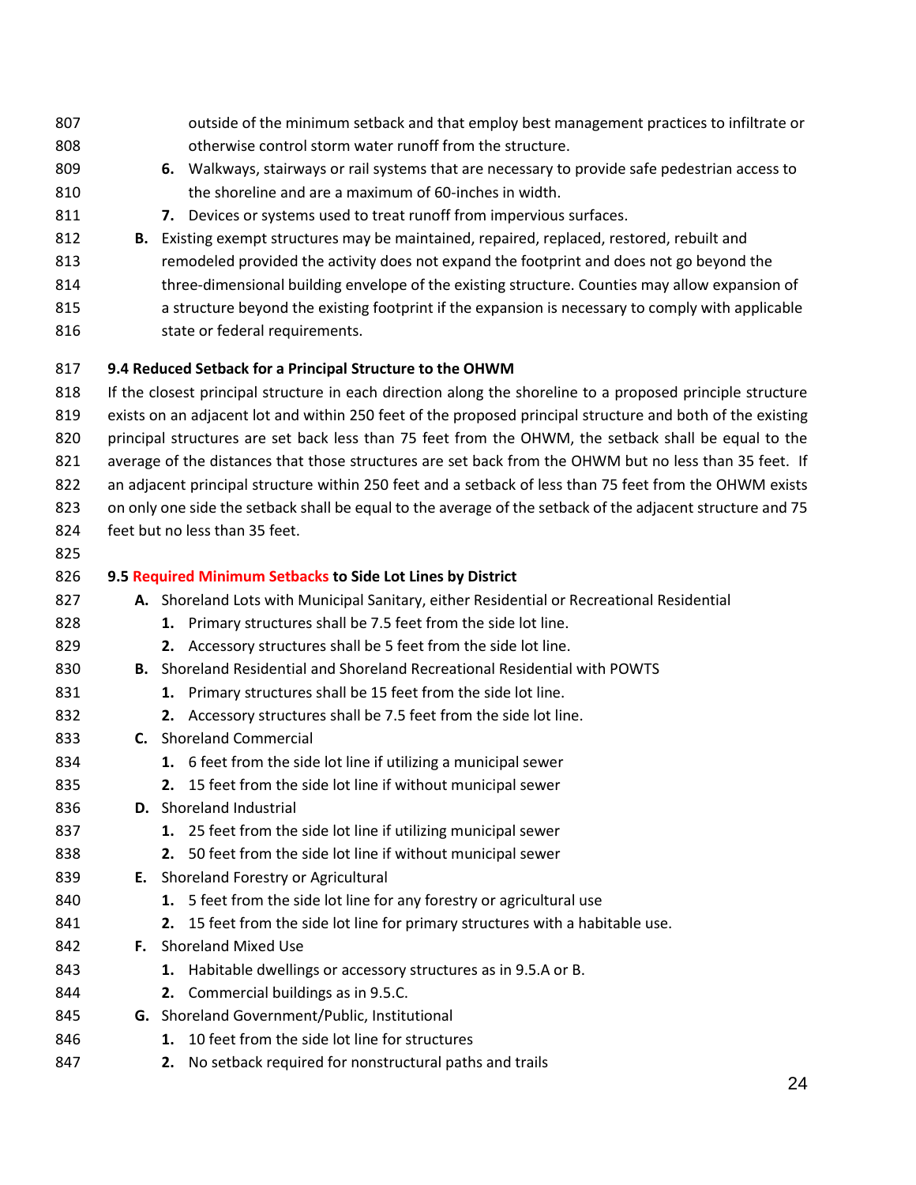outside of the minimum setback and that employ best management practices to infiltrate or otherwise control storm water runoff from the structure.

6. Walkways, stairways or rail systems that are necessary to provide safe pedestrian access to the shoreline and are a maximum of 60-inches in width.
7. Devices or systems used to treat runoff from impervious surfaces.

**B.** Existing exempt structures may be maintained, repaired, replaced, restored, rebuilt and remodeled provided the activity does not expand the footprint and does not go beyond the three-dimensional building envelope of the existing structure. Counties may allow expansion of a structure beyond the existing footprint if the expansion is necessary to comply with applicable state or federal requirements.

### 9.4 Reduced Setback for a Principal Structure to the OHWM

If the closest principal structure in each direction along the shoreline to a proposed principle structure exists on an adjacent lot and within 250 feet of the proposed principal structure and both of the existing principal structures are set back less than 75 feet from the OHWM, the setback shall be equal to the average of the distances that those structures are set back from the OHWM but no less than 35 feet. If an adjacent principal structure within 250 feet and a setback of less than 75 feet from the OHWM exists on only one side the setback shall be equal to the average of the setback of the adjacent structure and 75 feet but no less than 35 feet.

### 9.5 Required Minimum Setbacks to Side Lot Lines by District

**A.** Shoreland Lots with Municipal Sanitary, either Residential or Recreational Residential
1. Primary structures shall be 7.5 feet from the side lot line.
2. Accessory structures shall be 5 feet from the side lot line.

**B.** Shoreland Residential and Shoreland Recreational Residential with POWTS
1. Primary structures shall be 15 feet from the side lot line.
2. Accessory structures shall be 7.5 feet from the side lot line.

**C.** Shoreland Commercial
1. 6 feet from the side lot line if utilizing a municipal sewer
2. 15 feet from the side lot line if without municipal sewer

**D.** Shoreland Industrial
1. 25 feet from the side lot line if utilizing municipal sewer
2. 50 feet from the side lot line if without municipal sewer

**E.** Shoreland Forestry or Agricultural
1. 5 feet from the side lot line for any forestry or agricultural use
2. 15 feet from the side lot line for primary structures with a habitable use.

**F.** Shoreland Mixed Use
1. Habitable dwellings or accessory structures as in 9.5.A or B.
2. Commercial buildings as in 9.5.C.

**G.** Shoreland Government/Public, Institutional
1. 10 feet from the side lot line for structures
2. No setback required for nonstructural paths and trails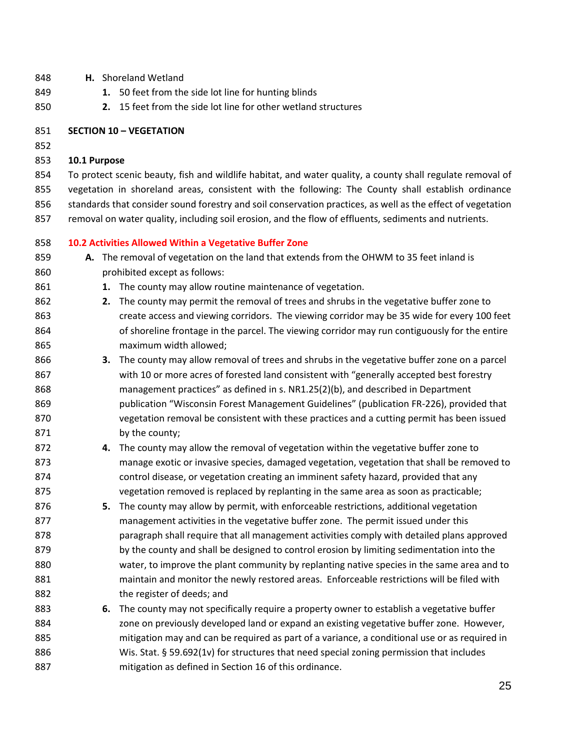**H.** Shoreland Wetland

1. 50 feet from the side lot line for hunting blinds
2. 15 feet from the side lot line for other wetland structures

## SECTION 10 – VEGETATION

### 10.1 Purpose

To protect scenic beauty, fish and wildlife habitat, and water quality, a county shall regulate removal of vegetation in shoreland areas, consistent with the following: The County shall establish ordinance standards that consider sound forestry and soil conservation practices, as well as the effect of vegetation removal on water quality, including soil erosion, and the flow of effluents, sediments and nutrients.

### 10.2 Activities Allowed Within a Vegetative Buffer Zone

**A.** The removal of vegetation on the land that extends from the OHWM to 35 feet inland is prohibited except as follows:

1. The county may allow routine maintenance of vegetation.
2. The county may permit the removal of trees and shrubs in the vegetative buffer zone to create access and viewing corridors. The viewing corridor may be 35 wide for every 100 feet of shoreline frontage in the parcel. The viewing corridor may run contiguously for the entire maximum width allowed;
3. The county may allow removal of trees and shrubs in the vegetative buffer zone on a parcel with 10 or more acres of forested land consistent with "generally accepted best forestry management practices" as defined in s. NR1.25(2)(b), and described in Department publication "Wisconsin Forest Management Guidelines" (publication FR-226), provided that vegetation removal be consistent with these practices and a cutting permit has been issued by the county;
4. The county may allow the removal of vegetation within the vegetative buffer zone to manage exotic or invasive species, damaged vegetation, vegetation that shall be removed to control disease, or vegetation creating an imminent safety hazard, provided that any vegetation removed is replaced by replanting in the same area as soon as practicable;
5. The county may allow by permit, with enforceable restrictions, additional vegetation management activities in the vegetative buffer zone. The permit issued under this paragraph shall require that all management activities comply with detailed plans approved by the county and shall be designed to control erosion by limiting sedimentation into the water, to improve the plant community by replanting native species in the same area and to maintain and monitor the newly restored areas. Enforceable restrictions will be filed with the register of deeds; and
6. The county may not specifically require a property owner to establish a vegetative buffer zone on previously developed land or expand an existing vegetative buffer zone. However, mitigation may and can be required as part of a variance, a conditional use or as required in Wis. Stat. § 59.692(1v) for structures that need special zoning permission that includes mitigation as defined in Section 16 of this ordinance.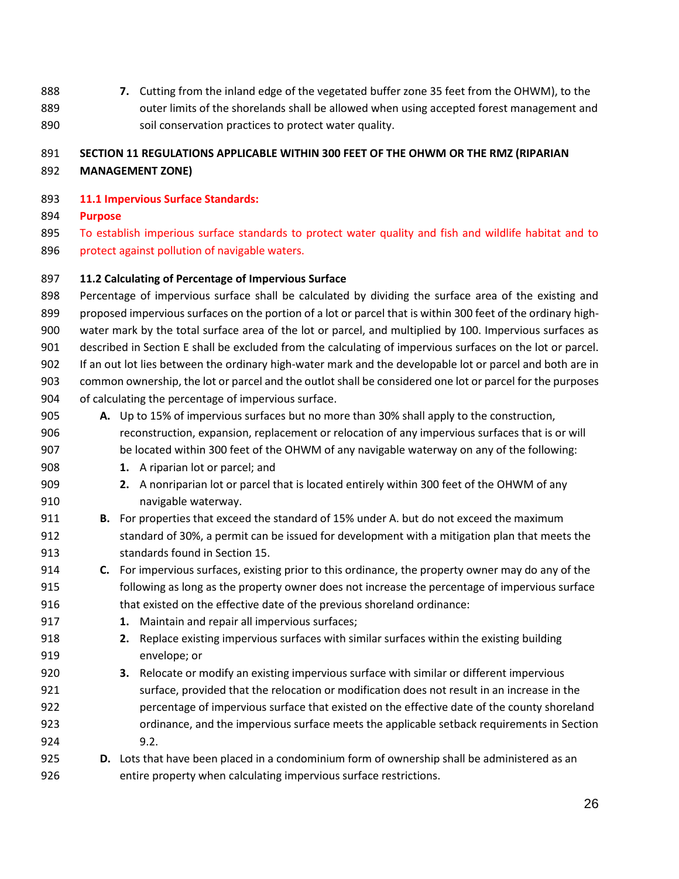7. Cutting from the inland edge of the vegetated buffer zone 35 feet from the OHWM), to the outer limits of the shorelands shall be allowed when using accepted forest management and soil conservation practices to protect water quality.

## SECTION 11 REGULATIONS APPLICABLE WITHIN 300 FEET OF THE OHWM OR THE RMZ (RIPARIAN MANAGEMENT ZONE)

### 11.1 Impervious Surface Standards:

**Purpose**

To establish imperious surface standards to protect water quality and fish and wildlife habitat and to protect against pollution of navigable waters.

### 11.2 Calculating of Percentage of Impervious Surface

Percentage of impervious surface shall be calculated by dividing the surface area of the existing and proposed impervious surfaces on the portion of a lot or parcel that is within 300 feet of the ordinary high-water mark by the total surface area of the lot or parcel, and multiplied by 100. Impervious surfaces as described in Section E shall be excluded from the calculating of impervious surfaces on the lot or parcel. If an out lot lies between the ordinary high-water mark and the developable lot or parcel and both are in common ownership, the lot or parcel and the outlot shall be considered one lot or parcel for the purposes of calculating the percentage of impervious surface.

**A.** Up to 15% of impervious surfaces but no more than 30% shall apply to the construction, reconstruction, expansion, replacement or relocation of any impervious surfaces that is or will be located within 300 feet of the OHWM of any navigable waterway on any of the following:

1. A riparian lot or parcel; and
2. A nonriparian lot or parcel that is located entirely within 300 feet of the OHWM of any navigable waterway.

**B.** For properties that exceed the standard of 15% under A. but do not exceed the maximum standard of 30%, a permit can be issued for development with a mitigation plan that meets the standards found in Section 15.

**C.** For impervious surfaces, existing prior to this ordinance, the property owner may do any of the following as long as the property owner does not increase the percentage of impervious surface that existed on the effective date of the previous shoreland ordinance:

1. Maintain and repair all impervious surfaces;
2. Replace existing impervious surfaces with similar surfaces within the existing building envelope; or
3. Relocate or modify an existing impervious surface with similar or different impervious surface, provided that the relocation or modification does not result in an increase in the percentage of impervious surface that existed on the effective date of the county shoreland ordinance, and the impervious surface meets the applicable setback requirements in Section 9.2.

**D.** Lots that have been placed in a condominium form of ownership shall be administered as an entire property when calculating impervious surface restrictions.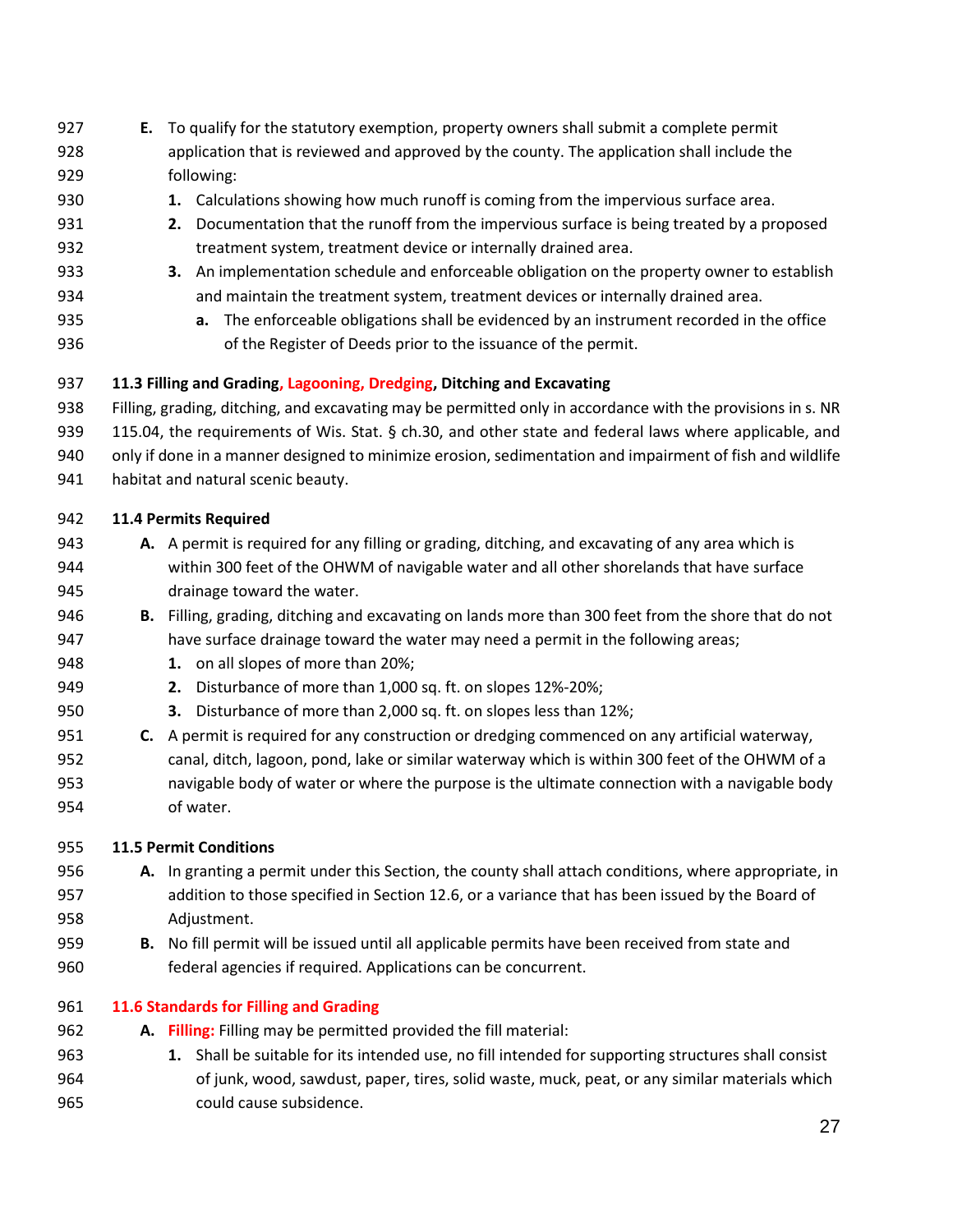E. To qualify for the statutory exemption, property owners shall submit a complete permit application that is reviewed and approved by the county. The application shall include the following:

1. Calculations showing how much runoff is coming from the impervious surface area.
2. Documentation that the runoff from the impervious surface is being treated by a proposed treatment system, treatment device or internally drained area.
3. An implementation schedule and enforceable obligation on the property owner to establish and maintain the treatment system, treatment devices or internally drained area.
   a. The enforceable obligations shall be evidenced by an instrument recorded in the office of the Register of Deeds prior to the issuance of the permit.

### 11.3 Filling and Grading, Lagooning, Dredging, Ditching and Excavating

Filling, grading, ditching, and excavating may be permitted only in accordance with the provisions in s. NR 115.04, the requirements of Wis. Stat. § ch.30, and other state and federal laws where applicable, and only if done in a manner designed to minimize erosion, sedimentation and impairment of fish and wildlife habitat and natural scenic beauty.

### 11.4 Permits Required

A. A permit is required for any filling or grading, ditching, and excavating of any area which is within 300 feet of the OHWM of navigable water and all other shorelands that have surface drainage toward the water.

B. Filling, grading, ditching and excavating on lands more than 300 feet from the shore that do not have surface drainage toward the water may need a permit in the following areas;

1. on all slopes of more than 20%;
2. Disturbance of more than 1,000 sq. ft. on slopes 12%-20%;
3. Disturbance of more than 2,000 sq. ft. on slopes less than 12%;

C. A permit is required for any construction or dredging commenced on any artificial waterway, canal, ditch, lagoon, pond, lake or similar waterway which is within 300 feet of the OHWM of a navigable body of water or where the purpose is the ultimate connection with a navigable body of water.

### 11.5 Permit Conditions

A. In granting a permit under this Section, the county shall attach conditions, where appropriate, in addition to those specified in Section 12.6, or a variance that has been issued by the Board of Adjustment.

B. No fill permit will be issued until all applicable permits have been received from state and federal agencies if required. Applications can be concurrent.

### 11.6 Standards for Filling and Grading

A. **Filling:** Filling may be permitted provided the fill material:

1. Shall be suitable for its intended use, no fill intended for supporting structures shall consist of junk, wood, sawdust, paper, tires, solid waste, muck, peat, or any similar materials which could cause subsidence.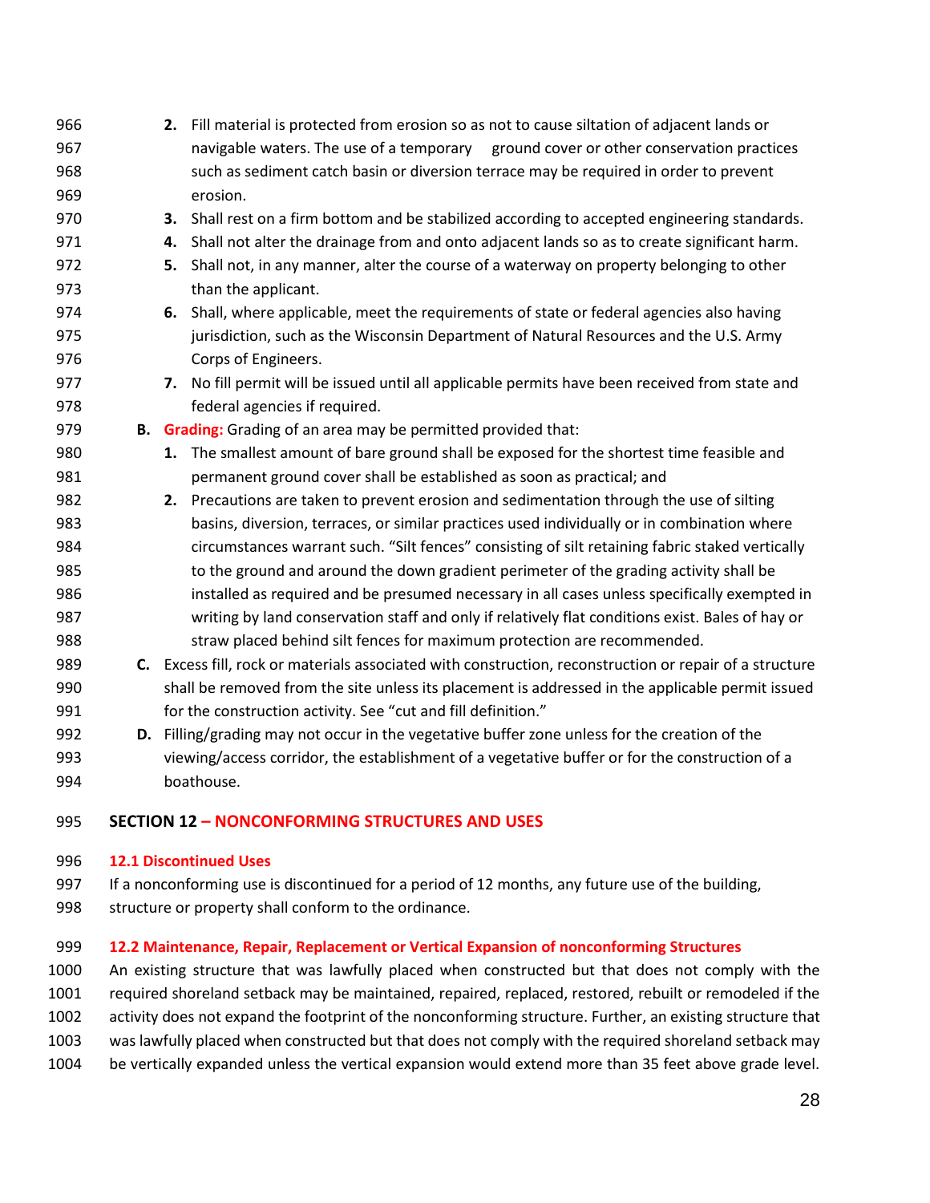2. Fill material is protected from erosion so as not to cause siltation of adjacent lands or navigable waters. The use of a temporary ground cover or other conservation practices such as sediment catch basin or diversion terrace may be required in order to prevent erosion.
3. Shall rest on a firm bottom and be stabilized according to accepted engineering standards.
4. Shall not alter the drainage from and onto adjacent lands so as to create significant harm.
5. Shall not, in any manner, alter the course of a waterway on property belonging to other than the applicant.
6. Shall, where applicable, meet the requirements of state or federal agencies also having jurisdiction, such as the Wisconsin Department of Natural Resources and the U.S. Army Corps of Engineers.
7. No fill permit will be issued until all applicable permits have been received from state and federal agencies if required.

**B. Grading:** Grading of an area may be permitted provided that:

1. The smallest amount of bare ground shall be exposed for the shortest time feasible and permanent ground cover shall be established as soon as practical; and
2. Precautions are taken to prevent erosion and sedimentation through the use of silting basins, diversion, terraces, or similar practices used individually or in combination where circumstances warrant such. "Silt fences" consisting of silt retaining fabric staked vertically to the ground and around the down gradient perimeter of the grading activity shall be installed as required and be presumed necessary in all cases unless specifically exempted in writing by land conservation staff and only if relatively flat conditions exist. Bales of hay or straw placed behind silt fences for maximum protection are recommended.

**C.** Excess fill, rock or materials associated with construction, reconstruction or repair of a structure shall be removed from the site unless its placement is addressed in the applicable permit issued for the construction activity. See "cut and fill definition."

**D.** Filling/grading may not occur in the vegetative buffer zone unless for the creation of the viewing/access corridor, the establishment of a vegetative buffer or for the construction of a boathouse.

## SECTION 12 – NONCONFORMING STRUCTURES AND USES

### 12.1 Discontinued Uses

If a nonconforming use is discontinued for a period of 12 months, any future use of the building, structure or property shall conform to the ordinance.

### 12.2 Maintenance, Repair, Replacement or Vertical Expansion of nonconforming Structures

An existing structure that was lawfully placed when constructed but that does not comply with the required shoreland setback may be maintained, repaired, replaced, restored, rebuilt or remodeled if the activity does not expand the footprint of the nonconforming structure. Further, an existing structure that was lawfully placed when constructed but that does not comply with the required shoreland setback may be vertically expanded unless the vertical expansion would extend more than 35 feet above grade level.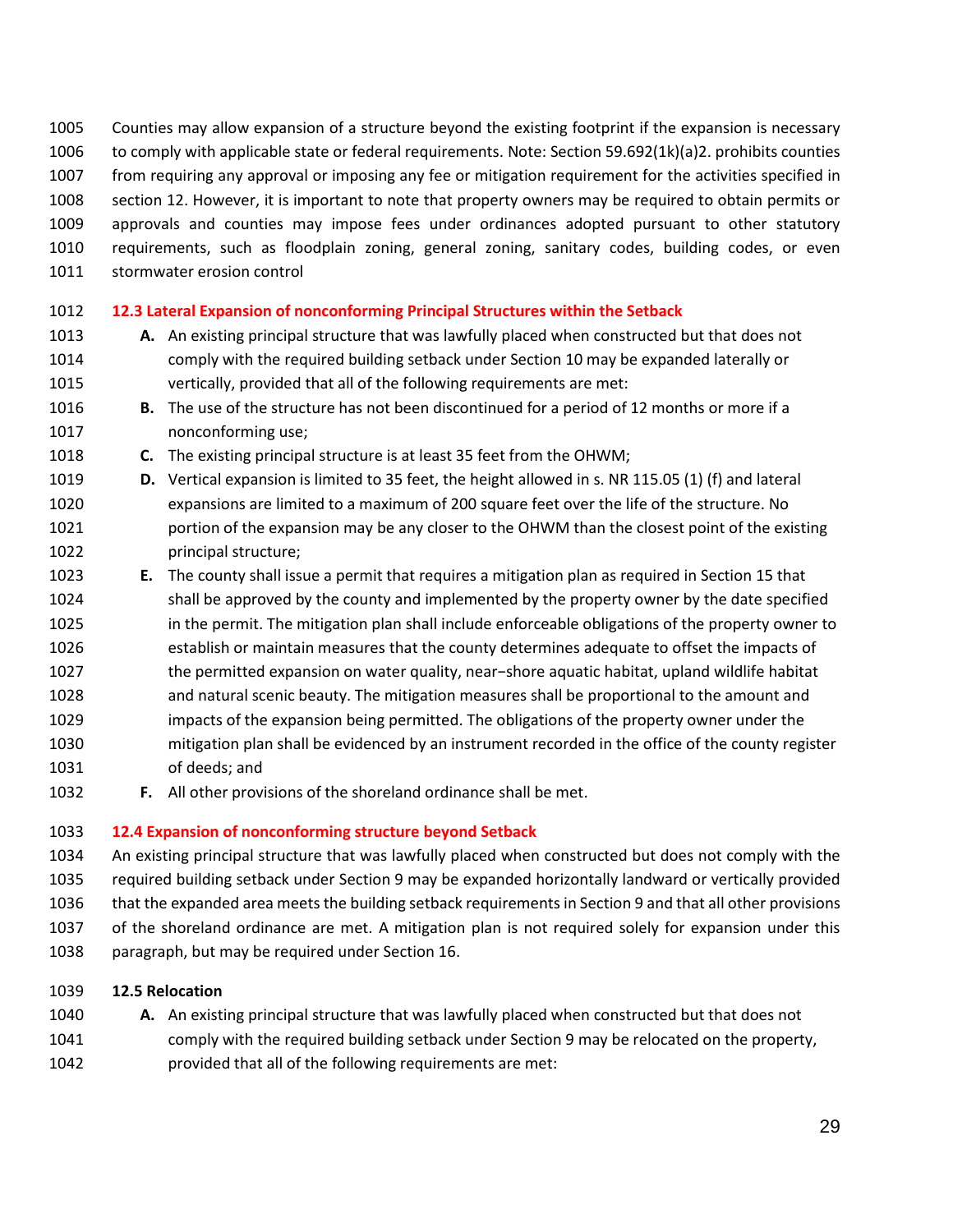Counties may allow expansion of a structure beyond the existing footprint if the expansion is necessary to comply with applicable state or federal requirements. Note: Section 59.692(1k)(a)2. prohibits counties from requiring any approval or imposing any fee or mitigation requirement for the activities specified in section 12. However, it is important to note that property owners may be required to obtain permits or approvals and counties may impose fees under ordinances adopted pursuant to other statutory requirements, such as floodplain zoning, general zoning, sanitary codes, building codes, or even stormwater erosion control

### 12.3 Lateral Expansion of nonconforming Principal Structures within the Setback

**A.** An existing principal structure that was lawfully placed when constructed but that does not comply with the required building setback under Section 10 may be expanded laterally or vertically, provided that all of the following requirements are met:

**B.** The use of the structure has not been discontinued for a period of 12 months or more if a nonconforming use;

**C.** The existing principal structure is at least 35 feet from the OHWM;

**D.** Vertical expansion is limited to 35 feet, the height allowed in s. NR 115.05 (1) (f) and lateral expansions are limited to a maximum of 200 square feet over the life of the structure. No portion of the expansion may be any closer to the OHWM than the closest point of the existing principal structure;

**E.** The county shall issue a permit that requires a mitigation plan as required in Section 15 that shall be approved by the county and implemented by the property owner by the date specified in the permit. The mitigation plan shall include enforceable obligations of the property owner to establish or maintain measures that the county determines adequate to offset the impacts of the permitted expansion on water quality, near−shore aquatic habitat, upland wildlife habitat and natural scenic beauty. The mitigation measures shall be proportional to the amount and impacts of the expansion being permitted. The obligations of the property owner under the mitigation plan shall be evidenced by an instrument recorded in the office of the county register of deeds; and

**F.** All other provisions of the shoreland ordinance shall be met.

### 12.4 Expansion of nonconforming structure beyond Setback

An existing principal structure that was lawfully placed when constructed but does not comply with the required building setback under Section 9 may be expanded horizontally landward or vertically provided that the expanded area meets the building setback requirements in Section 9 and that all other provisions of the shoreland ordinance are met. A mitigation plan is not required solely for expansion under this paragraph, but may be required under Section 16.

### 12.5 Relocation

**A.** An existing principal structure that was lawfully placed when constructed but that does not comply with the required building setback under Section 9 may be relocated on the property, provided that all of the following requirements are met: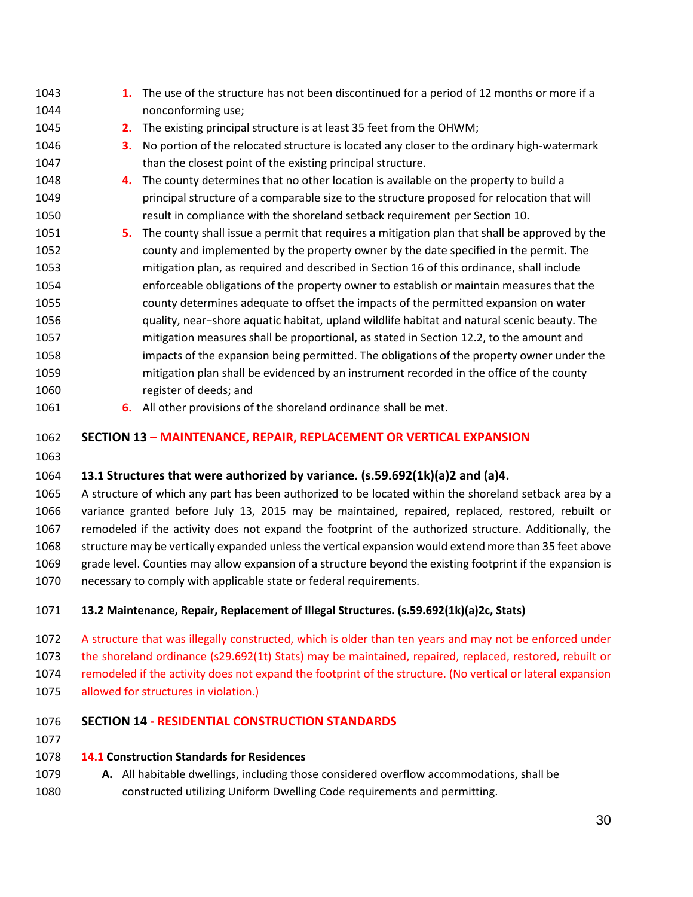1. The use of the structure has not been discontinued for a period of 12 months or more if a nonconforming use;
2. The existing principal structure is at least 35 feet from the OHWM;
3. No portion of the relocated structure is located any closer to the ordinary high-watermark than the closest point of the existing principal structure.
4. The county determines that no other location is available on the property to build a principal structure of a comparable size to the structure proposed for relocation that will result in compliance with the shoreland setback requirement per Section 10.
5. The county shall issue a permit that requires a mitigation plan that shall be approved by the county and implemented by the property owner by the date specified in the permit. The mitigation plan, as required and described in Section 16 of this ordinance, shall include enforceable obligations of the property owner to establish or maintain measures that the county determines adequate to offset the impacts of the permitted expansion on water quality, near−shore aquatic habitat, upland wildlife habitat and natural scenic beauty. The mitigation measures shall be proportional, as stated in Section 12.2, to the amount and impacts of the expansion being permitted. The obligations of the property owner under the mitigation plan shall be evidenced by an instrument recorded in the office of the county register of deeds; and
6. All other provisions of the shoreland ordinance shall be met.

## SECTION 13 – MAINTENANCE, REPAIR, REPLACEMENT OR VERTICAL EXPANSION

### 13.1 Structures that were authorized by variance. (s.59.692(1k)(a)2 and (a)4.

A structure of which any part has been authorized to be located within the shoreland setback area by a variance granted before July 13, 2015 may be maintained, repaired, replaced, restored, rebuilt or remodeled if the activity does not expand the footprint of the authorized structure. Additionally, the structure may be vertically expanded unless the vertical expansion would extend more than 35 feet above grade level. Counties may allow expansion of a structure beyond the existing footprint if the expansion is necessary to comply with applicable state or federal requirements.

### 13.2 Maintenance, Repair, Replacement of Illegal Structures. (s.59.692(1k)(a)2c, Stats)

A structure that was illegally constructed, which is older than ten years and may not be enforced under the shoreland ordinance (s29.692(1t) Stats) may be maintained, repaired, replaced, restored, rebuilt or remodeled if the activity does not expand the footprint of the structure. (No vertical or lateral expansion allowed for structures in violation.)

## SECTION 14 - RESIDENTIAL CONSTRUCTION STANDARDS

### 14.1 Construction Standards for Residences

A. All habitable dwellings, including those considered overflow accommodations, shall be constructed utilizing Uniform Dwelling Code requirements and permitting.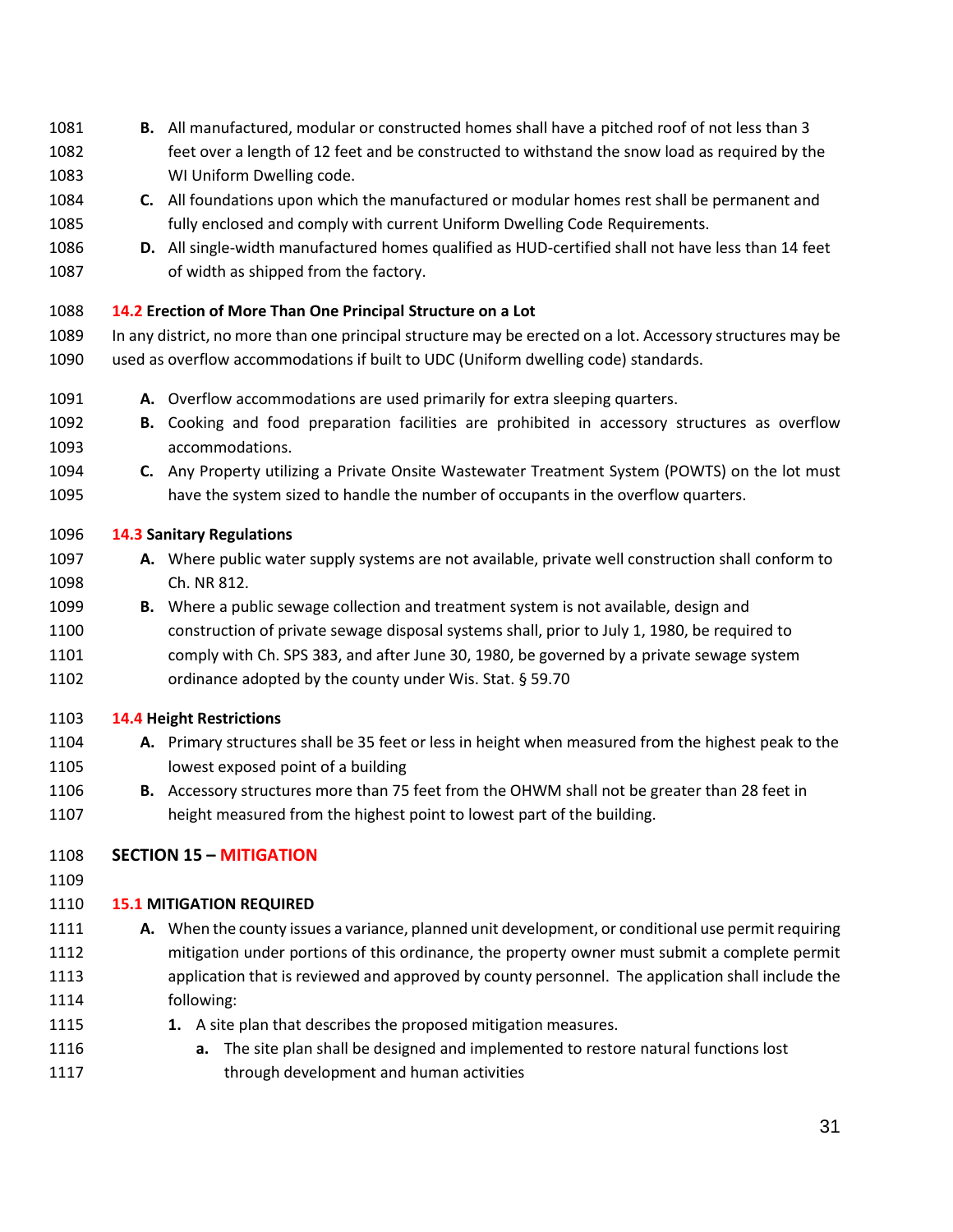**B.** All manufactured, modular or constructed homes shall have a pitched roof of not less than 3 feet over a length of 12 feet and be constructed to withstand the snow load as required by the WI Uniform Dwelling code.

**C.** All foundations upon which the manufactured or modular homes rest shall be permanent and fully enclosed and comply with current Uniform Dwelling Code Requirements.

**D.** All single-width manufactured homes qualified as HUD-certified shall not have less than 14 feet of width as shipped from the factory.

### 14.2 Erection of More Than One Principal Structure on a Lot

In any district, no more than one principal structure may be erected on a lot. Accessory structures may be used as overflow accommodations if built to UDC (Uniform dwelling code) standards.

**A.** Overflow accommodations are used primarily for extra sleeping quarters.

**B.** Cooking and food preparation facilities are prohibited in accessory structures as overflow accommodations.

**C.** Any Property utilizing a Private Onsite Wastewater Treatment System (POWTS) on the lot must have the system sized to handle the number of occupants in the overflow quarters.

### 14.3 Sanitary Regulations

**A.** Where public water supply systems are not available, private well construction shall conform to Ch. NR 812.

**B.** Where a public sewage collection and treatment system is not available, design and construction of private sewage disposal systems shall, prior to July 1, 1980, be required to comply with Ch. SPS 383, and after June 30, 1980, be governed by a private sewage system ordinance adopted by the county under Wis. Stat. § 59.70

### 14.4 Height Restrictions

**A.** Primary structures shall be 35 feet or less in height when measured from the highest peak to the lowest exposed point of a building

**B.** Accessory structures more than 75 feet from the OHWM shall not be greater than 28 feet in height measured from the highest point to lowest part of the building.

## SECTION 15 – MITIGATION

### 15.1 MITIGATION REQUIRED

**A.** When the county issues a variance, planned unit development, or conditional use permit requiring mitigation under portions of this ordinance, the property owner must submit a complete permit application that is reviewed and approved by county personnel. The application shall include the following:

1. A site plan that describes the proposed mitigation measures.
    a. The site plan shall be designed and implemented to restore natural functions lost through development and human activities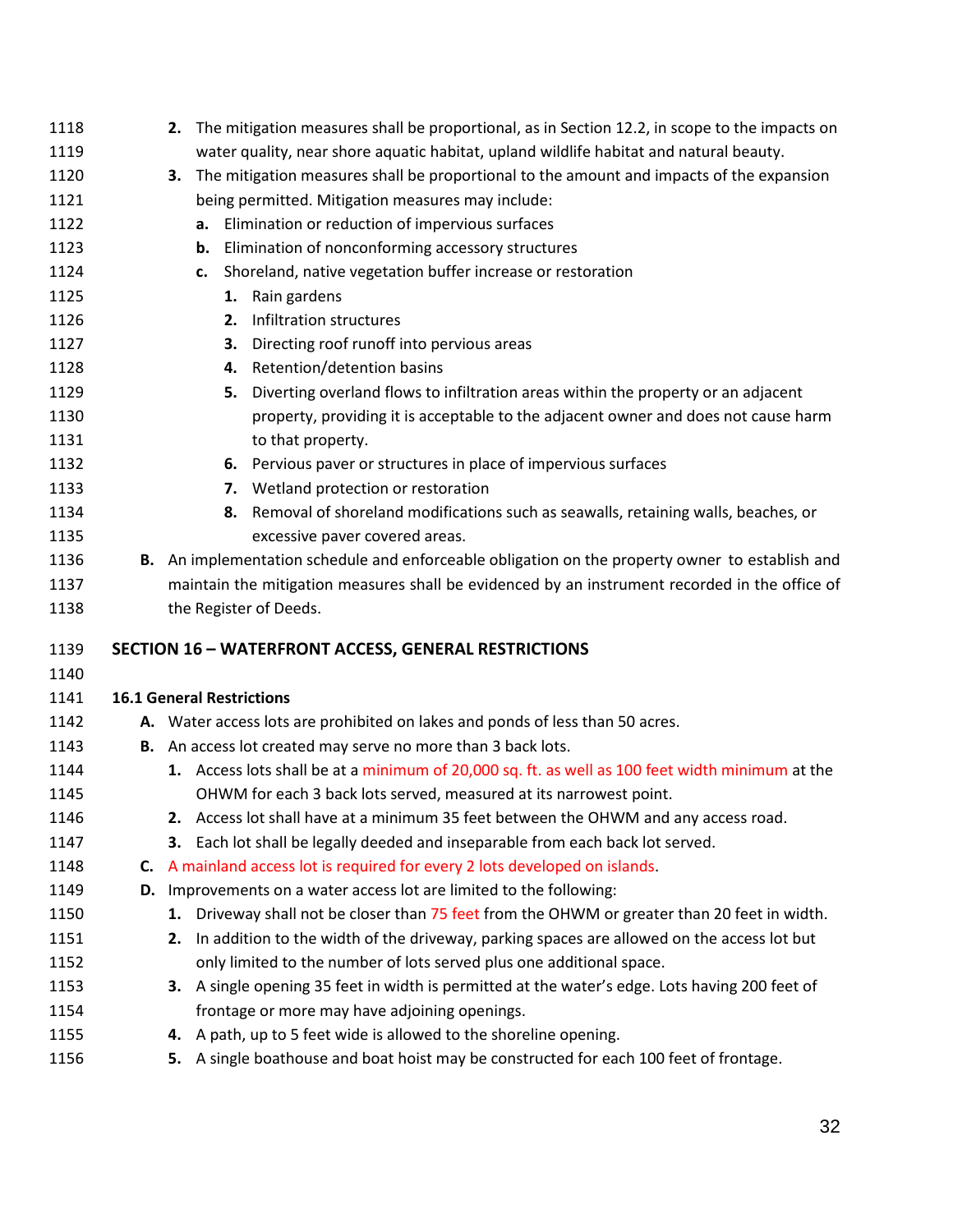2. The mitigation measures shall be proportional, as in Section 12.2, in scope to the impacts on water quality, near shore aquatic habitat, upland wildlife habitat and natural beauty.
3. The mitigation measures shall be proportional to the amount and impacts of the expansion being permitted. Mitigation measures may include:
    a. Elimination or reduction of impervious surfaces
    b. Elimination of nonconforming accessory structures
    c. Shoreland, native vegetation buffer increase or restoration
        1. Rain gardens
        2. Infiltration structures
        3. Directing roof runoff into pervious areas
        4. Retention/detention basins
        5. Diverting overland flows to infiltration areas within the property or an adjacent property, providing it is acceptable to the adjacent owner and does not cause harm to that property.
        6. Pervious paver or structures in place of impervious surfaces
        7. Wetland protection or restoration
        8. Removal of shoreland modifications such as seawalls, retaining walls, beaches, or excessive paver covered areas.

B. An implementation schedule and enforceable obligation on the property owner to establish and maintain the mitigation measures shall be evidenced by an instrument recorded in the office of the Register of Deeds.

## SECTION 16 – WATERFRONT ACCESS, GENERAL RESTRICTIONS

### 16.1 General Restrictions

A. Water access lots are prohibited on lakes and ponds of less than 50 acres.

B. An access lot created may serve no more than 3 back lots.
    1. Access lots shall be at a minimum of 20,000 sq. ft. as well as 100 feet width minimum at the OHWM for each 3 back lots served, measured at its narrowest point.
    2. Access lot shall have at a minimum 35 feet between the OHWM and any access road.
    3. Each lot shall be legally deeded and inseparable from each back lot served.

C. A mainland access lot is required for every 2 lots developed on islands.

D. Improvements on a water access lot are limited to the following:
    1. Driveway shall not be closer than 75 feet from the OHWM or greater than 20 feet in width.
    2. In addition to the width of the driveway, parking spaces are allowed on the access lot but only limited to the number of lots served plus one additional space.
    3. A single opening 35 feet in width is permitted at the water's edge. Lots having 200 feet of frontage or more may have adjoining openings.
    4. A path, up to 5 feet wide is allowed to the shoreline opening.
    5. A single boathouse and boat hoist may be constructed for each 100 feet of frontage.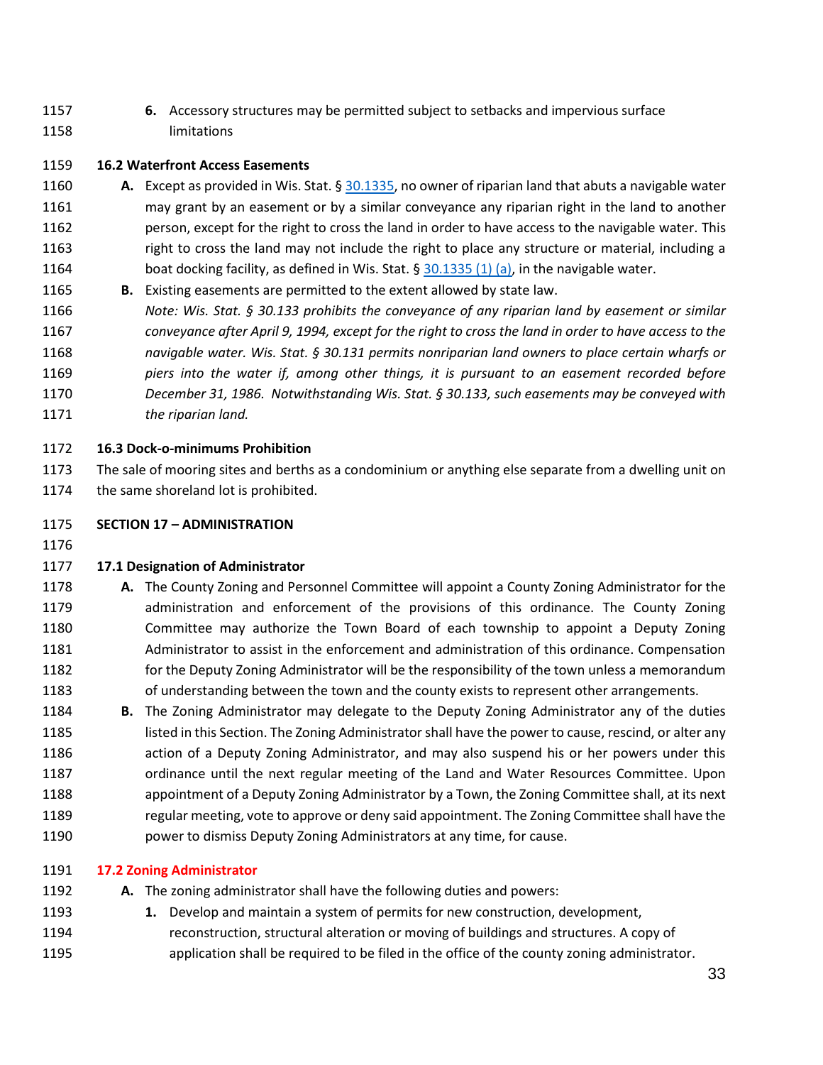6. Accessory structures may be permitted subject to setbacks and impervious surface limitations

**16.2 Waterfront Access Easements**

A. Except as provided in Wis. Stat. § [30.1335](), no owner of riparian land that abuts a navigable water may grant by an easement or by a similar conveyance any riparian right in the land to another person, except for the right to cross the land in order to have access to the navigable water. This right to cross the land may not include the right to place any structure or material, including a boat docking facility, as defined in Wis. Stat. § [30.1335 (1) (a)](), in the navigable water.

B. Existing easements are permitted to the extent allowed by state law.

*Note: Wis. Stat. § 30.133 prohibits the conveyance of any riparian land by easement or similar conveyance after April 9, 1994, except for the right to cross the land in order to have access to the navigable water. Wis. Stat. § 30.131 permits nonriparian land owners to place certain wharfs or piers into the water if, among other things, it is pursuant to an easement recorded before December 31, 1986. Notwithstanding Wis. Stat. § 30.133, such easements may be conveyed with the riparian land.*

**16.3 Dock-o-minimums Prohibition**

The sale of mooring sites and berths as a condominium or anything else separate from a dwelling unit on the same shoreland lot is prohibited.

## SECTION 17 – ADMINISTRATION

**17.1 Designation of Administrator**

A. The County Zoning and Personnel Committee will appoint a County Zoning Administrator for the administration and enforcement of the provisions of this ordinance. The County Zoning Committee may authorize the Town Board of each township to appoint a Deputy Zoning Administrator to assist in the enforcement and administration of this ordinance. Compensation for the Deputy Zoning Administrator will be the responsibility of the town unless a memorandum of understanding between the town and the county exists to represent other arrangements.

B. The Zoning Administrator may delegate to the Deputy Zoning Administrator any of the duties listed in this Section. The Zoning Administrator shall have the power to cause, rescind, or alter any action of a Deputy Zoning Administrator, and may also suspend his or her powers under this ordinance until the next regular meeting of the Land and Water Resources Committee. Upon appointment of a Deputy Zoning Administrator by a Town, the Zoning Committee shall, at its next regular meeting, vote to approve or deny said appointment. The Zoning Committee shall have the power to dismiss Deputy Zoning Administrators at any time, for cause.

**17.2 Zoning Administrator**

A. The zoning administrator shall have the following duties and powers:

1. Develop and maintain a system of permits for new construction, development, reconstruction, structural alteration or moving of buildings and structures. A copy of application shall be required to be filed in the office of the county zoning administrator.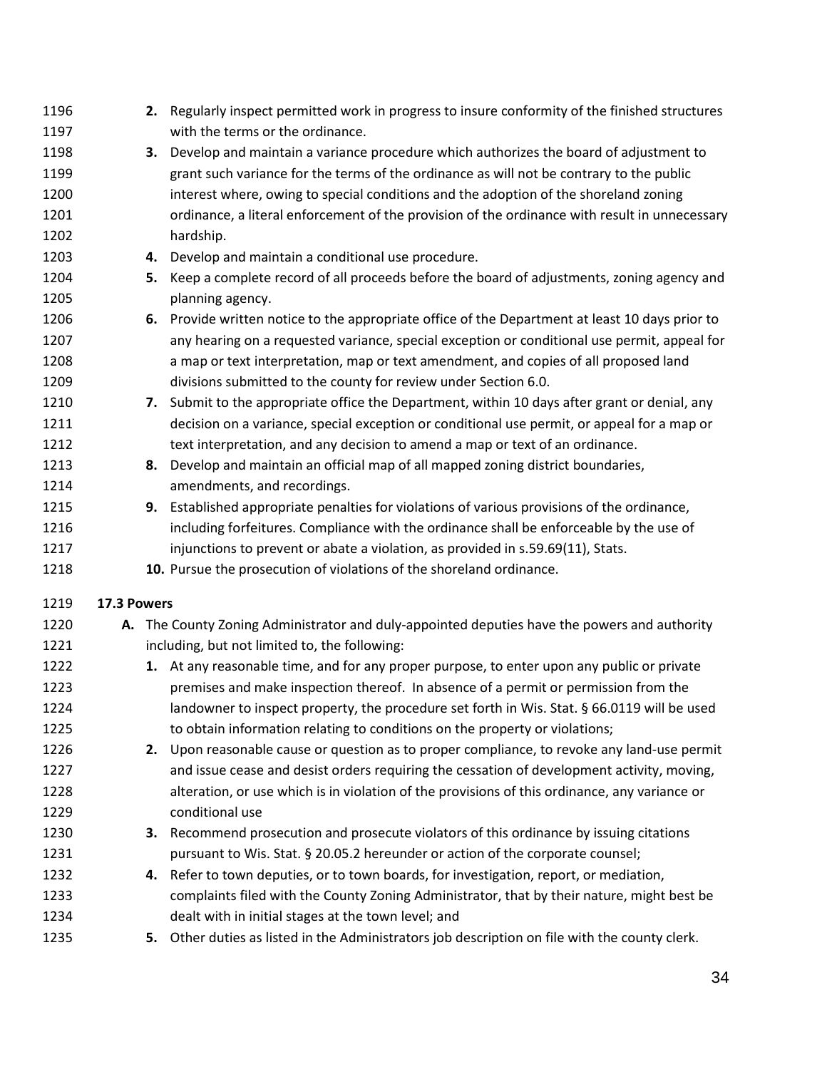2. Regularly inspect permitted work in progress to insure conformity of the finished structures with the terms or the ordinance.
3. Develop and maintain a variance procedure which authorizes the board of adjustment to grant such variance for the terms of the ordinance as will not be contrary to the public interest where, owing to special conditions and the adoption of the shoreland zoning ordinance, a literal enforcement of the provision of the ordinance with result in unnecessary hardship.
4. Develop and maintain a conditional use procedure.
5. Keep a complete record of all proceeds before the board of adjustments, zoning agency and planning agency.
6. Provide written notice to the appropriate office of the Department at least 10 days prior to any hearing on a requested variance, special exception or conditional use permit, appeal for a map or text interpretation, map or text amendment, and copies of all proposed land divisions submitted to the county for review under Section 6.0.
7. Submit to the appropriate office the Department, within 10 days after grant or denial, any decision on a variance, special exception or conditional use permit, or appeal for a map or text interpretation, and any decision to amend a map or text of an ordinance.
8. Develop and maintain an official map of all mapped zoning district boundaries, amendments, and recordings.
9. Established appropriate penalties for violations of various provisions of the ordinance, including forfeitures. Compliance with the ordinance shall be enforceable by the use of injunctions to prevent or abate a violation, as provided in s.59.69(11), Stats.
10. Pursue the prosecution of violations of the shoreland ordinance.

**17.3 Powers**

A. The County Zoning Administrator and duly-appointed deputies have the powers and authority including, but not limited to, the following:
   1. At any reasonable time, and for any proper purpose, to enter upon any public or private premises and make inspection thereof. In absence of a permit or permission from the landowner to inspect property, the procedure set forth in Wis. Stat. § 66.0119 will be used to obtain information relating to conditions on the property or violations;
   2. Upon reasonable cause or question as to proper compliance, to revoke any land-use permit and issue cease and desist orders requiring the cessation of development activity, moving, alteration, or use which is in violation of the provisions of this ordinance, any variance or conditional use
   3. Recommend prosecution and prosecute violators of this ordinance by issuing citations pursuant to Wis. Stat. § 20.05.2 hereunder or action of the corporate counsel;
   4. Refer to town deputies, or to town boards, for investigation, report, or mediation, complaints filed with the County Zoning Administrator, that by their nature, might best be dealt with in initial stages at the town level; and
   5. Other duties as listed in the Administrators job description on file with the county clerk.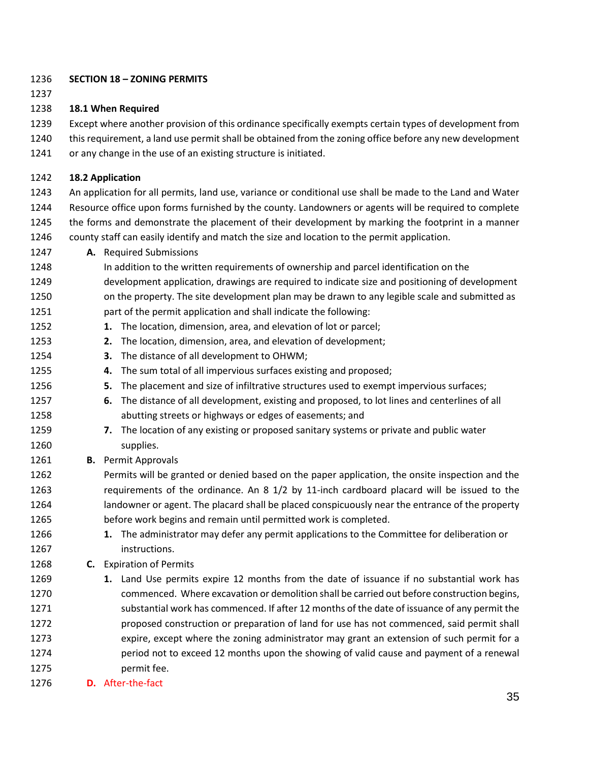## SECTION 18 – ZONING PERMITS

### 18.1 When Required

Except where another provision of this ordinance specifically exempts certain types of development from this requirement, a land use permit shall be obtained from the zoning office before any new development or any change in the use of an existing structure is initiated.

### 18.2 Application

An application for all permits, land use, variance or conditional use shall be made to the Land and Water Resource office upon forms furnished by the county. Landowners or agents will be required to complete the forms and demonstrate the placement of their development by marking the footprint in a manner county staff can easily identify and match the size and location to the permit application.

**A.** Required Submissions

In addition to the written requirements of ownership and parcel identification on the development application, drawings are required to indicate size and positioning of development on the property. The site development plan may be drawn to any legible scale and submitted as part of the permit application and shall indicate the following:

1. The location, dimension, area, and elevation of lot or parcel;
2. The location, dimension, area, and elevation of development;
3. The distance of all development to OHWM;
4. The sum total of all impervious surfaces existing and proposed;
5. The placement and size of infiltrative structures used to exempt impervious surfaces;
6. The distance of all development, existing and proposed, to lot lines and centerlines of all abutting streets or highways or edges of easements; and
7. The location of any existing or proposed sanitary systems or private and public water supplies.

**B.** Permit Approvals

Permits will be granted or denied based on the paper application, the onsite inspection and the requirements of the ordinance. An 8 1/2 by 11-inch cardboard placard will be issued to the landowner or agent. The placard shall be placed conspicuously near the entrance of the property before work begins and remain until permitted work is completed.

1. The administrator may defer any permit applications to the Committee for deliberation or instructions.

**C.** Expiration of Permits

1. Land Use permits expire 12 months from the date of issuance if no substantial work has commenced. Where excavation or demolition shall be carried out before construction begins, substantial work has commenced. If after 12 months of the date of issuance of any permit the proposed construction or preparation of land for use has not commenced, said permit shall expire, except where the zoning administrator may grant an extension of such permit for a period not to exceed 12 months upon the showing of valid cause and payment of a renewal permit fee.

**D.** After-the-fact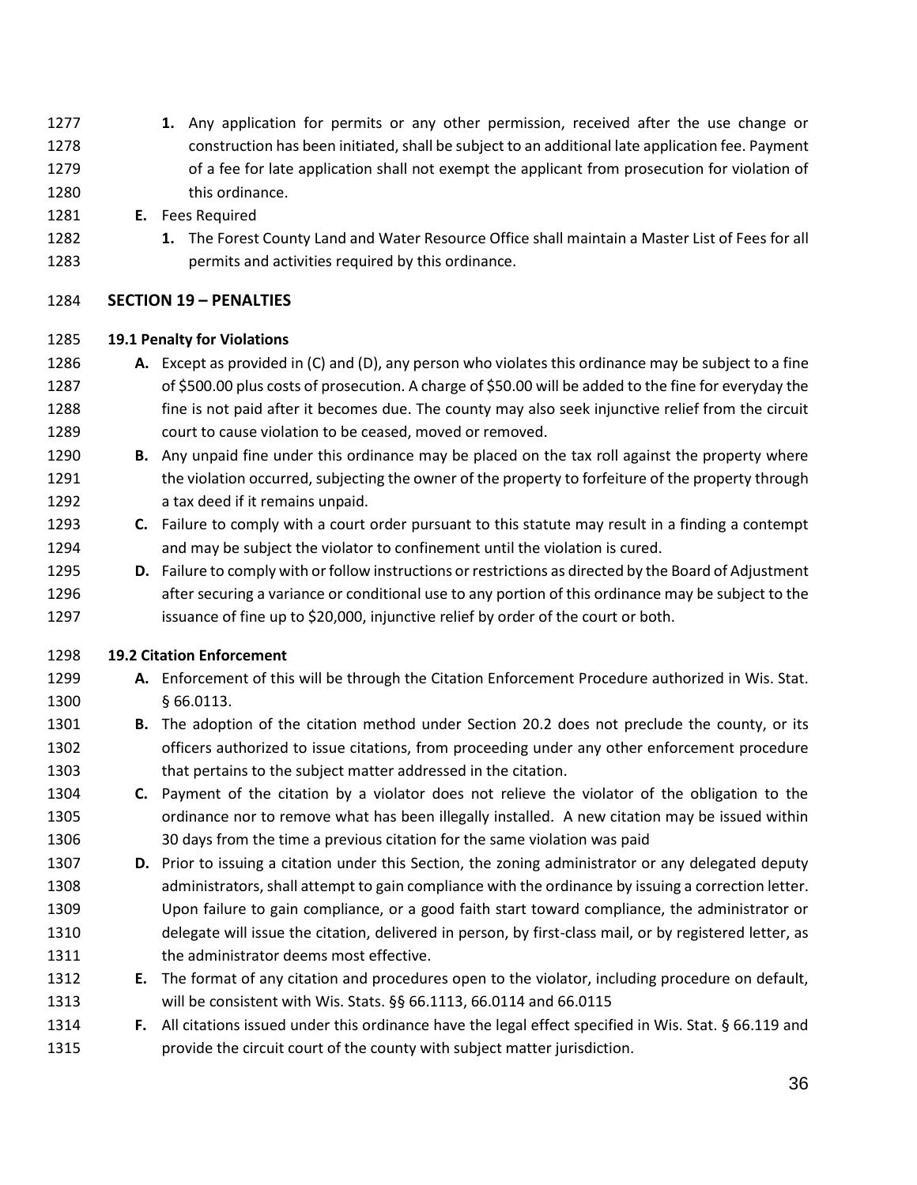1. Any application for permits or any other permission, received after the use change or construction has been initiated, shall be subject to an additional late application fee. Payment of a fee for late application shall not exempt the applicant from prosecution for violation of this ordinance.

**E.** Fees Required

1. The Forest County Land and Water Resource Office shall maintain a Master List of Fees for all permits and activities required by this ordinance.

## SECTION 19 – PENALTIES

### 19.1 Penalty for Violations

**A.** Except as provided in (C) and (D), any person who violates this ordinance may be subject to a fine of $500.00 plus costs of prosecution. A charge of $50.00 will be added to the fine for everyday the fine is not paid after it becomes due. The county may also seek injunctive relief from the circuit court to cause violation to be ceased, moved or removed.

**B.** Any unpaid fine under this ordinance may be placed on the tax roll against the property where the violation occurred, subjecting the owner of the property to forfeiture of the property through a tax deed if it remains unpaid.

**C.** Failure to comply with a court order pursuant to this statute may result in a finding a contempt and may be subject the violator to confinement until the violation is cured.

**D.** Failure to comply with or follow instructions or restrictions as directed by the Board of Adjustment after securing a variance or conditional use to any portion of this ordinance may be subject to the issuance of fine up to $20,000, injunctive relief by order of the court or both.

### 19.2 Citation Enforcement

**A.** Enforcement of this will be through the Citation Enforcement Procedure authorized in Wis. Stat. § 66.0113.

**B.** The adoption of the citation method under Section 20.2 does not preclude the county, or its officers authorized to issue citations, from proceeding under any other enforcement procedure that pertains to the subject matter addressed in the citation.

**C.** Payment of the citation by a violator does not relieve the violator of the obligation to the ordinance nor to remove what has been illegally installed. A new citation may be issued within 30 days from the time a previous citation for the same violation was paid

**D.** Prior to issuing a citation under this Section, the zoning administrator or any delegated deputy administrators, shall attempt to gain compliance with the ordinance by issuing a correction letter. Upon failure to gain compliance, or a good faith start toward compliance, the administrator or delegate will issue the citation, delivered in person, by first-class mail, or by registered letter, as the administrator deems most effective.

**E.** The format of any citation and procedures open to the violator, including procedure on default, will be consistent with Wis. Stats. §§ 66.1113, 66.0114 and 66.0115

**F.** All citations issued under this ordinance have the legal effect specified in Wis. Stat. § 66.119 and provide the circuit court of the county with subject matter jurisdiction.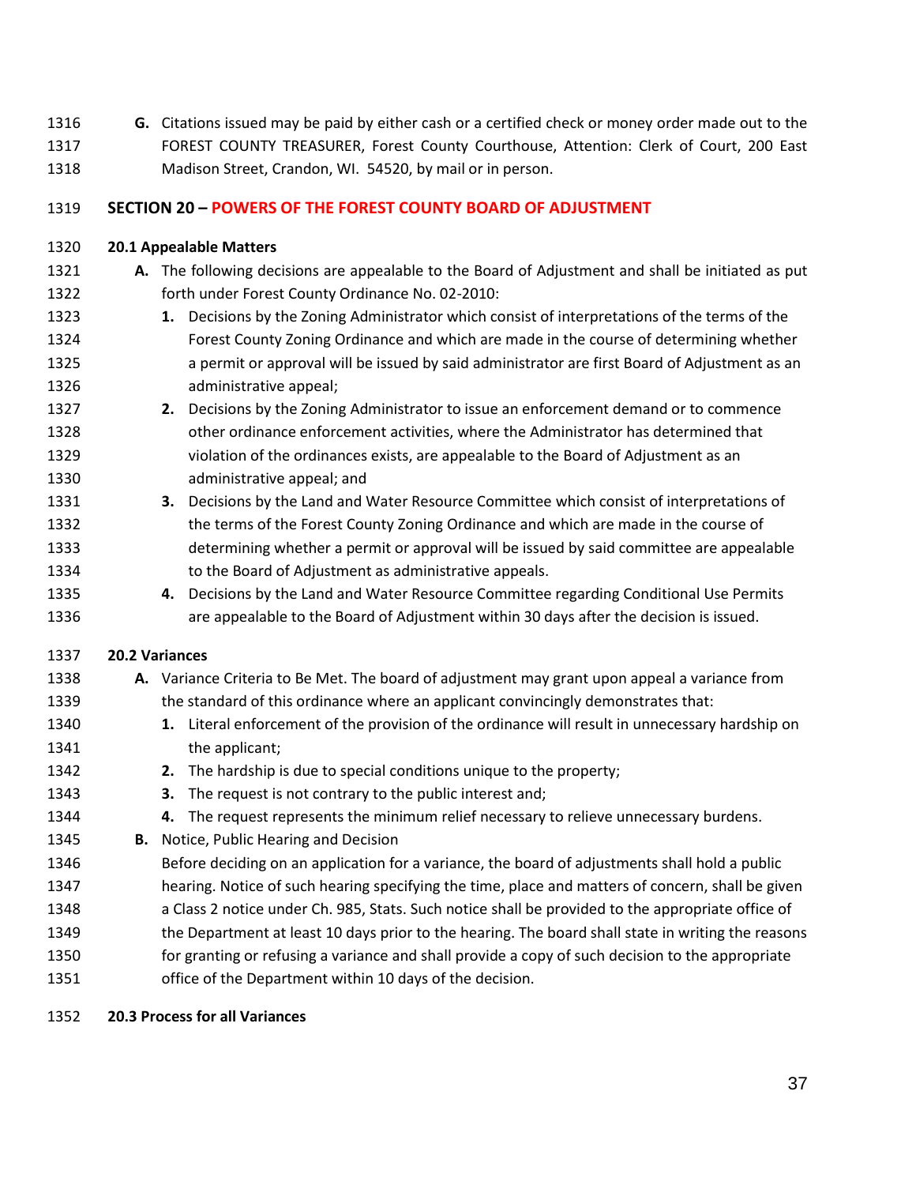G. Citations issued may be paid by either cash or a certified check or money order made out to the FOREST COUNTY TREASURER, Forest County Courthouse, Attention: Clerk of Court, 200 East Madison Street, Crandon, WI. 54520, by mail or in person.

## SECTION 20 – POWERS OF THE FOREST COUNTY BOARD OF ADJUSTMENT

### 20.1 Appealable Matters

**A.** The following decisions are appealable to the Board of Adjustment and shall be initiated as put forth under Forest County Ordinance No. 02-2010:

1. Decisions by the Zoning Administrator which consist of interpretations of the terms of the Forest County Zoning Ordinance and which are made in the course of determining whether a permit or approval will be issued by said administrator are first Board of Adjustment as an administrative appeal;
2. Decisions by the Zoning Administrator to issue an enforcement demand or to commence other ordinance enforcement activities, where the Administrator has determined that violation of the ordinances exists, are appealable to the Board of Adjustment as an administrative appeal; and
3. Decisions by the Land and Water Resource Committee which consist of interpretations of the terms of the Forest County Zoning Ordinance and which are made in the course of determining whether a permit or approval will be issued by said committee are appealable to the Board of Adjustment as administrative appeals.
4. Decisions by the Land and Water Resource Committee regarding Conditional Use Permits are appealable to the Board of Adjustment within 30 days after the decision is issued.

### 20.2 Variances

**A.** Variance Criteria to Be Met. The board of adjustment may grant upon appeal a variance from the standard of this ordinance where an applicant convincingly demonstrates that:

1. Literal enforcement of the provision of the ordinance will result in unnecessary hardship on the applicant;
2. The hardship is due to special conditions unique to the property;
3. The request is not contrary to the public interest and;
4. The request represents the minimum relief necessary to relieve unnecessary burdens.

**B.** Notice, Public Hearing and Decision

Before deciding on an application for a variance, the board of adjustments shall hold a public hearing. Notice of such hearing specifying the time, place and matters of concern, shall be given a Class 2 notice under Ch. 985, Stats. Such notice shall be provided to the appropriate office of the Department at least 10 days prior to the hearing. The board shall state in writing the reasons for granting or refusing a variance and shall provide a copy of such decision to the appropriate office of the Department within 10 days of the decision.

### 20.3 Process for all Variances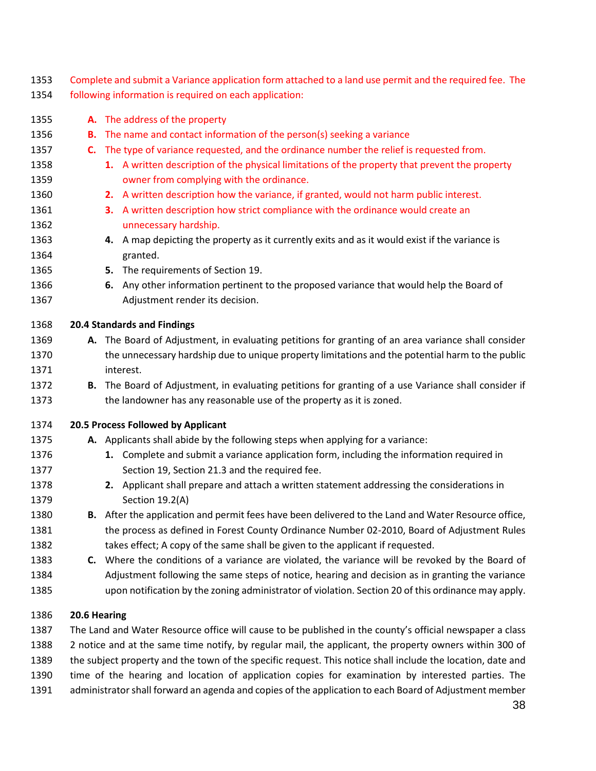Complete and submit a Variance application form attached to a land use permit and the required fee. The following information is required on each application:

- **A.** The address of the property
- **B.** The name and contact information of the person(s) seeking a variance
- **C.** The type of variance requested, and the ordinance number the relief is requested from.
  1. A written description of the physical limitations of the property that prevent the property owner from complying with the ordinance.
  2. A written description how the variance, if granted, would not harm public interest.
  3. A written description how strict compliance with the ordinance would create an unnecessary hardship.
  4. A map depicting the property as it currently exits and as it would exist if the variance is granted.
  5. The requirements of Section 19.
  6. Any other information pertinent to the proposed variance that would help the Board of Adjustment render its decision.

### 20.4 Standards and Findings

- **A.** The Board of Adjustment, in evaluating petitions for granting of an area variance shall consider the unnecessary hardship due to unique property limitations and the potential harm to the public interest.
- **B.** The Board of Adjustment, in evaluating petitions for granting of a use Variance shall consider if the landowner has any reasonable use of the property as it is zoned.

### 20.5 Process Followed by Applicant

- **A.** Applicants shall abide by the following steps when applying for a variance:
  1. Complete and submit a variance application form, including the information required in Section 19, Section 21.3 and the required fee.
  2. Applicant shall prepare and attach a written statement addressing the considerations in Section 19.2(A)
- **B.** After the application and permit fees have been delivered to the Land and Water Resource office, the process as defined in Forest County Ordinance Number 02-2010, Board of Adjustment Rules takes effect; A copy of the same shall be given to the applicant if requested.
- **C.** Where the conditions of a variance are violated, the variance will be revoked by the Board of Adjustment following the same steps of notice, hearing and decision as in granting the variance upon notification by the zoning administrator of violation. Section 20 of this ordinance may apply.

### 20.6 Hearing

The Land and Water Resource office will cause to be published in the county's official newspaper a class 2 notice and at the same time notify, by regular mail, the applicant, the property owners within 300 of the subject property and the town of the specific request. This notice shall include the location, date and time of the hearing and location of application copies for examination by interested parties. The administrator shall forward an agenda and copies of the application to each Board of Adjustment member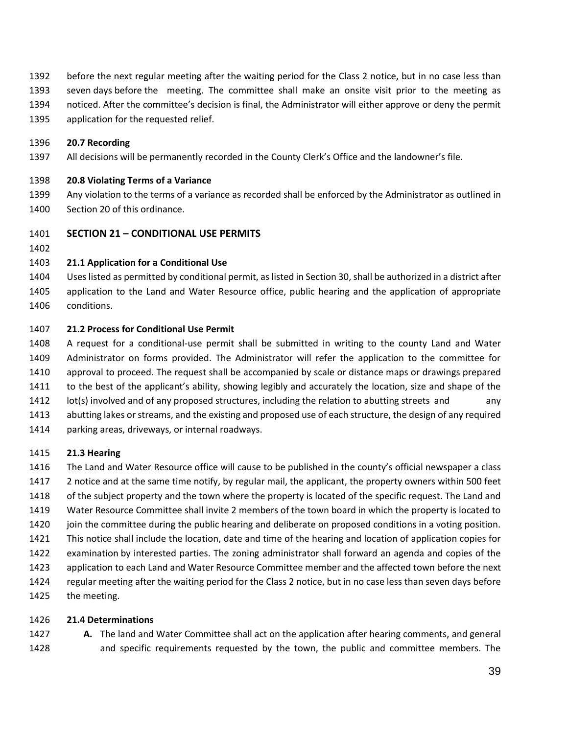before the next regular meeting after the waiting period for the Class 2 notice, but in no case less than seven days before the meeting. The committee shall make an onsite visit prior to the meeting as noticed. After the committee's decision is final, the Administrator will either approve or deny the permit application for the requested relief.

**20.7 Recording**

All decisions will be permanently recorded in the County Clerk's Office and the landowner's file.

**20.8 Violating Terms of a Variance**

Any violation to the terms of a variance as recorded shall be enforced by the Administrator as outlined in Section 20 of this ordinance.

## SECTION 21 – CONDITIONAL USE PERMITS

**21.1 Application for a Conditional Use**

Uses listed as permitted by conditional permit, as listed in Section 30, shall be authorized in a district after application to the Land and Water Resource office, public hearing and the application of appropriate conditions.

**21.2 Process for Conditional Use Permit**

A request for a conditional-use permit shall be submitted in writing to the county Land and Water Administrator on forms provided. The Administrator will refer the application to the committee for approval to proceed. The request shall be accompanied by scale or distance maps or drawings prepared to the best of the applicant's ability, showing legibly and accurately the location, size and shape of the lot(s) involved and of any proposed structures, including the relation to abutting streets and any abutting lakes or streams, and the existing and proposed use of each structure, the design of any required parking areas, driveways, or internal roadways.

**21.3 Hearing**

The Land and Water Resource office will cause to be published in the county's official newspaper a class 2 notice and at the same time notify, by regular mail, the applicant, the property owners within 500 feet of the subject property and the town where the property is located of the specific request. The Land and Water Resource Committee shall invite 2 members of the town board in which the property is located to join the committee during the public hearing and deliberate on proposed conditions in a voting position. This notice shall include the location, date and time of the hearing and location of application copies for examination by interested parties. The zoning administrator shall forward an agenda and copies of the application to each Land and Water Resource Committee member and the affected town before the next regular meeting after the waiting period for the Class 2 notice, but in no case less than seven days before the meeting.

**21.4 Determinations**

**A.** The land and Water Committee shall act on the application after hearing comments, and general and specific requirements requested by the town, the public and committee members. The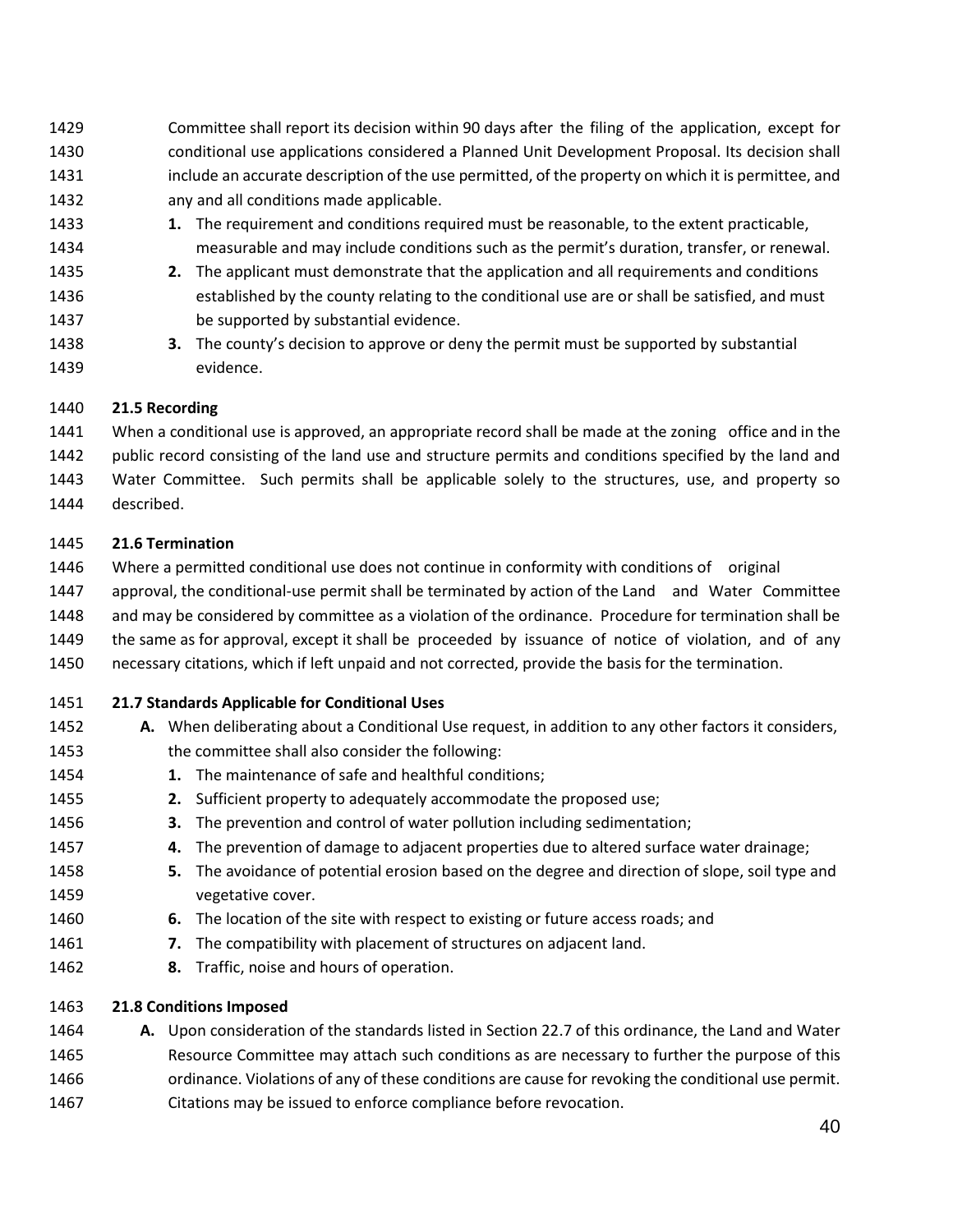Committee shall report its decision within 90 days after the filing of the application, except for conditional use applications considered a Planned Unit Development Proposal. Its decision shall include an accurate description of the use permitted, of the property on which it is permittee, and any and all conditions made applicable.

1. The requirement and conditions required must be reasonable, to the extent practicable, measurable and may include conditions such as the permit's duration, transfer, or renewal.
2. The applicant must demonstrate that the application and all requirements and conditions established by the county relating to the conditional use are or shall be satisfied, and must be supported by substantial evidence.
3. The county's decision to approve or deny the permit must be supported by substantial evidence.

**21.5 Recording**

When a conditional use is approved, an appropriate record shall be made at the zoning office and in the public record consisting of the land use and structure permits and conditions specified by the land and Water Committee. Such permits shall be applicable solely to the structures, use, and property so described.

**21.6 Termination**

Where a permitted conditional use does not continue in conformity with conditions of original approval, the conditional-use permit shall be terminated by action of the Land and Water Committee and may be considered by committee as a violation of the ordinance. Procedure for termination shall be the same as for approval, except it shall be proceeded by issuance of notice of violation, and of any necessary citations, which if left unpaid and not corrected, provide the basis for the termination.

**21.7 Standards Applicable for Conditional Uses**

**A.** When deliberating about a Conditional Use request, in addition to any other factors it considers, the committee shall also consider the following:

1. The maintenance of safe and healthful conditions;
2. Sufficient property to adequately accommodate the proposed use;
3. The prevention and control of water pollution including sedimentation;
4. The prevention of damage to adjacent properties due to altered surface water drainage;
5. The avoidance of potential erosion based on the degree and direction of slope, soil type and vegetative cover.
6. The location of the site with respect to existing or future access roads; and
7. The compatibility with placement of structures on adjacent land.
8. Traffic, noise and hours of operation.

**21.8 Conditions Imposed**

**A.** Upon consideration of the standards listed in Section 22.7 of this ordinance, the Land and Water Resource Committee may attach such conditions as are necessary to further the purpose of this ordinance. Violations of any of these conditions are cause for revoking the conditional use permit. Citations may be issued to enforce compliance before revocation.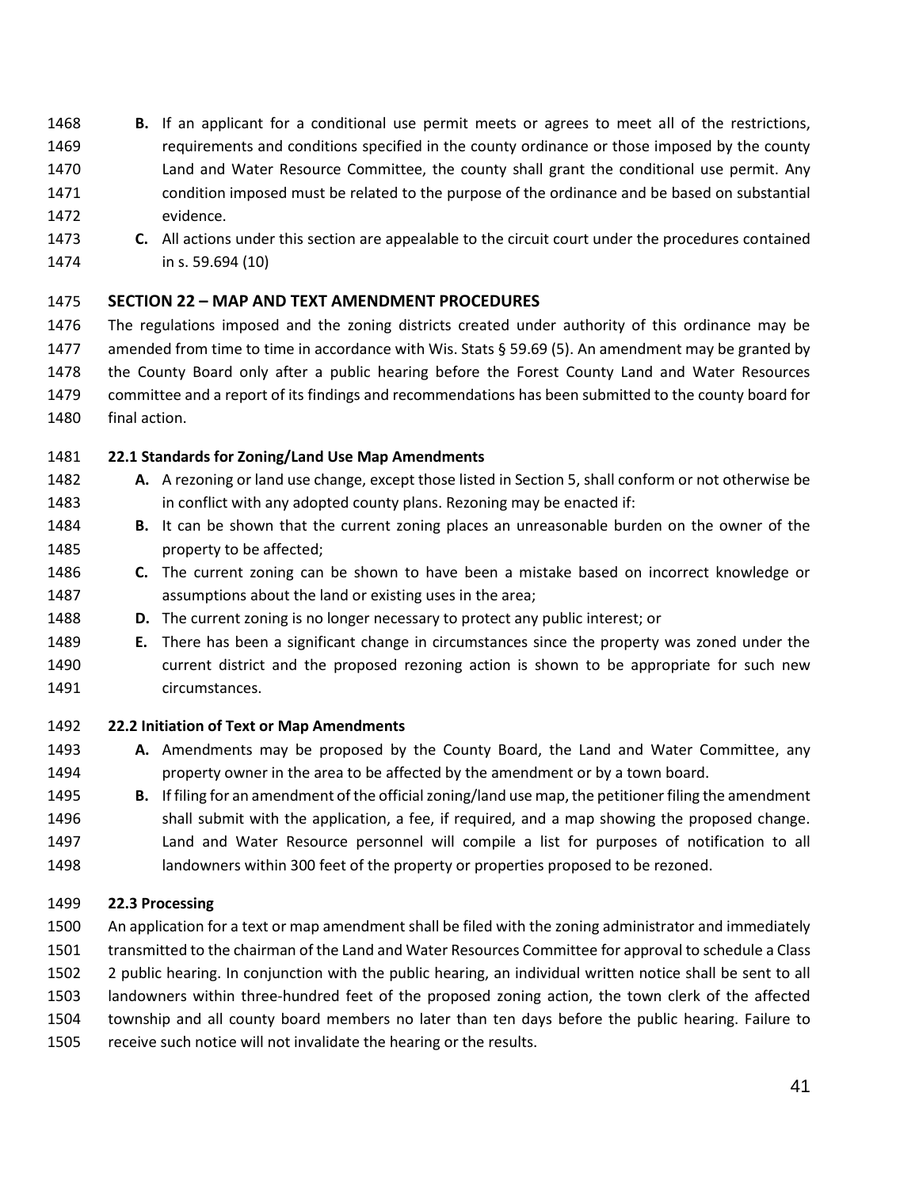B. If an applicant for a conditional use permit meets or agrees to meet all of the restrictions, requirements and conditions specified in the county ordinance or those imposed by the county Land and Water Resource Committee, the county shall grant the conditional use permit. Any condition imposed must be related to the purpose of the ordinance and be based on substantial evidence.

C. All actions under this section are appealable to the circuit court under the procedures contained in s. 59.694 (10)

## SECTION 22 – MAP AND TEXT AMENDMENT PROCEDURES

The regulations imposed and the zoning districts created under authority of this ordinance may be amended from time to time in accordance with Wis. Stats § 59.69 (5). An amendment may be granted by the County Board only after a public hearing before the Forest County Land and Water Resources committee and a report of its findings and recommendations has been submitted to the county board for final action.

### 22.1 Standards for Zoning/Land Use Map Amendments

A. A rezoning or land use change, except those listed in Section 5, shall conform or not otherwise be in conflict with any adopted county plans. Rezoning may be enacted if:

B. It can be shown that the current zoning places an unreasonable burden on the owner of the property to be affected;

C. The current zoning can be shown to have been a mistake based on incorrect knowledge or assumptions about the land or existing uses in the area;

D. The current zoning is no longer necessary to protect any public interest; or

E. There has been a significant change in circumstances since the property was zoned under the current district and the proposed rezoning action is shown to be appropriate for such new circumstances.

### 22.2 Initiation of Text or Map Amendments

A. Amendments may be proposed by the County Board, the Land and Water Committee, any property owner in the area to be affected by the amendment or by a town board.

B. If filing for an amendment of the official zoning/land use map, the petitioner filing the amendment shall submit with the application, a fee, if required, and a map showing the proposed change. Land and Water Resource personnel will compile a list for purposes of notification to all landowners within 300 feet of the property or properties proposed to be rezoned.

### 22.3 Processing

An application for a text or map amendment shall be filed with the zoning administrator and immediately transmitted to the chairman of the Land and Water Resources Committee for approval to schedule a Class 2 public hearing. In conjunction with the public hearing, an individual written notice shall be sent to all landowners within three-hundred feet of the proposed zoning action, the town clerk of the affected township and all county board members no later than ten days before the public hearing. Failure to receive such notice will not invalidate the hearing or the results.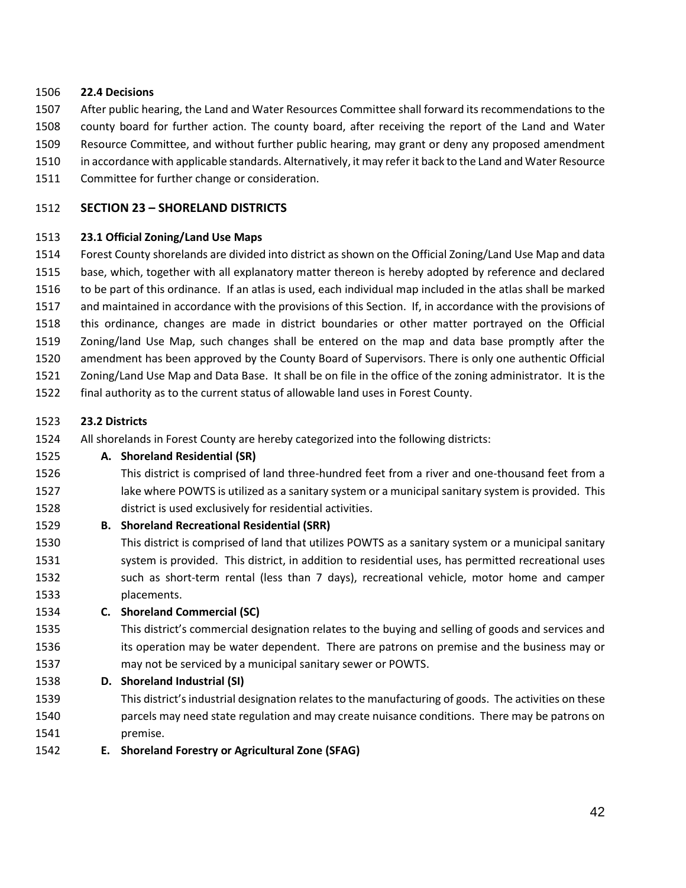### 22.4 Decisions

After public hearing, the Land and Water Resources Committee shall forward its recommendations to the county board for further action. The county board, after receiving the report of the Land and Water Resource Committee, and without further public hearing, may grant or deny any proposed amendment in accordance with applicable standards. Alternatively, it may refer it back to the Land and Water Resource Committee for further change or consideration.

## SECTION 23 – SHORELAND DISTRICTS

### 23.1 Official Zoning/Land Use Maps

Forest County shorelands are divided into district as shown on the Official Zoning/Land Use Map and data base, which, together with all explanatory matter thereon is hereby adopted by reference and declared to be part of this ordinance. If an atlas is used, each individual map included in the atlas shall be marked and maintained in accordance with the provisions of this Section. If, in accordance with the provisions of this ordinance, changes are made in district boundaries or other matter portrayed on the Official Zoning/land Use Map, such changes shall be entered on the map and data base promptly after the amendment has been approved by the County Board of Supervisors. There is only one authentic Official Zoning/Land Use Map and Data Base. It shall be on file in the office of the zoning administrator. It is the final authority as to the current status of allowable land uses in Forest County.

### 23.2 Districts

All shorelands in Forest County are hereby categorized into the following districts:

**A. Shoreland Residential (SR)**

This district is comprised of land three-hundred feet from a river and one-thousand feet from a lake where POWTS is utilized as a sanitary system or a municipal sanitary system is provided. This district is used exclusively for residential activities.

**B. Shoreland Recreational Residential (SRR)**

This district is comprised of land that utilizes POWTS as a sanitary system or a municipal sanitary system is provided. This district, in addition to residential uses, has permitted recreational uses such as short-term rental (less than 7 days), recreational vehicle, motor home and camper placements.

**C. Shoreland Commercial (SC)**

This district's commercial designation relates to the buying and selling of goods and services and its operation may be water dependent. There are patrons on premise and the business may or may not be serviced by a municipal sanitary sewer or POWTS.

**D. Shoreland Industrial (SI)**

This district's industrial designation relates to the manufacturing of goods. The activities on these parcels may need state regulation and may create nuisance conditions. There may be patrons on premise.

**E. Shoreland Forestry or Agricultural Zone (SFAG)**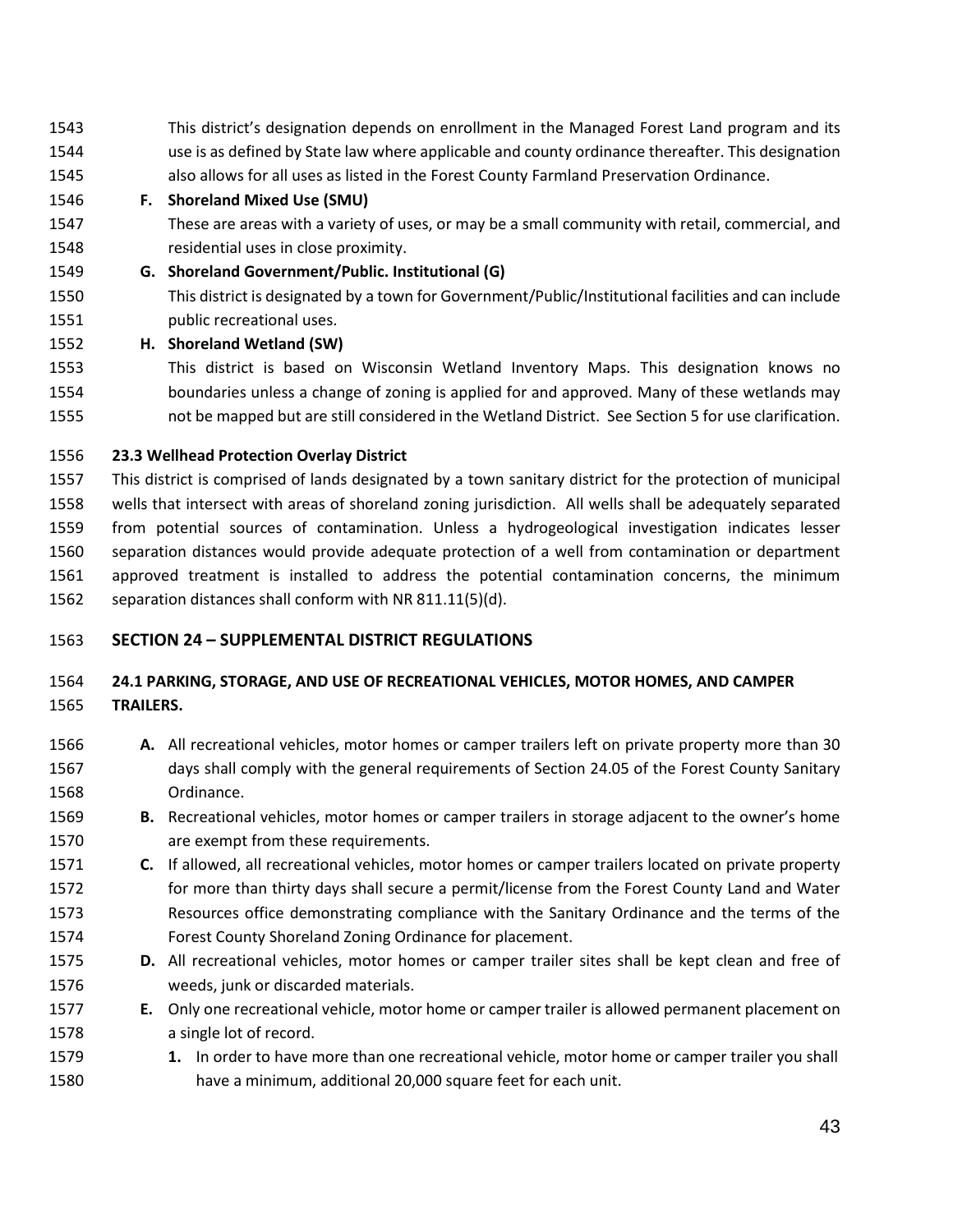This district's designation depends on enrollment in the Managed Forest Land program and its use is as defined by State law where applicable and county ordinance thereafter. This designation also allows for all uses as listed in the Forest County Farmland Preservation Ordinance.

**F. Shoreland Mixed Use (SMU)**

These are areas with a variety of uses, or may be a small community with retail, commercial, and residential uses in close proximity.

**G. Shoreland Government/Public. Institutional (G)**

This district is designated by a town for Government/Public/Institutional facilities and can include public recreational uses.

**H. Shoreland Wetland (SW)**

This district is based on Wisconsin Wetland Inventory Maps. This designation knows no boundaries unless a change of zoning is applied for and approved. Many of these wetlands may not be mapped but are still considered in the Wetland District. See Section 5 for use clarification.

### 23.3 Wellhead Protection Overlay District

This district is comprised of lands designated by a town sanitary district for the protection of municipal wells that intersect with areas of shoreland zoning jurisdiction. All wells shall be adequately separated from potential sources of contamination. Unless a hydrogeological investigation indicates lesser separation distances would provide adequate protection of a well from contamination or department approved treatment is installed to address the potential contamination concerns, the minimum separation distances shall conform with NR 811.11(5)(d).

## SECTION 24 – SUPPLEMENTAL DISTRICT REGULATIONS

### 24.1 PARKING, STORAGE, AND USE OF RECREATIONAL VEHICLES, MOTOR HOMES, AND CAMPER TRAILERS.

**A.** All recreational vehicles, motor homes or camper trailers left on private property more than 30 days shall comply with the general requirements of Section 24.05 of the Forest County Sanitary Ordinance.

**B.** Recreational vehicles, motor homes or camper trailers in storage adjacent to the owner's home are exempt from these requirements.

**C.** If allowed, all recreational vehicles, motor homes or camper trailers located on private property for more than thirty days shall secure a permit/license from the Forest County Land and Water Resources office demonstrating compliance with the Sanitary Ordinance and the terms of the Forest County Shoreland Zoning Ordinance for placement.

**D.** All recreational vehicles, motor homes or camper trailer sites shall be kept clean and free of weeds, junk or discarded materials.

**E.** Only one recreational vehicle, motor home or camper trailer is allowed permanent placement on a single lot of record.

1. In order to have more than one recreational vehicle, motor home or camper trailer you shall have a minimum, additional 20,000 square feet for each unit.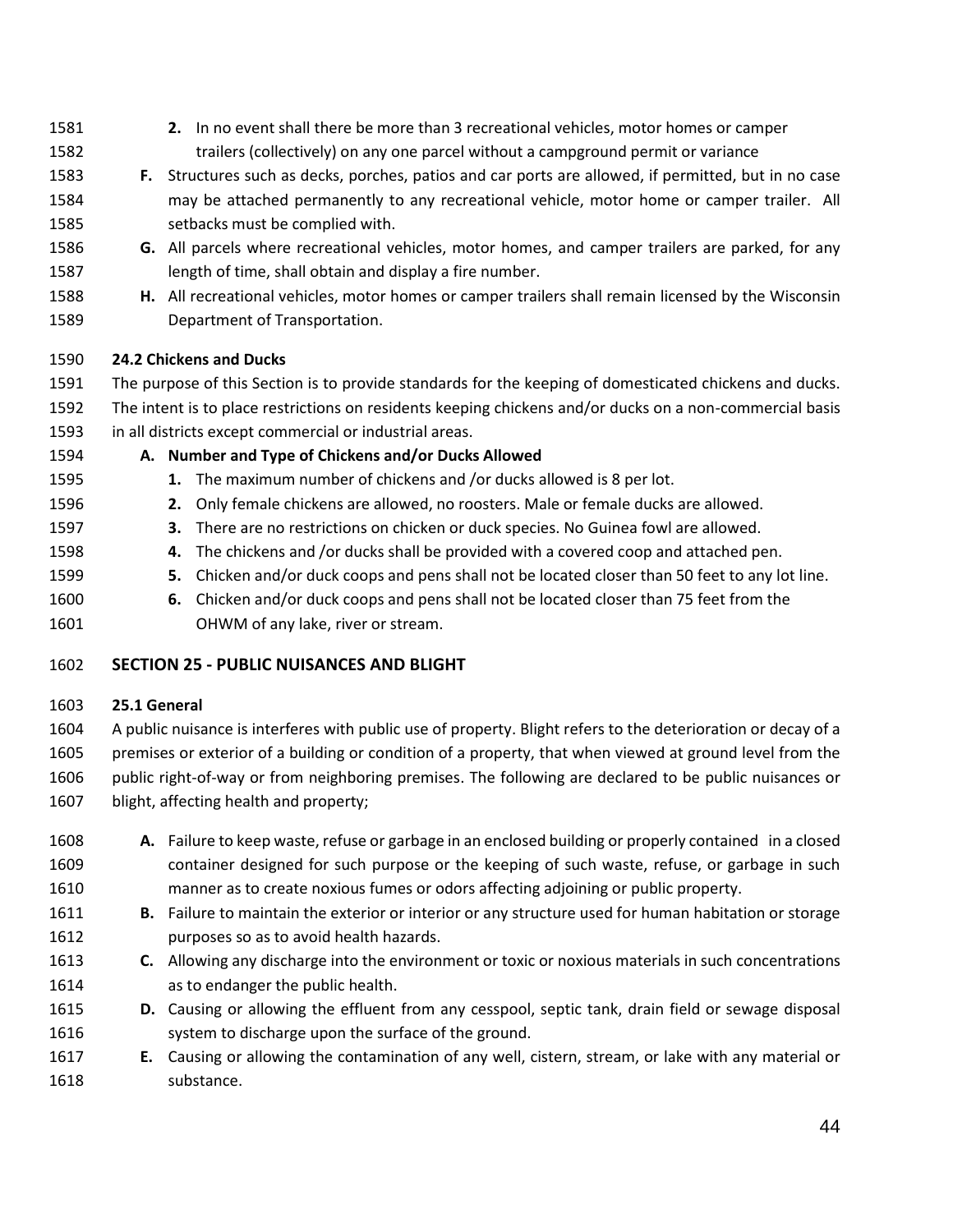2. In no event shall there be more than 3 recreational vehicles, motor homes or camper trailers (collectively) on any one parcel without a campground permit or variance

F. Structures such as decks, porches, patios and car ports are allowed, if permitted, but in no case may be attached permanently to any recreational vehicle, motor home or camper trailer. All setbacks must be complied with.

G. All parcels where recreational vehicles, motor homes, and camper trailers are parked, for any length of time, shall obtain and display a fire number.

H. All recreational vehicles, motor homes or camper trailers shall remain licensed by the Wisconsin Department of Transportation.

### 24.2 Chickens and Ducks

The purpose of this Section is to provide standards for the keeping of domesticated chickens and ducks. The intent is to place restrictions on residents keeping chickens and/or ducks on a non-commercial basis in all districts except commercial or industrial areas.

**A. Number and Type of Chickens and/or Ducks Allowed**

1. The maximum number of chickens and /or ducks allowed is 8 per lot.
2. Only female chickens are allowed, no roosters. Male or female ducks are allowed.
3. There are no restrictions on chicken or duck species. No Guinea fowl are allowed.
4. The chickens and /or ducks shall be provided with a covered coop and attached pen.
5. Chicken and/or duck coops and pens shall not be located closer than 50 feet to any lot line.
6. Chicken and/or duck coops and pens shall not be located closer than 75 feet from the OHWM of any lake, river or stream.

## SECTION 25 - PUBLIC NUISANCES AND BLIGHT

### 25.1 General

A public nuisance is interferes with public use of property. Blight refers to the deterioration or decay of a premises or exterior of a building or condition of a property, that when viewed at ground level from the public right-of-way or from neighboring premises. The following are declared to be public nuisances or blight, affecting health and property;

A. Failure to keep waste, refuse or garbage in an enclosed building or properly contained in a closed container designed for such purpose or the keeping of such waste, refuse, or garbage in such manner as to create noxious fumes or odors affecting adjoining or public property.

B. Failure to maintain the exterior or interior or any structure used for human habitation or storage purposes so as to avoid health hazards.

C. Allowing any discharge into the environment or toxic or noxious materials in such concentrations as to endanger the public health.

D. Causing or allowing the effluent from any cesspool, septic tank, drain field or sewage disposal system to discharge upon the surface of the ground.

E. Causing or allowing the contamination of any well, cistern, stream, or lake with any material or substance.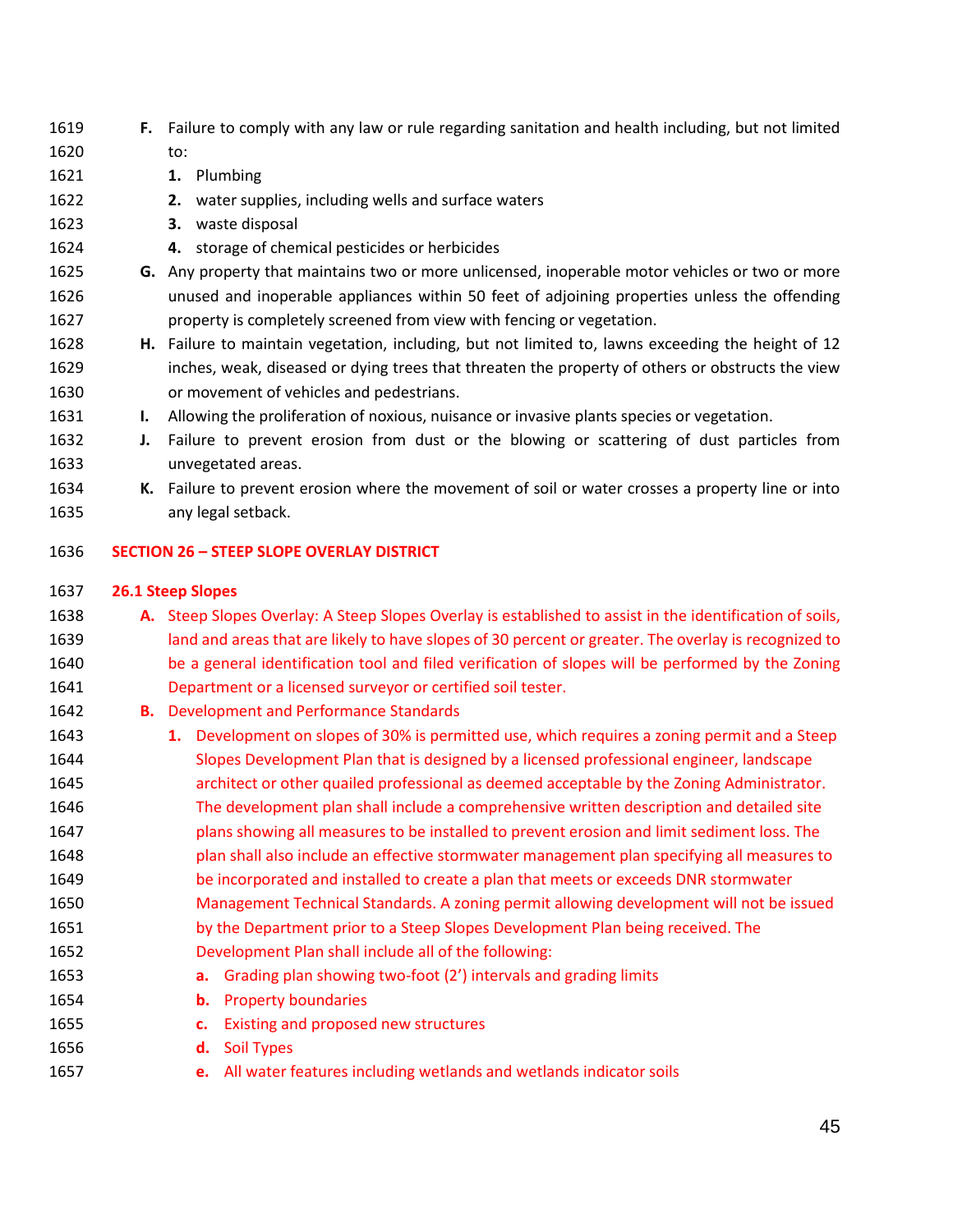**F.** Failure to comply with any law or rule regarding sanitation and health including, but not limited to:

1. Plumbing
2. water supplies, including wells and surface waters
3. waste disposal
4. storage of chemical pesticides or herbicides

**G.** Any property that maintains two or more unlicensed, inoperable motor vehicles or two or more unused and inoperable appliances within 50 feet of adjoining properties unless the offending property is completely screened from view with fencing or vegetation.

**H.** Failure to maintain vegetation, including, but not limited to, lawns exceeding the height of 12 inches, weak, diseased or dying trees that threaten the property of others or obstructs the view or movement of vehicles and pedestrians.

**I.** Allowing the proliferation of noxious, nuisance or invasive plants species or vegetation.

**J.** Failure to prevent erosion from dust or the blowing or scattering of dust particles from unvegetated areas.

**K.** Failure to prevent erosion where the movement of soil or water crosses a property line or into any legal setback.

## SECTION 26 – STEEP SLOPE OVERLAY DISTRICT

### 26.1 Steep Slopes

**A.** Steep Slopes Overlay: A Steep Slopes Overlay is established to assist in the identification of soils, land and areas that are likely to have slopes of 30 percent or greater. The overlay is recognized to be a general identification tool and filed verification of slopes will be performed by the Zoning Department or a licensed surveyor or certified soil tester.

**B.** Development and Performance Standards

1. Development on slopes of 30% is permitted use, which requires a zoning permit and a Steep Slopes Development Plan that is designed by a licensed professional engineer, landscape architect or other quailed professional as deemed acceptable by the Zoning Administrator. The development plan shall include a comprehensive written description and detailed site plans showing all measures to be installed to prevent erosion and limit sediment loss. The plan shall also include an effective stormwater management plan specifying all measures to be incorporated and installed to create a plan that meets or exceeds DNR stormwater Management Technical Standards. A zoning permit allowing development will not be issued by the Department prior to a Steep Slopes Development Plan being received. The Development Plan shall include all of the following:
   - **a.** Grading plan showing two-foot (2') intervals and grading limits
   - **b.** Property boundaries
   - **c.** Existing and proposed new structures
   - **d.** Soil Types
   - **e.** All water features including wetlands and wetlands indicator soils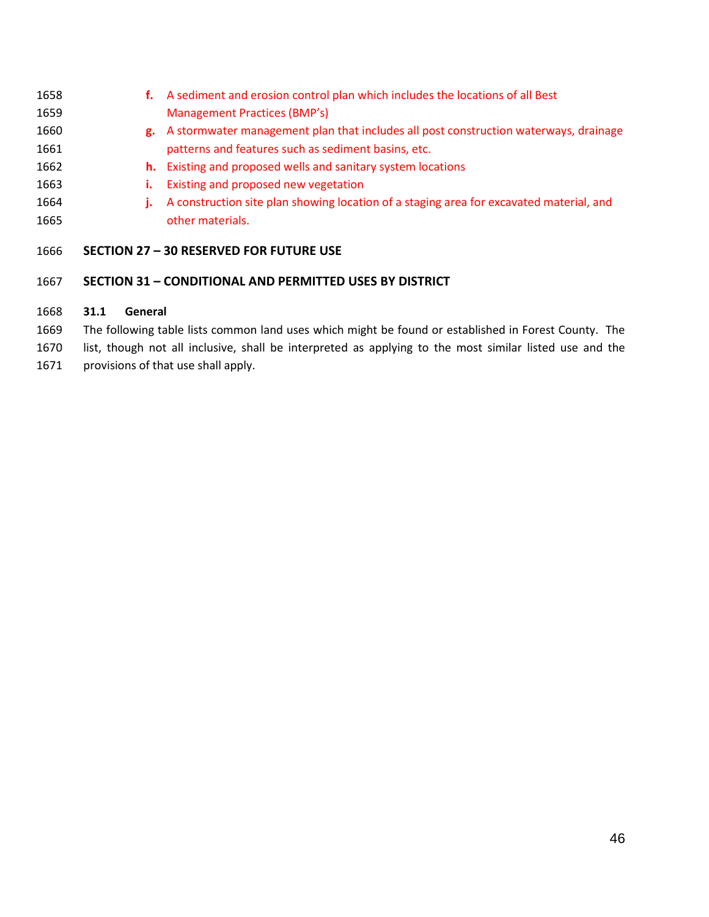f. A sediment and erosion control plan which includes the locations of all Best Management Practices (BMP's)
g. A stormwater management plan that includes all post construction waterways, drainage patterns and features such as sediment basins, etc.
h. Existing and proposed wells and sanitary system locations
i. Existing and proposed new vegetation
j. A construction site plan showing location of a staging area for excavated material, and other materials.

## SECTION 27 – 30 RESERVED FOR FUTURE USE

## SECTION 31 – CONDITIONAL AND PERMITTED USES BY DISTRICT

### 31.1 General

The following table lists common land uses which might be found or established in Forest County. The list, though not all inclusive, shall be interpreted as applying to the most similar listed use and the provisions of that use shall apply.